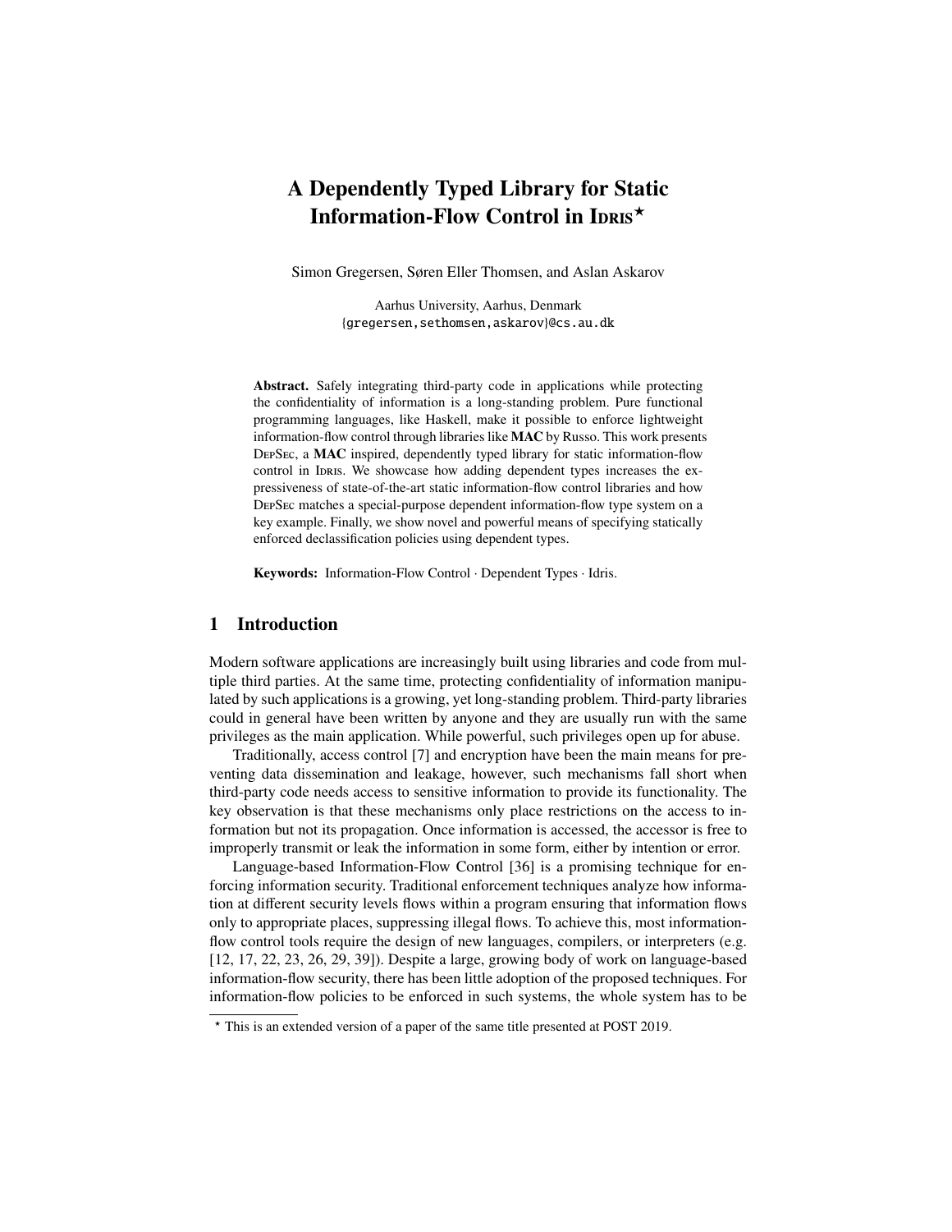# A Dependently Typed Library for Static Information-Flow Control in IDRIS*

Simon Gregersen, Søren Eller Thomsen, and Aslan Askarov

Aarhus University, Aarhus, Denmark
{gregersen,sethomsen,askarov}@cs.au.dk

**Abstract.** Safely integrating third-party code in applications while protecting the confidentiality of information is a long-standing problem. Pure functional programming languages, like Haskell, make it possible to enforce lightweight information-flow control through libraries like **MAC** by Russo. This work presents DEPSEC, a **MAC** inspired, dependently typed library for static information-flow control in IDRIS. We showcase how adding dependent types increases the expressiveness of state-of-the-art static information-flow control libraries and how DEPSEC matches a special-purpose dependent information-flow type system on a key example. Finally, we show novel and powerful means of specifying statically enforced declassification policies using dependent types.

**Keywords:** Information-Flow Control · Dependent Types · Idris.

## 1 Introduction

Modern software applications are increasingly built using libraries and code from multiple third parties. At the same time, protecting confidentiality of information manipulated by such applications is a growing, yet long-standing problem. Third-party libraries could in general have been written by anyone and they are usually run with the same privileges as the main application. While powerful, such privileges open up for abuse.

Traditionally, access control [7] and encryption have been the main means for preventing data dissemination and leakage, however, such mechanisms fall short when third-party code needs access to sensitive information to provide its functionality. The key observation is that these mechanisms only place restrictions on the access to information but not its propagation. Once information is accessed, the accessor is free to improperly transmit or leak the information in some form, either by intention or error.

Language-based Information-Flow Control [36] is a promising technique for enforcing information security. Traditional enforcement techniques analyze how information at different security levels flows within a program ensuring that information flows only to appropriate places, suppressing illegal flows. To achieve this, most information-flow control tools require the design of new languages, compilers, or interpreters (e.g. [12, 17, 22, 23, 26, 29, 39]). Despite a large, growing body of work on language-based information-flow security, there has been little adoption of the proposed techniques. For information-flow policies to be enforced in such systems, the whole system has to be

* This is an extended version of a paper of the same title presented at POST 2019.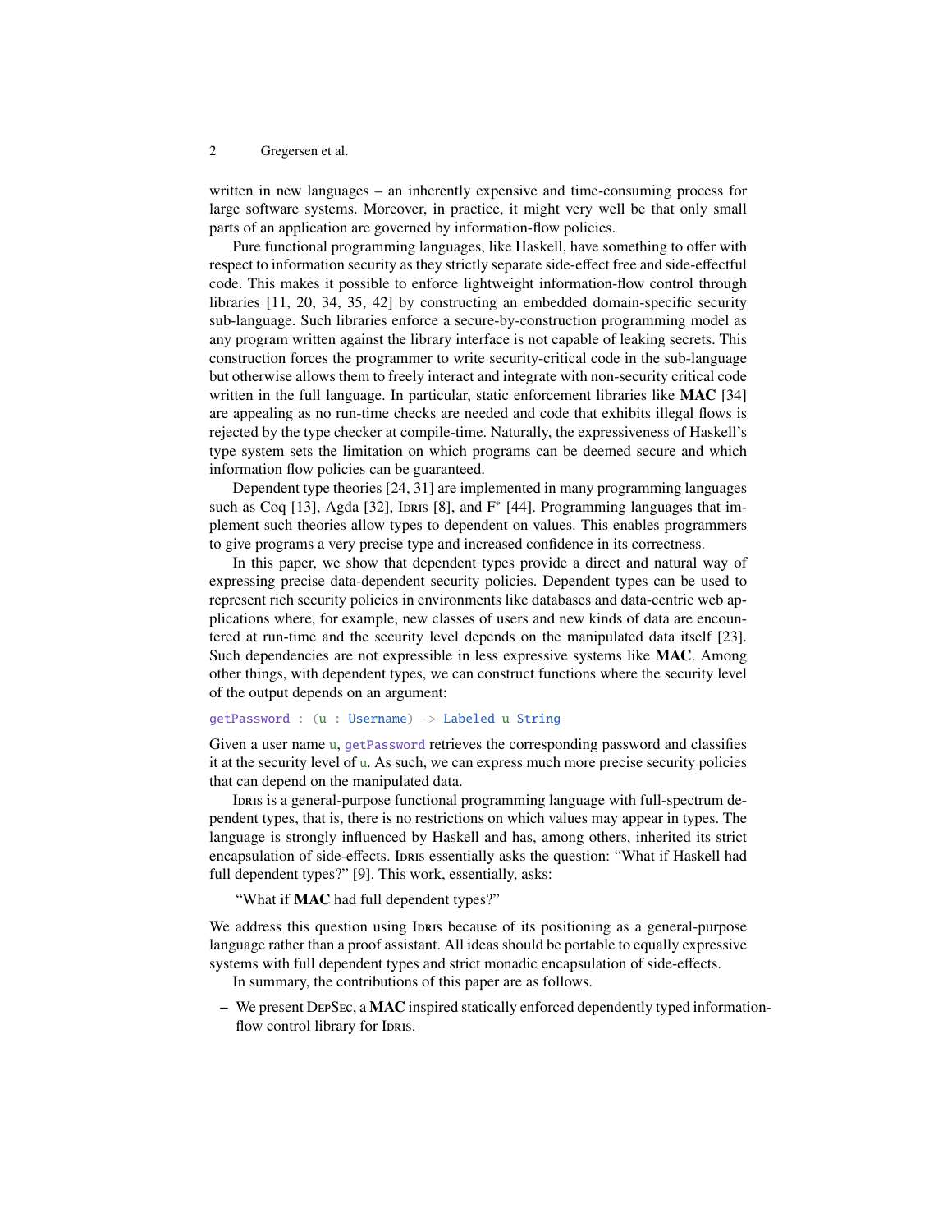written in new languages – an inherently expensive and time-consuming process for large software systems. Moreover, in practice, it might very well be that only small parts of an application are governed by information-flow policies.

Pure functional programming languages, like Haskell, have something to offer with respect to information security as they strictly separate side-effect free and side-effectful code. This makes it possible to enforce lightweight information-flow control through libraries [11, 20, 34, 35, 42] by constructing an embedded domain-specific security sub-language. Such libraries enforce a secure-by-construction programming model as any program written against the library interface is not capable of leaking secrets. This construction forces the programmer to write security-critical code in the sub-language but otherwise allows them to freely interact and integrate with non-security critical code written in the full language. In particular, static enforcement libraries like **MAC** [34] are appealing as no run-time checks are needed and code that exhibits illegal flows is rejected by the type checker at compile-time. Naturally, the expressiveness of Haskell's type system sets the limitation on which programs can be deemed secure and which information flow policies can be guaranteed.

Dependent type theories [24, 31] are implemented in many programming languages such as Coq [13], Agda [32], Idris [8], and F* [44]. Programming languages that implement such theories allow types to dependent on values. This enables programmers to give programs a very precise type and increased confidence in its correctness.

In this paper, we show that dependent types provide a direct and natural way of expressing precise data-dependent security policies. Dependent types can be used to represent rich security policies in environments like databases and data-centric web applications where, for example, new classes of users and new kinds of data are encountered at run-time and the security level depends on the manipulated data itself [23]. Such dependencies are not expressible in less expressive systems like **MAC**. Among other things, with dependent types, we can construct functions where the security level of the output depends on an argument:

```
getPassword : (u : Username) -> Labeled u String
```

Given a user name `u`, `getPassword` retrieves the corresponding password and classifies it at the security level of `u`. As such, we can express much more precise security policies that can depend on the manipulated data.

Idris is a general-purpose functional programming language with full-spectrum dependent types, that is, there is no restrictions on which values may appear in types. The language is strongly influenced by Haskell and has, among others, inherited its strict encapsulation of side-effects. Idris essentially asks the question: "What if Haskell had full dependent types?" [9]. This work, essentially, asks:

"What if **MAC** had full dependent types?"

We address this question using Idris because of its positioning as a general-purpose language rather than a proof assistant. All ideas should be portable to equally expressive systems with full dependent types and strict monadic encapsulation of side-effects.

In summary, the contributions of this paper are as follows.

- We present DepSec, a **MAC** inspired statically enforced dependently typed information-flow control library for Idris.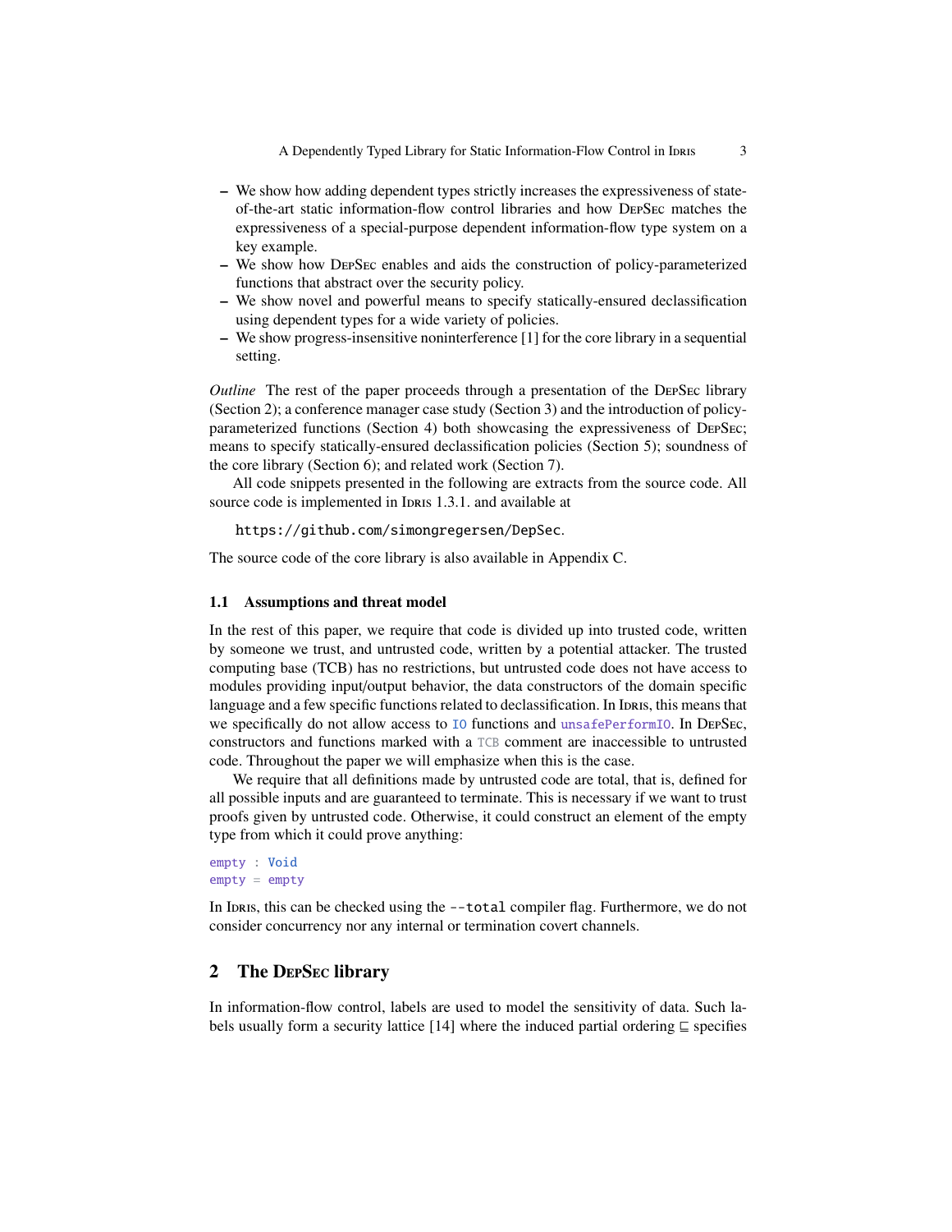- We show how adding dependent types strictly increases the expressiveness of state-of-the-art static information-flow control libraries and how DepSec matches the expressiveness of a special-purpose dependent information-flow type system on a key example.
- We show how DepSec enables and aids the construction of policy-parameterized functions that abstract over the security policy.
- We show novel and powerful means to specify statically-ensured declassification using dependent types for a wide variety of policies.
- We show progress-insensitive noninterference [1] for the core library in a sequential setting.

*Outline* The rest of the paper proceeds through a presentation of the DepSec library (Section 2); a conference manager case study (Section 3) and the introduction of policy-parameterized functions (Section 4) both showcasing the expressiveness of DepSec; means to specify statically-ensured declassification policies (Section 5); soundness of the core library (Section 6); and related work (Section 7).

All code snippets presented in the following are extracts from the source code. All source code is implemented in Idris 1.3.1. and available at

https://github.com/simongregersen/DepSec.

The source code of the core library is also available in Appendix C.

### 1.1 Assumptions and threat model

In the rest of this paper, we require that code is divided up into trusted code, written by someone we trust, and untrusted code, written by a potential attacker. The trusted computing base (TCB) has no restrictions, but untrusted code does not have access to modules providing input/output behavior, the data constructors of the domain specific language and a few specific functions related to declassification. In Idris, this means that we specifically do not allow access to `IO` functions and `unsafePerformIO`. In DepSec, constructors and functions marked with a `TCB` comment are inaccessible to untrusted code. Throughout the paper we will emphasize when this is the case.

We require that all definitions made by untrusted code are total, that is, defined for all possible inputs and are guaranteed to terminate. This is necessary if we want to trust proofs given by untrusted code. Otherwise, it could construct an element of the empty type from which it could prove anything:

```
empty : Void
empty = empty
```

In Idris, this can be checked using the `--total` compiler flag. Furthermore, we do not consider concurrency nor any internal or termination covert channels.

## 2 The DepSec library

In information-flow control, labels are used to model the sensitivity of data. Such labels usually form a security lattice [14] where the induced partial ordering $\sqsubseteq$ specifies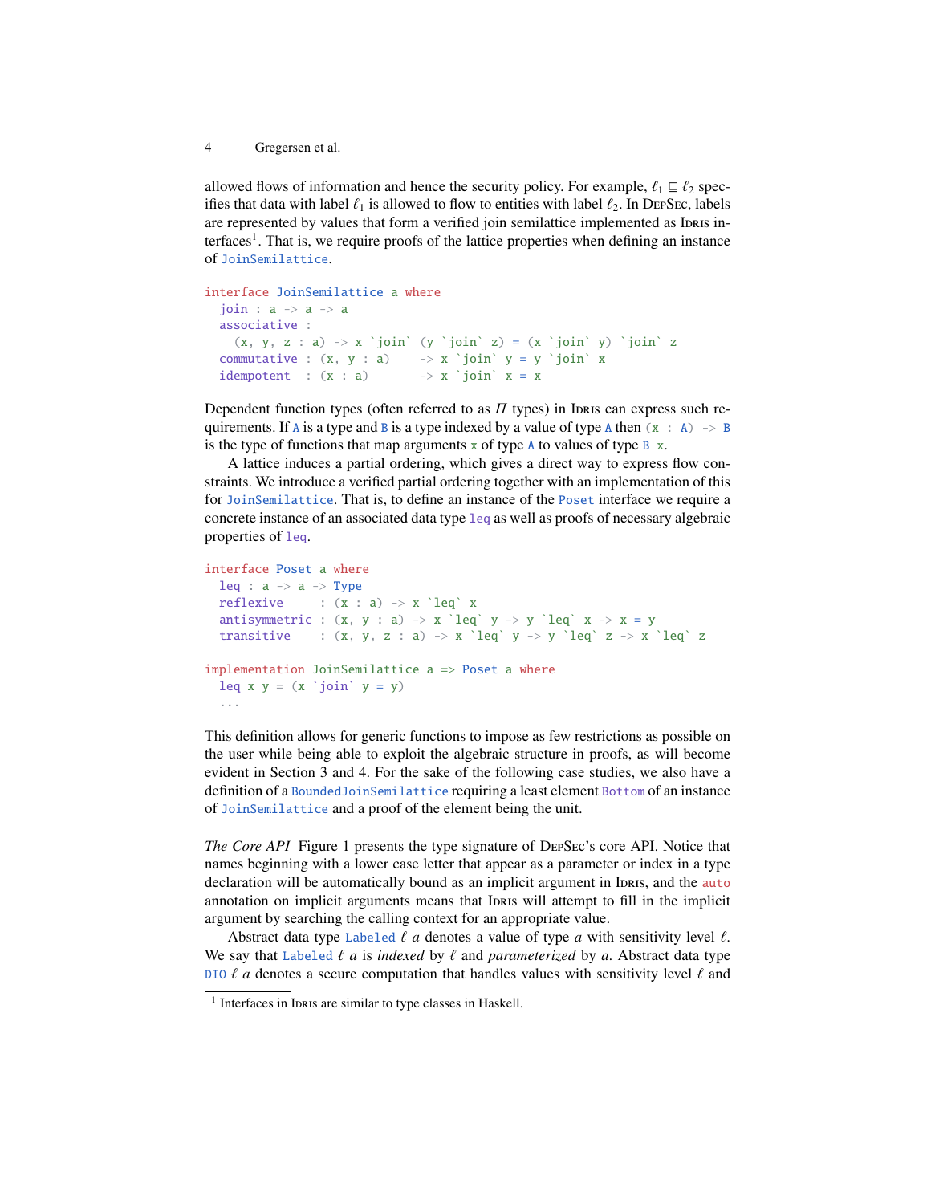allowed flows of information and hence the security policy. For example, $\ell_1 \sqsubseteq \ell_2$ specifies that data with label $\ell_1$ is allowed to flow to entities with label $\ell_2$. In DepSec, labels are represented by values that form a verified join semilattice implemented as Idris interfaces[1]. That is, we require proofs of the lattice properties when defining an instance of `JoinSemilattice`.

```
interface JoinSemilattice a where
  join : a -> a -> a
  associative :
    (x, y, z : a) -> x `join` (y `join` z) = (x `join` y) `join` z
  commutative : (x, y : a)    -> x `join` y = y `join` x
  idempotent  : (x : a)       -> x `join` x = x
```

Dependent function types (often referred to as $\Pi$ types) in Idris can express such requirements. If `A` is a type and `B` is a type indexed by a value of type `A` then `(x : A) -> B` is the type of functions that map arguments `x` of type `A` to values of type `B x`.

A lattice induces a partial ordering, which gives a direct way to express flow constraints. We introduce a verified partial ordering together with an implementation of this for `JoinSemilattice`. That is, to define an instance of the `Poset` interface we require a concrete instance of an associated data type `leq` as well as proofs of necessary algebraic properties of `leq`.

```
interface Poset a where
  leq : a -> a -> Type
  reflexive     : (x : a) -> x `leq` x
  antisymmetric : (x, y : a) -> x `leq` y -> y `leq` x -> x = y
  transitive    : (x, y, z : a) -> x `leq` y -> y `leq` z -> x `leq` z

implementation JoinSemilattice a => Poset a where
  leq x y = (x `join` y = y)
  ...
```

This definition allows for generic functions to impose as few restrictions as possible on the user while being able to exploit the algebraic structure in proofs, as will become evident in Section 3 and 4. For the sake of the following case studies, we also have a definition of a `BoundedJoinSemilattice` requiring a least element `Bottom` of an instance of `JoinSemilattice` and a proof of the element being the unit.

*The Core API* Figure 1 presents the type signature of DepSec's core API. Notice that names beginning with a lower case letter that appear as a parameter or index in a type declaration will be automatically bound as an implicit argument in Idris, and the `auto` annotation on implicit arguments means that Idris will attempt to fill in the implicit argument by searching the calling context for an appropriate value.

Abstract data type `Labeled` $\ell$ $a$ denotes a value of type $a$ with sensitivity level $\ell$. We say that `Labeled` $\ell$ $a$ is *indexed* by $\ell$ and *parameterized* by $a$. Abstract data type `DIO` $\ell$ $a$ denotes a secure computation that handles values with sensitivity level $\ell$ and

[1] Interfaces in Idris are similar to type classes in Haskell.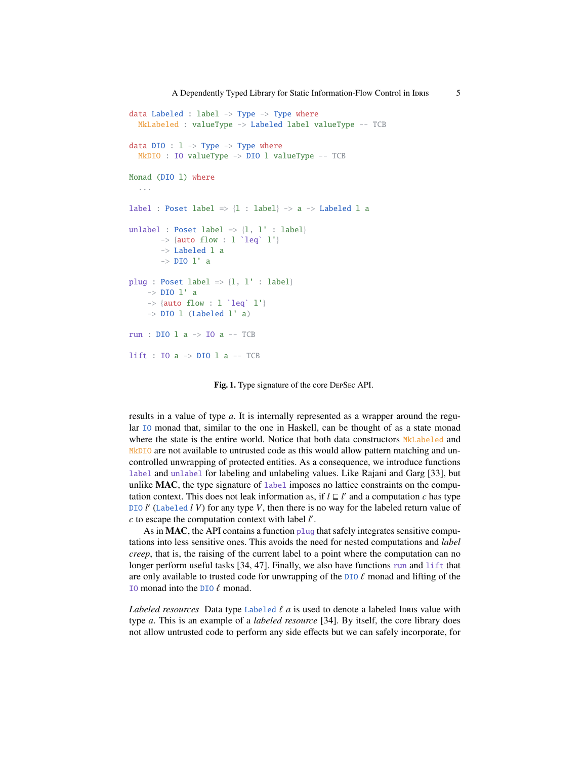```
data Labeled : label -> Type -> Type where
  MkLabeled : valueType -> Labeled label valueType -- TCB

data DIO : l -> Type -> Type where
  MkDIO : IO valueType -> DIO l valueType -- TCB

Monad (DIO l) where
  ...

label : Poset label => {l : label} -> a -> Labeled l a

unlabel : Poset label => {l, l' : label}
       -> {auto flow : l `leq` l'}
       -> Labeled l a
       -> DIO l' a

plug : Poset label => {l, l' : label}
    -> DIO l' a
    -> {auto flow : l `leq` l'}
    -> DIO l (Labeled l' a)

run : DIO l a -> IO a -- TCB

lift : IO a -> DIO l a -- TCB
```

**Fig. 1.** Type signature of the core DepSec API.

results in a value of type $a$. It is internally represented as a wrapper around the regular `IO` monad that, similar to the one in Haskell, can be thought of as a state monad where the state is the entire world. Notice that both data constructors `MkLabeled` and `MkDIO` are not available to untrusted code as this would allow pattern matching and uncontrolled unwrapping of protected entities. As a consequence, we introduce functions `label` and `unlabel` for labeling and unlabeling values. Like Rajani and Garg [33], but unlike **MAC**, the type signature of `label` imposes no lattice constraints on the computation context. This does not leak information as, if $l \sqsubseteq l'$ and a computation $c$ has type `DIO` $l'$ (`Labeled` $l$ $V$) for any type $V$, then there is no way for the labeled return value of $c$ to escape the computation context with label $l'$.

As in **MAC**, the API contains a function `plug` that safely integrates sensitive computations into less sensitive ones. This avoids the need for nested computations and *label creep*, that is, the raising of the current label to a point where the computation can no longer perform useful tasks [34, 47]. Finally, we also have functions `run` and `lift` that are only available to trusted code for unwrapping of the `DIO` $\ell$ monad and lifting of the `IO` monad into the `DIO` $\ell$ monad.

*Labeled resources* Data type `Labeled` $\ell$ $a$ is used to denote a labeled Idris value with type $a$. This is an example of a *labeled resource* [34]. By itself, the core library does not allow untrusted code to perform any side effects but we can safely incorporate, for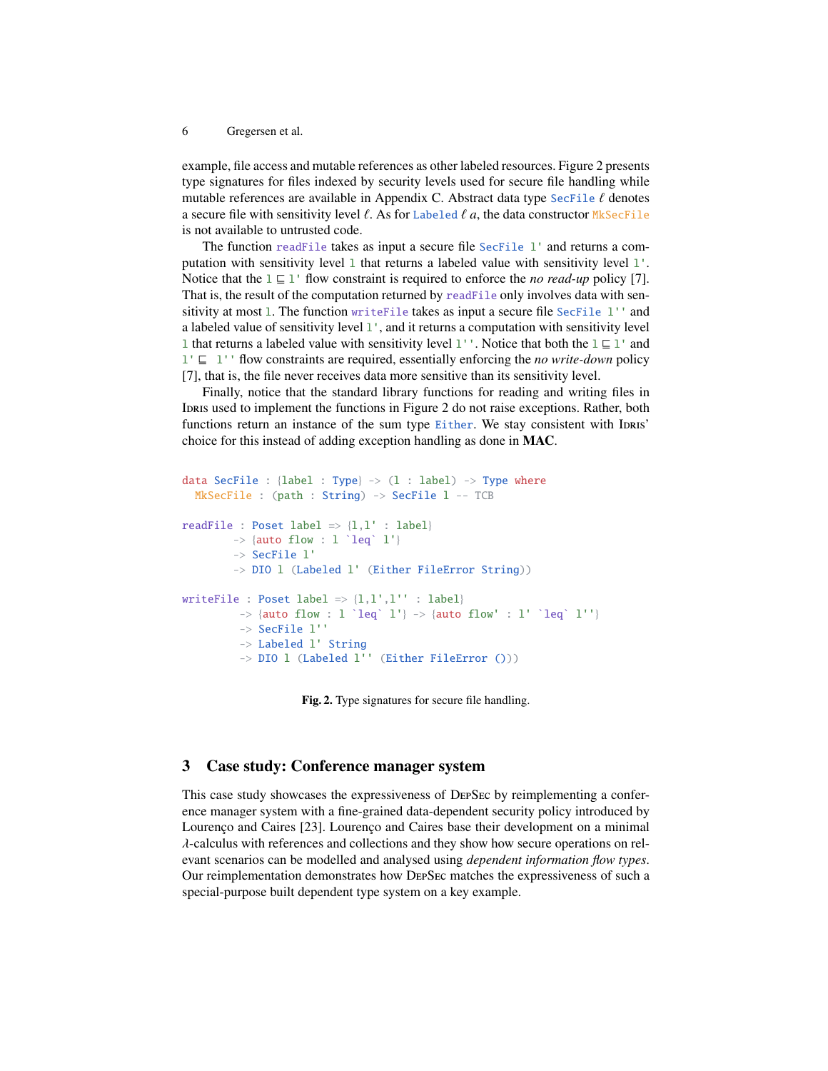example, file access and mutable references as other labeled resources. Figure 2 presents type signatures for files indexed by security levels used for secure file handling while mutable references are available in Appendix C. Abstract data type `SecFile` $\ell$ denotes a secure file with sensitivity level $\ell$. As for `Labeled` $\ell$ $a$, the data constructor `MkSecFile` is not available to untrusted code.

The function `readFile` takes as input a secure file `SecFile l'` and returns a computation with sensitivity level `l` that returns a labeled value with sensitivity level `l'`. Notice that the `l` $\sqsubseteq$ `l'` flow constraint is required to enforce the *no read-up* policy [7]. That is, the result of the computation returned by `readFile` only involves data with sensitivity at most `l`. The function `writeFile` takes as input a secure file `SecFile l''` and a labeled value of sensitivity level `l'`, and it returns a computation with sensitivity level `l` that returns a labeled value with sensitivity level `l''`. Notice that both the `l` $\sqsubseteq$ `l'` and `l'` $\sqsubseteq$ `l''` flow constraints are required, essentially enforcing the *no write-down* policy [7], that is, the file never receives data more sensitive than its sensitivity level.

Finally, notice that the standard library functions for reading and writing files in Idris used to implement the functions in Figure 2 do not raise exceptions. Rather, both functions return an instance of the sum type `Either`. We stay consistent with Idris' choice for this instead of adding exception handling as done in **MAC**.

```
data SecFile : {label : Type} -> (l : label) -> Type where
  MkSecFile : (path : String) -> SecFile l -- TCB

readFile : Poset label => {l,l' : label}
        -> {auto flow : l `leq` l'}
        -> SecFile l'
        -> DIO l (Labeled l' (Either FileError String))

writeFile : Poset label => {l,l',l'' : label}
         -> {auto flow : l `leq` l'} -> {auto flow' : l' `leq` l''}
         -> SecFile l''
         -> Labeled l' String
         -> DIO l (Labeled l'' (Either FileError ()))
```

**Fig. 2.** Type signatures for secure file handling.

## 3 Case study: Conference manager system

This case study showcases the expressiveness of DepSec by reimplementing a conference manager system with a fine-grained data-dependent security policy introduced by Lourenço and Caires [23]. Lourenço and Caires base their development on a minimal $\lambda$-calculus with references and collections and they show how secure operations on relevant scenarios can be modelled and analysed using *dependent information flow types*. Our reimplementation demonstrates how DepSec matches the expressiveness of such a special-purpose built dependent type system on a key example.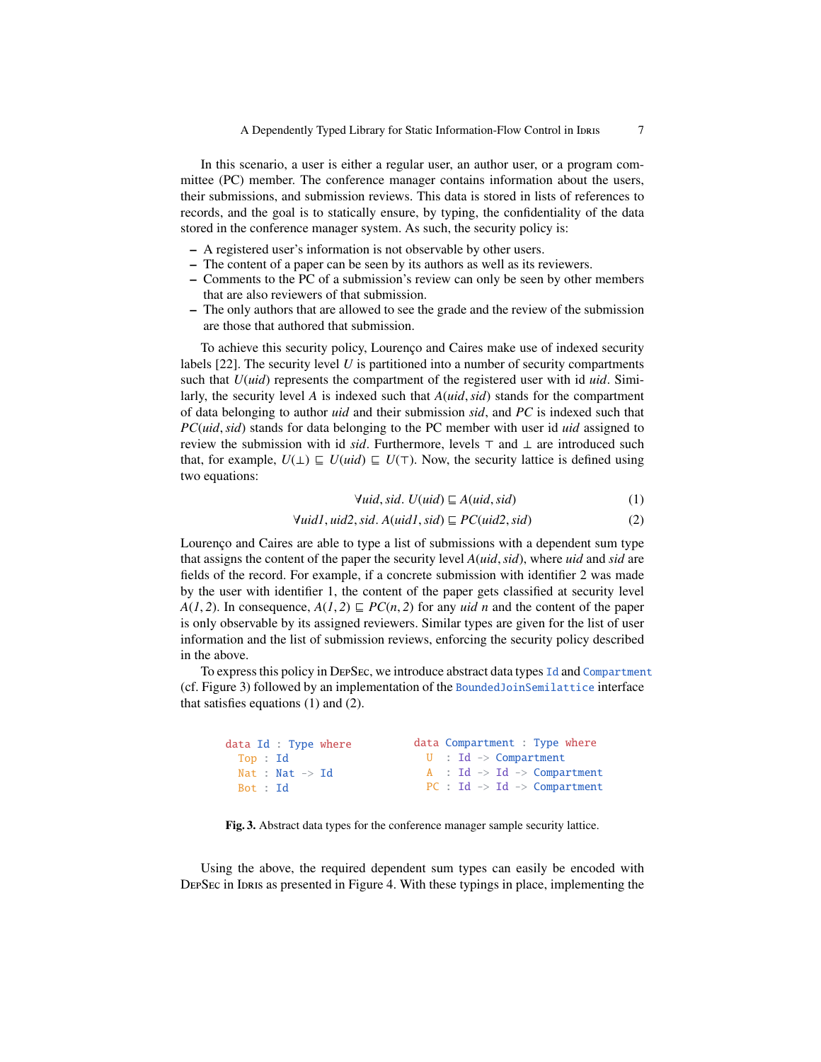In this scenario, a user is either a regular user, an author user, or a program committee (PC) member. The conference manager contains information about the users, their submissions, and submission reviews. This data is stored in lists of references to records, and the goal is to statically ensure, by typing, the confidentiality of the data stored in the conference manager system. As such, the security policy is:

- A registered user's information is not observable by other users.
- The content of a paper can be seen by its authors as well as its reviewers.
- Comments to the PC of a submission's review can only be seen by other members that are also reviewers of that submission.
- The only authors that are allowed to see the grade and the review of the submission are those that authored that submission.

To achieve this security policy, Lourenço and Caires make use of indexed security labels [22]. The security level $U$ is partitioned into a number of security compartments such that $U(uid)$ represents the compartment of the registered user with id $uid$. Similarly, the security level $A$ is indexed such that $A(uid, sid)$ stands for the compartment of data belonging to author $uid$ and their submission $sid$, and $PC$ is indexed such that $PC(uid, sid)$ stands for data belonging to the PC member with user id $uid$ assigned to review the submission with id $sid$. Furthermore, levels $\top$ and $\bot$ are introduced such that, for example, $U(\bot) \sqsubseteq U(uid) \sqsubseteq U(\top)$. Now, the security lattice is defined using two equations:

$$\forall uid, sid.\ U(uid) \sqsubseteq A(uid, sid) \tag{1}$$

$$\forall uid1, uid2, sid.\ A(uid1, sid) \sqsubseteq PC(uid2, sid) \tag{2}$$

Lourenço and Caires are able to type a list of submissions with a dependent sum type that assigns the content of the paper the security level $A(uid, sid)$, where $uid$ and $sid$ are fields of the record. For example, if a concrete submission with identifier 2 was made by the user with identifier 1, the content of the paper gets classified at security level $A(1, 2)$. In consequence, $A(1, 2) \sqsubseteq PC(n, 2)$ for any $uid$ $n$ and the content of the paper is only observable by its assigned reviewers. Similar types are given for the list of user information and the list of submission reviews, enforcing the security policy described in the above.

To express this policy in DepSec, we introduce abstract data types `Id` and `Compartment` (cf. Figure 3) followed by an implementation of the `BoundedJoinSemilattice` interface that satisfies equations (1) and (2).

```
data Id : Type where
  Top : Id
  Nat : Nat -> Id
  Bot : Id
```

```
data Compartment : Type where
  U  : Id -> Compartment
  A  : Id -> Id -> Compartment
  PC : Id -> Id -> Compartment
```

**Fig. 3.** Abstract data types for the conference manager sample security lattice.

Using the above, the required dependent sum types can easily be encoded with DepSec in Idris as presented in Figure 4. With these typings in place, implementing the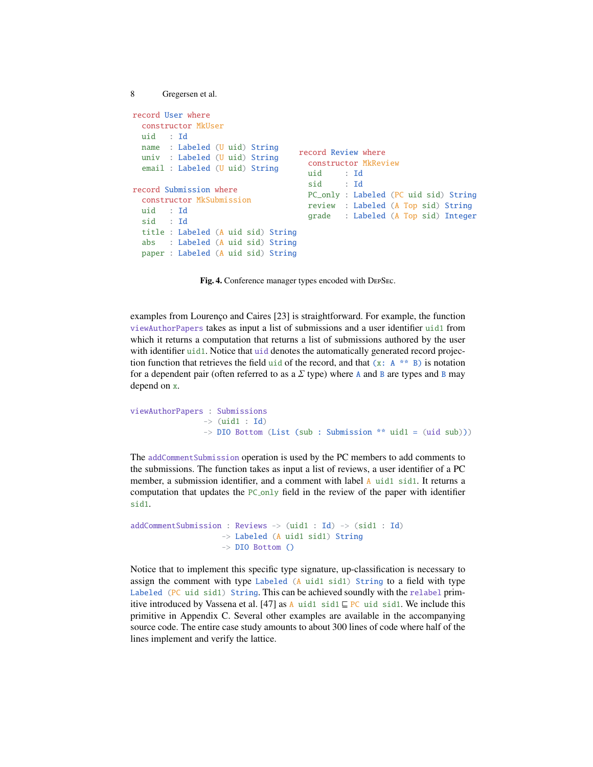```
record User where
  constructor MkUser
  uid   : Id
  name  : Labeled (U uid) String
  univ  : Labeled (U uid) String
  email : Labeled (U uid) String

record Submission where
  constructor MkSubmission
  uid   : Id
  sid   : Id
  title : Labeled (A uid sid) String
  abs   : Labeled (A uid sid) String
  paper : Labeled (A uid sid) String
```

```
record Review where
  constructor MkReview
  uid     : Id
  sid     : Id
  PC_only : Labeled (PC uid sid) String
  review  : Labeled (A Top sid) String
  grade   : Labeled (A Top sid) Integer
```

**Fig. 4.** Conference manager types encoded with DepSec.

examples from Lourenço and Caires [23] is straightforward. For example, the function `viewAuthorPapers` takes as input a list of submissions and a user identifier `uid1` from which it returns a computation that returns a list of submissions authored by the user with identifier `uid1`. Notice that `uid` denotes the automatically generated record projection function that retrieves the field `uid` of the record, and that `(x: A ** B)` is notation for a dependent pair (often referred to as a $\Sigma$ type) where `A` and `B` are types and `B` may depend on `x`.

```
viewAuthorPapers : Submissions
                -> (uid1 : Id)
                -> DIO Bottom (List (sub : Submission ** uid1 = (uid sub)))
```

The `addCommentSubmission` operation is used by the PC members to add comments to the submissions. The function takes as input a list of reviews, a user identifier of a PC member, a submission identifier, and a comment with label `A uid1 sid1`. It returns a computation that updates the `PC_only` field in the review of the paper with identifier `sid1`.

```
addCommentSubmission : Reviews -> (uid1 : Id) -> (sid1 : Id)
                    -> Labeled (A uid1 sid1) String
                    -> DIO Bottom ()
```

Notice that to implement this specific type signature, up-classification is necessary to assign the comment with type `Labeled (A uid1 sid1) String` to a field with type `Labeled (PC uid sid1) String`. This can be achieved soundly with the `relabel` primitive introduced by Vassena et al. [47] as `A uid1 sid1` $\sqsubseteq$ `PC uid sid1`. We include this primitive in Appendix C. Several other examples are available in the accompanying source code. The entire case study amounts to about 300 lines of code where half of the lines implement and verify the lattice.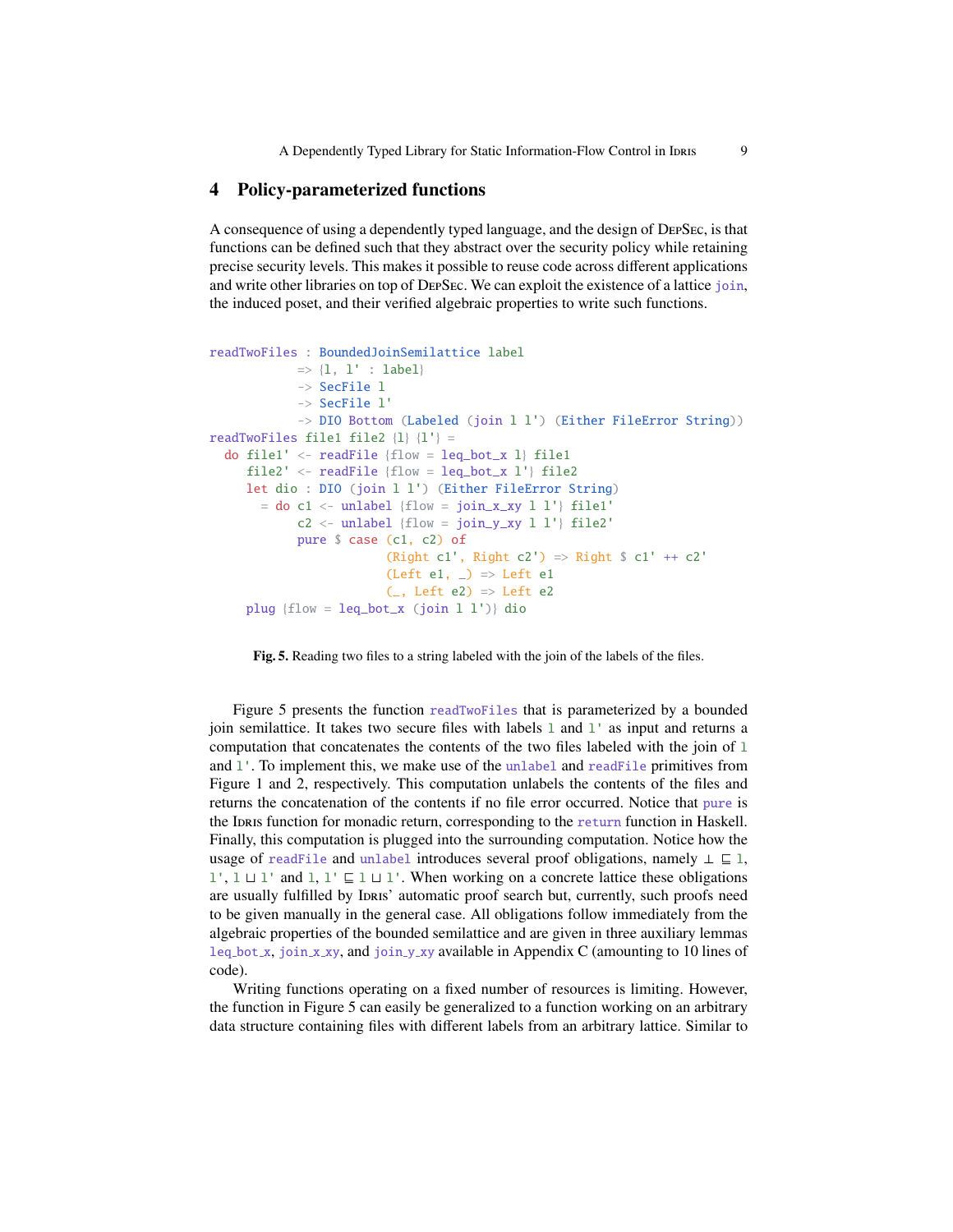## 4 Policy-parameterized functions

A consequence of using a dependently typed language, and the design of DepSec, is that functions can be defined such that they abstract over the security policy while retaining precise security levels. This makes it possible to reuse code across different applications and write other libraries on top of DepSec. We can exploit the existence of a lattice `join`, the induced poset, and their verified algebraic properties to write such functions.

```
readTwoFiles : BoundedJoinSemilattice label
            => {l, l' : label}
            -> SecFile l
            -> SecFile l'
            -> DIO Bottom (Labeled (join l l') (Either FileError String))
readTwoFiles file1 file2 {l} {l'} =
  do file1' <- readFile {flow = leq_bot_x l} file1
     file2' <- readFile {flow = leq_bot_x l'} file2
     let dio : DIO (join l l') (Either FileError String)
       = do c1 <- unlabel {flow = join_x_xy l l'} file1'
            c2 <- unlabel {flow = join_y_xy l l'} file2'
            pure $ case (c1, c2) of
                        (Right c1', Right c2') => Right $ c1' ++ c2'
                        (Left e1, _) => Left e1
                        (_, Left e2) => Left e2
     plug {flow = leq_bot_x (join l l')} dio
```

**Fig. 5.** Reading two files to a string labeled with the join of the labels of the files.

Figure 5 presents the function `readTwoFiles` that is parameterized by a bounded join semilattice. It takes two secure files with labels `l` and `l'` as input and returns a computation that concatenates the contents of the two files labeled with the join of `l` and `l'`. To implement this, we make use of the `unlabel` and `readFile` primitives from Figure 1 and 2, respectively. This computation unlabels the contents of the files and returns the concatenation of the contents if no file error occurred. Notice that `pure` is the Idris function for monadic return, corresponding to the `return` function in Haskell. Finally, this computation is plugged into the surrounding computation. Notice how the usage of `readFile` and `unlabel` introduces several proof obligations, namely $\bot \sqsubseteq$ `l`, `l'`, `l` $\sqcup$ `l'` and `l`, `l'` $\sqsubseteq$ `l` $\sqcup$ `l'`. When working on a concrete lattice these obligations are usually fulfilled by Idris' automatic proof search but, currently, such proofs need to be given manually in the general case. All obligations follow immediately from the algebraic properties of the bounded semilattice and are given in three auxiliary lemmas `leq_bot_x`, `join_x_xy`, and `join_y_xy` available in Appendix C (amounting to 10 lines of code).

Writing functions operating on a fixed number of resources is limiting. However, the function in Figure 5 can easily be generalized to a function working on an arbitrary data structure containing files with different labels from an arbitrary lattice. Similar to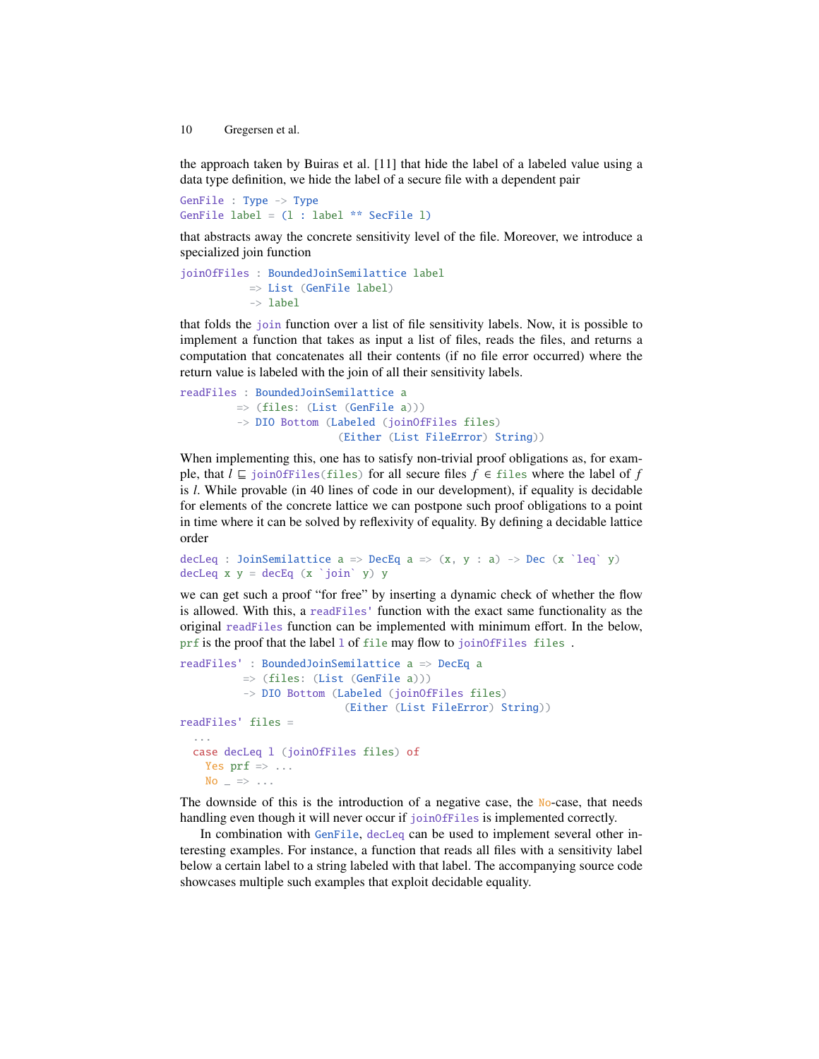the approach taken by Buiras et al. [11] that hide the label of a labeled value using a data type definition, we hide the label of a secure file with a dependent pair

```
GenFile : Type -> Type
GenFile label = (l : label ** SecFile l)
```

that abstracts away the concrete sensitivity level of the file. Moreover, we introduce a specialized join function

```
joinOfFiles : BoundedJoinSemilattice label
           => List (GenFile label)
           -> label
```

that folds the `join` function over a list of file sensitivity labels. Now, it is possible to implement a function that takes as input a list of files, reads the files, and returns a computation that concatenates all their contents (if no file error occurred) where the return value is labeled with the join of all their sensitivity labels.

```
readFiles : BoundedJoinSemilattice a
         => (files: (List (GenFile a)))
         -> DIO Bottom (Labeled (joinOfFiles files)
                          (Either (List FileError) String))
```

When implementing this, one has to satisfy non-trivial proof obligations as, for example, that $l \sqsubseteq$ `joinOfFiles(files)` for all secure files $f \in$ `files` where the label of $f$ is $l$. While provable (in 40 lines of code in our development), if equality is decidable for elements of the concrete lattice we can postpone such proof obligations to a point in time where it can be solved by reflexivity of equality. By defining a decidable lattice order

```
decLeq : JoinSemilattice a => DecEq a => (x, y : a) -> Dec (x `leq` y)
decLeq x y = decEq (x `join` y) y
```

we can get such a proof "for free" by inserting a dynamic check of whether the flow is allowed. With this, a `readFiles'` function with the exact same functionality as the original `readFiles` function can be implemented with minimum effort. In the below, `prf` is the proof that the label `l` of `file` may flow to `joinOfFiles files` .

```
readFiles' : BoundedJoinSemilattice a => DecEq a
          => (files: (List (GenFile a)))
          -> DIO Bottom (Labeled (joinOfFiles files)
                           (Either (List FileError) String))
readFiles' files =
  ...
  case decLeq l (joinOfFiles files) of
    Yes prf => ...
    No _ => ...
```

The downside of this is the introduction of a negative case, the `No`-case, that needs handling even though it will never occur if `joinOfFiles` is implemented correctly.

In combination with `GenFile`, `decLeq` can be used to implement several other interesting examples. For instance, a function that reads all files with a sensitivity label below a certain label to a string labeled with that label. The accompanying source code showcases multiple such examples that exploit decidable equality.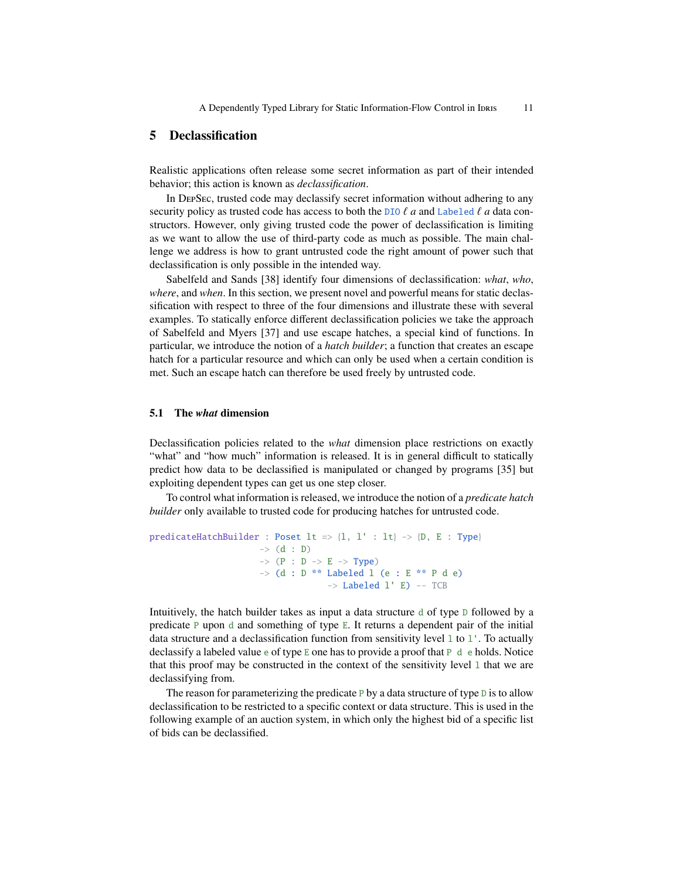## 5 Declassification

Realistic applications often release some secret information as part of their intended behavior; this action is known as *declassification*.

In DepSec, trusted code may declassify secret information without adhering to any security policy as trusted code has access to both the `DIO` $\ell$ *a* and `Labeled` $\ell$ *a* data constructors. However, only giving trusted code the power of declassification is limiting as we want to allow the use of third-party code as much as possible. The main challenge we address is how to grant untrusted code the right amount of power such that declassification is only possible in the intended way.

Sabelfeld and Sands [38] identify four dimensions of declassification: *what*, *who*, *where*, and *when*. In this section, we present novel and powerful means for static declassification with respect to three of the four dimensions and illustrate these with several examples. To statically enforce different declassification policies we take the approach of Sabelfeld and Myers [37] and use escape hatches, a special kind of functions. In particular, we introduce the notion of a *hatch builder*; a function that creates an escape hatch for a particular resource and which can only be used when a certain condition is met. Such an escape hatch can therefore be used freely by untrusted code.

### 5.1 The *what* dimension

Declassification policies related to the *what* dimension place restrictions on exactly "what" and "how much" information is released. It is in general difficult to statically predict how data to be declassified is manipulated or changed by programs [35] but exploiting dependent types can get us one step closer.

To control what information is released, we introduce the notion of a *predicate hatch builder* only available to trusted code for producing hatches for untrusted code.

```
predicateHatchBuilder : Poset lt => {l, l' : lt} -> {D, E : Type}
                      -> (d : D)
                      -> (P : D -> E -> Type)
                      -> (d : D ** Labeled l (e : E ** P d e)
                                  -> Labeled l' E) -- TCB
```

Intuitively, the hatch builder takes as input a data structure `d` of type `D` followed by a predicate `P` upon `d` and something of type `E`. It returns a dependent pair of the initial data structure and a declassification function from sensitivity level `l` to `l'`. To actually declassify a labeled value `e` of type `E` one has to provide a proof that `P d e` holds. Notice that this proof may be constructed in the context of the sensitivity level `l` that we are declassifying from.

The reason for parameterizing the predicate `P` by a data structure of type `D` is to allow declassification to be restricted to a specific context or data structure. This is used in the following example of an auction system, in which only the highest bid of a specific list of bids can be declassified.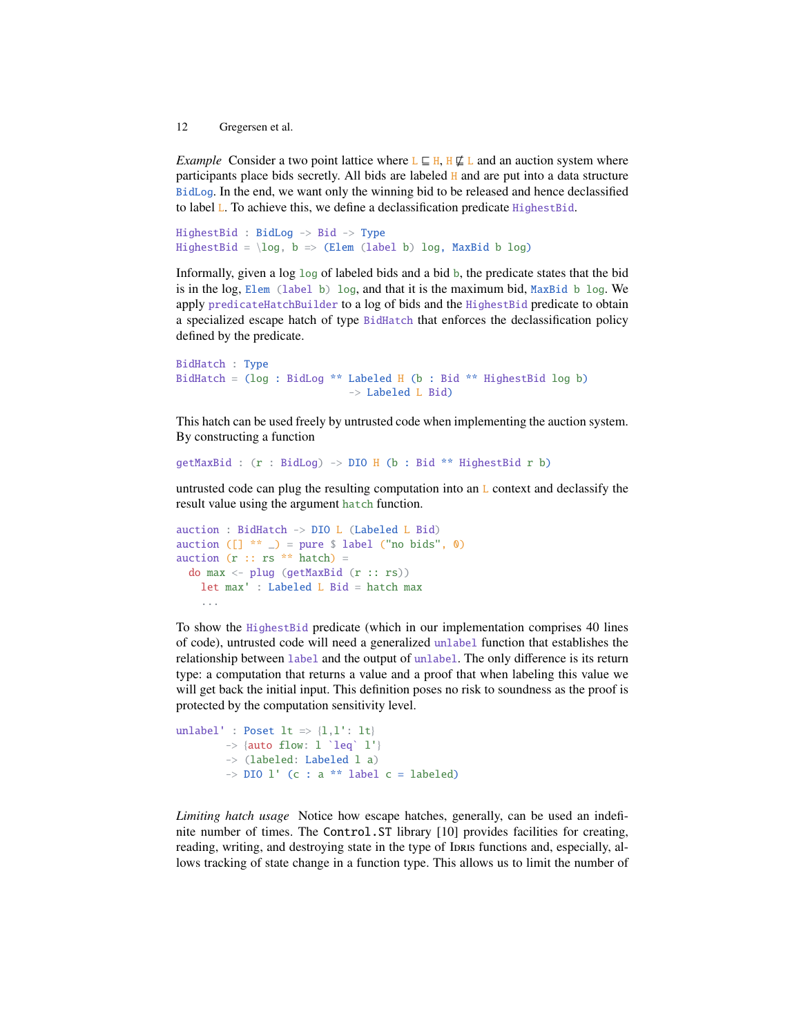*Example* Consider a two point lattice where L ⊑ H, H ⋢ L and an auction system where participants place bids secretly. All bids are labeled H and are put into a data structure `BidLog`. In the end, we want only the winning bid to be released and hence declassified to label L. To achieve this, we define a declassification predicate `HighestBid`.

```
HighestBid : BidLog -> Bid -> Type
HighestBid = \log, b => (Elem (label b) log, MaxBid b log)
```

Informally, given a log `log` of labeled bids and a bid `b`, the predicate states that the bid is in the log, `Elem (label b) log`, and that it is the maximum bid, `MaxBid b log`. We apply `predicateHatchBuilder` to a log of bids and the `HighestBid` predicate to obtain a specialized escape hatch of type `BidHatch` that enforces the declassification policy defined by the predicate.

```
BidHatch : Type
BidHatch = (log : BidLog ** Labeled H (b : Bid ** HighestBid log b)
                            -> Labeled L Bid)
```

This hatch can be used freely by untrusted code when implementing the auction system. By constructing a function

```
getMaxBid : (r : BidLog) -> DIO H (b : Bid ** HighestBid r b)
```

untrusted code can plug the resulting computation into an L context and declassify the result value using the argument `hatch` function.

```
auction : BidHatch -> DIO L (Labeled L Bid)
auction ([] ** _) = pure $ label ("no bids", 0)
auction (r :: rs ** hatch) =
  do max <- plug (getMaxBid (r :: rs))
    let max' : Labeled L Bid = hatch max
    ...
```

To show the `HighestBid` predicate (which in our implementation comprises 40 lines of code), untrusted code will need a generalized `unlabel` function that establishes the relationship between `label` and the output of `unlabel`. The only difference is its return type: a computation that returns a value and a proof that when labeling this value we will get back the initial input. This definition poses no risk to soundness as the proof is protected by the computation sensitivity level.

```
unlabel' : Poset lt => {l,l': lt}
        -> {auto flow: l `leq` l'}
        -> (labeled: Labeled l a)
        -> DIO l' (c : a ** label c = labeled)
```

*Limiting hatch usage* Notice how escape hatches, generally, can be used an indefinite number of times. The `Control.ST` library [10] provides facilities for creating, reading, writing, and destroying state in the type of Idris functions and, especially, allows tracking of state change in a function type. This allows us to limit the number of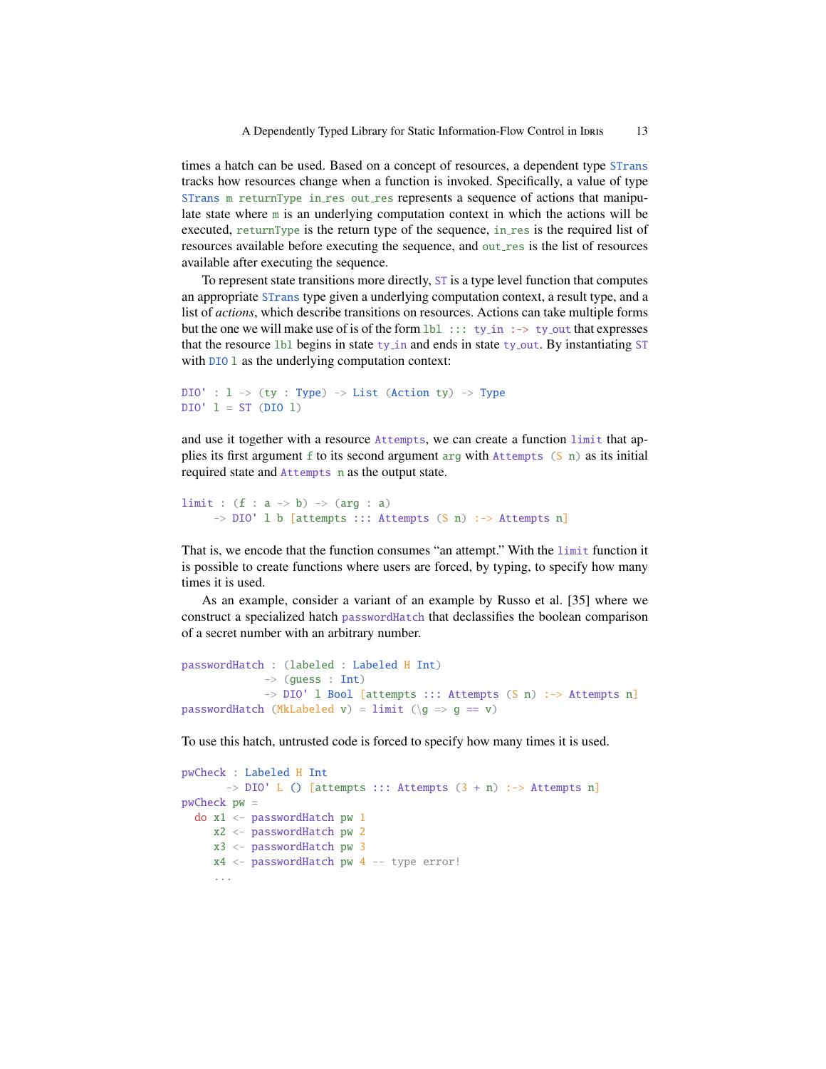times a hatch can be used. Based on a concept of resources, a dependent type `STrans` tracks how resources change when a function is invoked. Specifically, a value of type `STrans m returnType in_res out_res` represents a sequence of actions that manipulate state where `m` is an underlying computation context in which the actions will be executed, `returnType` is the return type of the sequence, `in_res` is the required list of resources available before executing the sequence, and `out_res` is the list of resources available after executing the sequence.

To represent state transitions more directly, `ST` is a type level function that computes an appropriate `STrans` type given a underlying computation context, a result type, and a list of *actions*, which describe transitions on resources. Actions can take multiple forms but the one we will make use of is of the form `lbl ::: ty_in :-> ty_out` that expresses that the resource `lbl` begins in state `ty_in` and ends in state `ty_out`. By instantiating `ST` with `DIO l` as the underlying computation context:

```
DIO' : l -> (ty : Type) -> List (Action ty) -> Type
DIO' l = ST (DIO l)
```

and use it together with a resource `Attempts`, we can create a function `limit` that applies its first argument `f` to its second argument `arg` with `Attempts (S n)` as its initial required state and `Attempts n` as the output state.

```
limit : (f : a -> b) -> (arg : a)
     -> DIO' l b [attempts ::: Attempts (S n) :-> Attempts n]
```

That is, we encode that the function consumes "an attempt." With the `limit` function it is possible to create functions where users are forced, by typing, to specify how many times it is used.

As an example, consider a variant of an example by Russo et al. [35] where we construct a specialized hatch `passwordHatch` that declassifies the boolean comparison of a secret number with an arbitrary number.

```
passwordHatch : (labeled : Labeled H Int)
             -> (guess : Int)
             -> DIO' l Bool [attempts ::: Attempts (S n) :-> Attempts n]
passwordHatch (MkLabeled v) = limit (\g => g == v)
```

To use this hatch, untrusted code is forced to specify how many times it is used.

```
pwCheck : Labeled H Int
       -> DIO' L () [attempts ::: Attempts (3 + n) :-> Attempts n]
pwCheck pw =
  do x1 <- passwordHatch pw 1
     x2 <- passwordHatch pw 2
     x3 <- passwordHatch pw 3
     x4 <- passwordHatch pw 4 -- type error!
     ...
```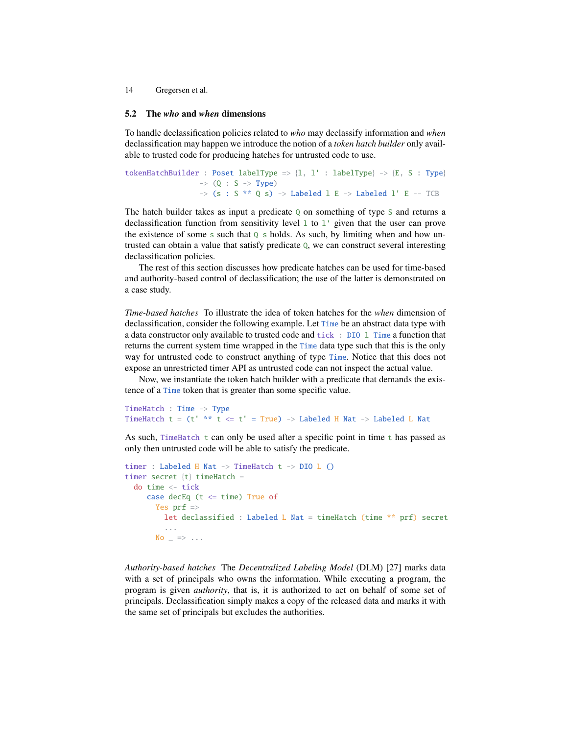## 5.2 The *who* and *when* dimensions

To handle declassification policies related to *who* may declassify information and *when* declassification may happen we introduce the notion of a *token hatch builder* only available to trusted code for producing hatches for untrusted code to use.

```
tokenHatchBuilder : Poset labelType => {l, l' : labelType} -> {E, S : Type}
                 -> (Q : S -> Type)
                 -> (s : S ** Q s) -> Labeled l E -> Labeled l' E -- TCB
```

The hatch builder takes as input a predicate `Q` on something of type `S` and returns a declassification function from sensitivity level `l` to `l'` given that the user can prove the existence of some `s` such that `Q s` holds. As such, by limiting when and how untrusted can obtain a value that satisfy predicate `Q`, we can construct several interesting declassification policies.

The rest of this section discusses how predicate hatches can be used for time-based and authority-based control of declassification; the use of the latter is demonstrated on a case study.

*Time-based hatches* To illustrate the idea of token hatches for the *when* dimension of declassification, consider the following example. Let `Time` be an abstract data type with a data constructor only available to trusted code and `tick : DIO l Time` a function that returns the current system time wrapped in the `Time` data type such that this is the only way for untrusted code to construct anything of type `Time`. Notice that this does not expose an unrestricted timer API as untrusted code can not inspect the actual value.

Now, we instantiate the token hatch builder with a predicate that demands the existence of a `Time` token that is greater than some specific value.

```
TimeHatch : Time -> Type
TimeHatch t = (t' ** t <= t' = True) -> Labeled H Nat -> Labeled L Nat
```

As such, `TimeHatch t` can only be used after a specific point in time `t` has passed as only then untrusted code will be able to satisfy the predicate.

```
timer : Labeled H Nat -> TimeHatch t -> DIO L ()
timer secret {t} timeHatch =
  do time <- tick
     case decEq (t <= time) True of
       Yes prf =>
         let declassified : Labeled L Nat = timeHatch (time ** prf) secret
         ...
       No _ => ...
```

*Authority-based hatches* The *Decentralized Labeling Model* (DLM) [27] marks data with a set of principals who owns the information. While executing a program, the program is given *authority*, that is, it is authorized to act on behalf of some set of principals. Declassification simply makes a copy of the released data and marks it with the same set of principals but excludes the authorities.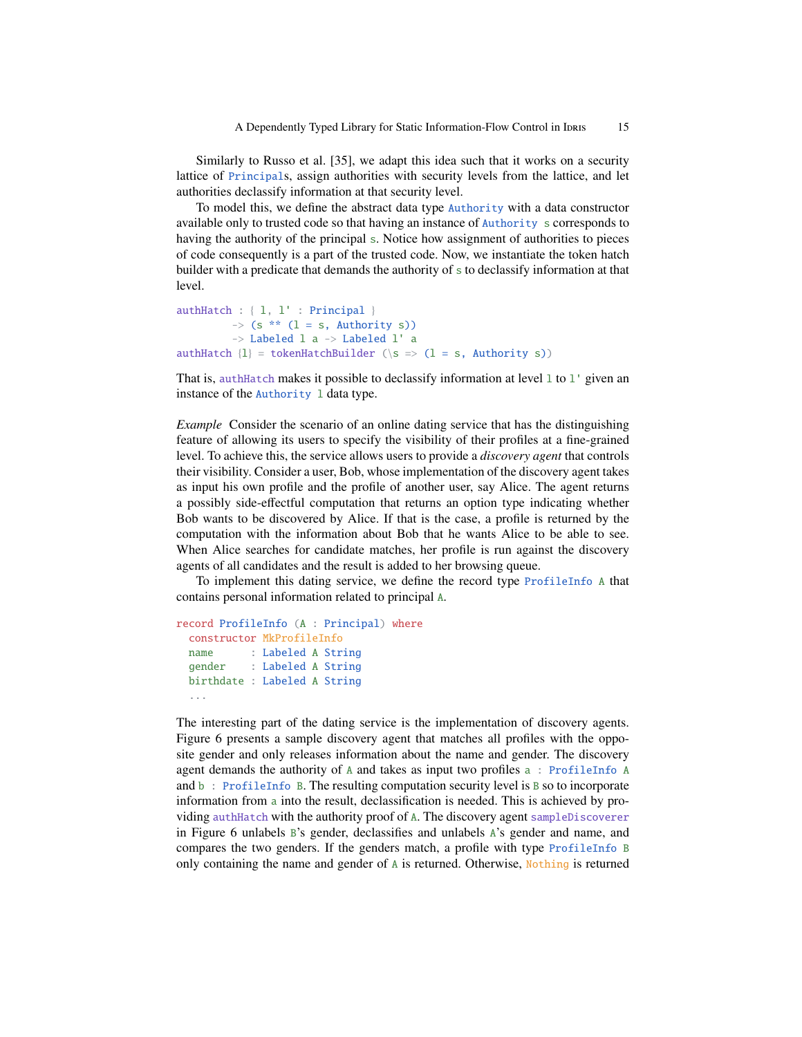Similarly to Russo et al. [35], we adapt this idea such that it works on a security lattice of `Principal`s, assign authorities with security levels from the lattice, and let authorities declassify information at that security level.

To model this, we define the abstract data type `Authority` with a data constructor available only to trusted code so that having an instance of `Authority s` corresponds to having the authority of the principal `s`. Notice how assignment of authorities to pieces of code consequently is a part of the trusted code. Now, we instantiate the token hatch builder with a predicate that demands the authority of `s` to declassify information at that level.

```
authHatch : { l, l' : Principal }
         -> (s ** (l = s, Authority s))
         -> Labeled l a -> Labeled l' a
authHatch {l} = tokenHatchBuilder (\s => (l = s, Authority s))
```

That is, `authHatch` makes it possible to declassify information at level `l` to `l'` given an instance of the `Authority l` data type.

*Example* Consider the scenario of an online dating service that has the distinguishing feature of allowing its users to specify the visibility of their profiles at a fine-grained level. To achieve this, the service allows users to provide a *discovery agent* that controls their visibility. Consider a user, Bob, whose implementation of the discovery agent takes as input his own profile and the profile of another user, say Alice. The agent returns a possibly side-effectful computation that returns an option type indicating whether Bob wants to be discovered by Alice. If that is the case, a profile is returned by the computation with the information about Bob that he wants Alice to be able to see. When Alice searches for candidate matches, her profile is run against the discovery agents of all candidates and the result is added to her browsing queue.

To implement this dating service, we define the record type `ProfileInfo A` that contains personal information related to principal `A`.

```
record ProfileInfo (A : Principal) where
  constructor MkProfileInfo
  name      : Labeled A String
  gender    : Labeled A String
  birthdate : Labeled A String
  ...
```

The interesting part of the dating service is the implementation of discovery agents. Figure 6 presents a sample discovery agent that matches all profiles with the opposite gender and only releases information about the name and gender. The discovery agent demands the authority of `A` and takes as input two profiles `a : ProfileInfo A` and `b : ProfileInfo B`. The resulting computation security level is `B` so to incorporate information from `a` into the result, declassification is needed. This is achieved by providing `authHatch` with the authority proof of `A`. The discovery agent `sampleDiscoverer` in Figure 6 unlabels `B`'s gender, declassifies and unlabels `A`'s gender and name, and compares the two genders. If the genders match, a profile with type `ProfileInfo B` only containing the name and gender of `A` is returned. Otherwise, `Nothing` is returned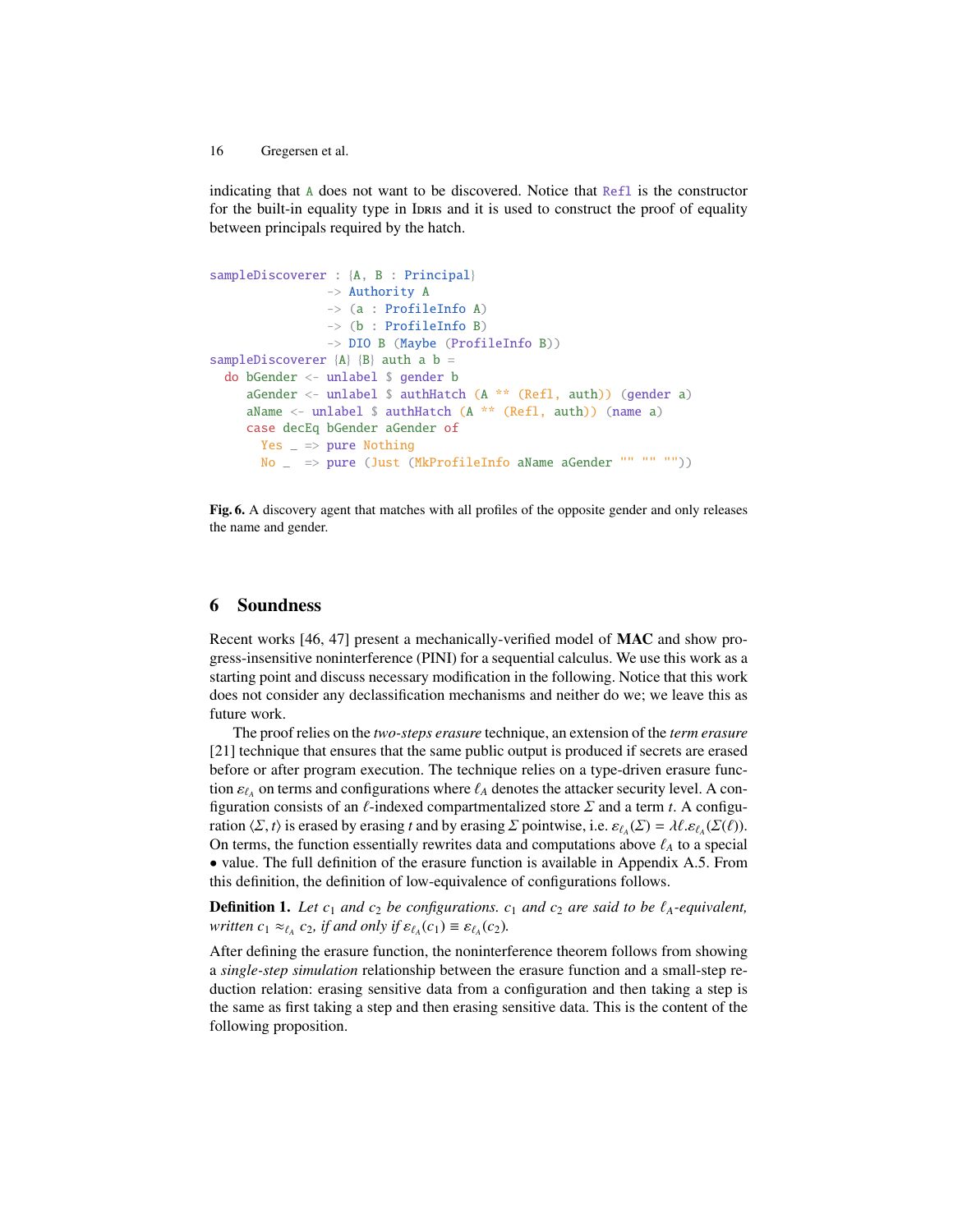indicating that `A` does not want to be discovered. Notice that `Refl` is the constructor for the built-in equality type in Idris and it is used to construct the proof of equality between principals required by the hatch.

```
sampleDiscoverer : {A, B : Principal}
                -> Authority A
                -> (a : ProfileInfo A)
                -> (b : ProfileInfo B)
                -> DIO B (Maybe (ProfileInfo B))
sampleDiscoverer {A} {B} auth a b =
  do bGender <- unlabel $ gender b
     aGender <- unlabel $ authHatch (A ** (Refl, auth)) (gender a)
     aName <- unlabel $ authHatch (A ** (Refl, auth)) (name a)
     case decEq bGender aGender of
       Yes _ => pure Nothing
       No _  => pure (Just (MkProfileInfo aName aGender "" "" ""))
```

**Fig. 6.** A discovery agent that matches with all profiles of the opposite gender and only releases the name and gender.

## 6 Soundness

Recent works [46, 47] present a mechanically-verified model of **MAC** and show progress-insensitive noninterference (PINI) for a sequential calculus. We use this work as a starting point and discuss necessary modification in the following. Notice that this work does not consider any declassification mechanisms and neither do we; we leave this as future work.

The proof relies on the *two-steps erasure* technique, an extension of the *term erasure* [21] technique that ensures that the same public output is produced if secrets are erased before or after program execution. The technique relies on a type-driven erasure function $\varepsilon_{\ell_A}$ on terms and configurations where $\ell_A$ denotes the attacker security level. A configuration consists of an $\ell$-indexed compartmentalized store $\Sigma$ and a term $t$. A configuration $\langle \Sigma, t \rangle$ is erased by erasing $t$ and by erasing $\Sigma$ pointwise, i.e. $\varepsilon_{\ell_A}(\Sigma) = \lambda \ell . \varepsilon_{\ell_A}(\Sigma(\ell))$. On terms, the function essentially rewrites data and computations above $\ell_A$ to a special $\bullet$ value. The full definition of the erasure function is available in Appendix A.5. From this definition, the definition of low-equivalence of configurations follows.

**Definition 1.** *Let $c_1$ and $c_2$ be configurations. $c_1$ and $c_2$ are said to be $\ell_A$-equivalent, written $c_1 \approx_{\ell_A} c_2$, if and only if $\varepsilon_{\ell_A}(c_1) \equiv \varepsilon_{\ell_A}(c_2)$.*

After defining the erasure function, the noninterference theorem follows from showing a *single-step simulation* relationship between the erasure function and a small-step reduction relation: erasing sensitive data from a configuration and then taking a step is the same as first taking a step and then erasing sensitive data. This is the content of the following proposition.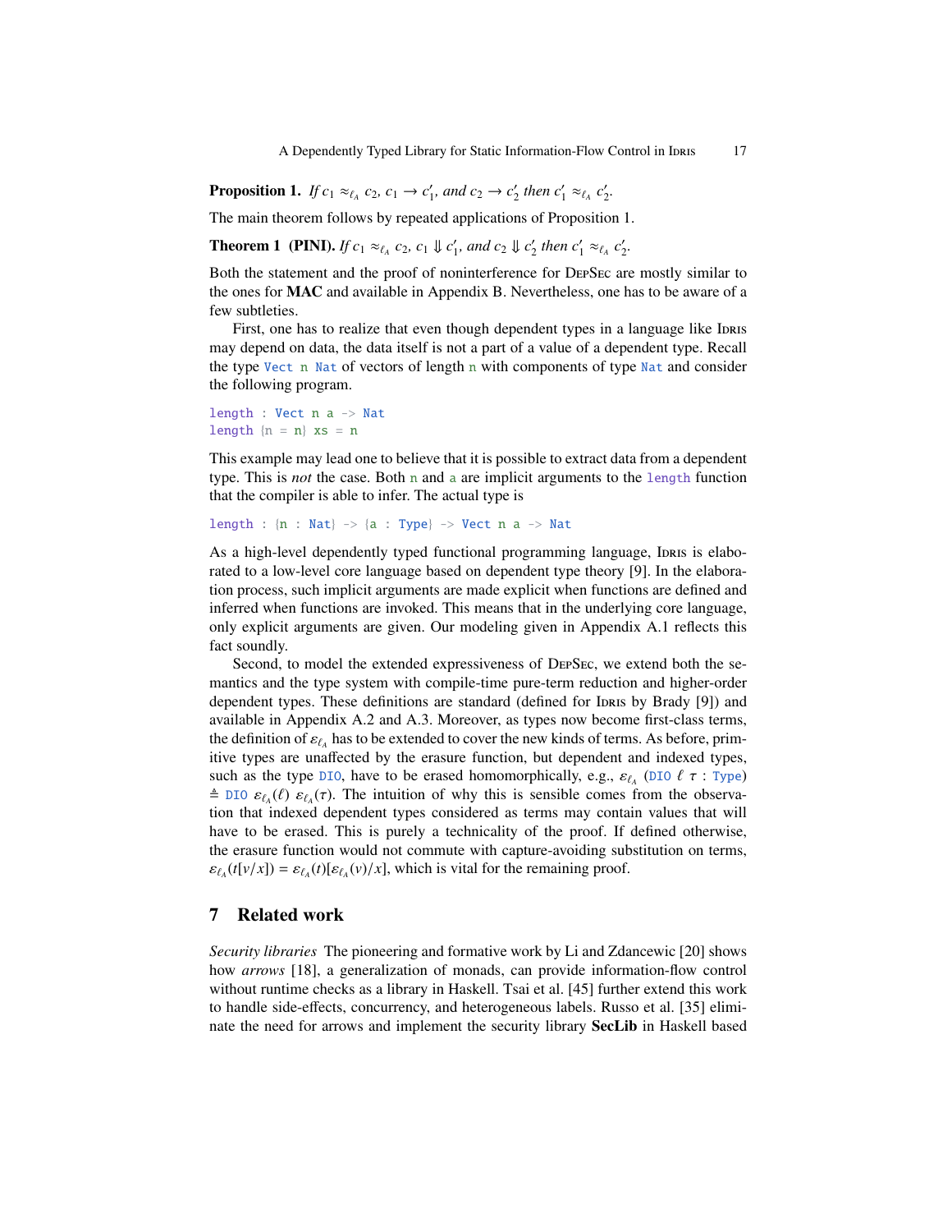**Proposition 1.** *If* $c_1 \approx_{\ell_A} c_2$*,* $c_1 \rightarrow c_1'$*, and* $c_2 \rightarrow c_2'$ *then* $c_1' \approx_{\ell_A} c_2'$*.*

The main theorem follows by repeated applications of Proposition 1.

**Theorem 1 (PINI).** *If* $c_1 \approx_{\ell_A} c_2$*,* $c_1 \Downarrow c_1'$*, and* $c_2 \Downarrow c_2'$ *then* $c_1' \approx_{\ell_A} c_2'$*.*

Both the statement and the proof of noninterference for DepSec are mostly similar to the ones for **MAC** and available in Appendix B. Nevertheless, one has to be aware of a few subtleties.

First, one has to realize that even though dependent types in a language like Idris may depend on data, the data itself is not a part of a value of a dependent type. Recall the type `Vect n Nat` of vectors of length `n` with components of type `Nat` and consider the following program.

```
length : Vect n a -> Nat
length {n = n} xs = n
```

This example may lead one to believe that it is possible to extract data from a dependent type. This is *not* the case. Both `n` and `a` are implicit arguments to the `length` function that the compiler is able to infer. The actual type is

```
length : {n : Nat} -> {a : Type} -> Vect n a -> Nat
```

As a high-level dependently typed functional programming language, Idris is elaborated to a low-level core language based on dependent type theory [9]. In the elaboration process, such implicit arguments are made explicit when functions are defined and inferred when functions are invoked. This means that in the underlying core language, only explicit arguments are given. Our modeling given in Appendix A.1 reflects this fact soundly.

Second, to model the extended expressiveness of DepSec, we extend both the semantics and the type system with compile-time pure-term reduction and higher-order dependent types. These definitions are standard (defined for Idris by Brady [9]) and available in Appendix A.2 and A.3. Moreover, as types now become first-class terms, the definition of $\varepsilon_{\ell_A}$ has to be extended to cover the new kinds of terms. As before, primitive types are unaffected by the erasure function, but dependent and indexed types, such as the type `DIO`, have to be erased homomorphically, e.g., $\varepsilon_{\ell_A}$ (`DIO` $\ell$ $\tau$ : `Type`) $\triangleq$ `DIO` $\varepsilon_{\ell_A}(\ell)$ $\varepsilon_{\ell_A}(\tau)$. The intuition of why this is sensible comes from the observation that indexed dependent types considered as terms may contain values that will have to be erased. This is purely a technicality of the proof. If defined otherwise, the erasure function would not commute with capture-avoiding substitution on terms, $\varepsilon_{\ell_A}(t[v/x]) = \varepsilon_{\ell_A}(t)[\varepsilon_{\ell_A}(v)/x]$, which is vital for the remaining proof.

## 7 Related work

*Security libraries* The pioneering and formative work by Li and Zdancewic [20] shows how *arrows* [18], a generalization of monads, can provide information-flow control without runtime checks as a library in Haskell. Tsai et al. [45] further extend this work to handle side-effects, concurrency, and heterogeneous labels. Russo et al. [35] eliminate the need for arrows and implement the security library **SecLib** in Haskell based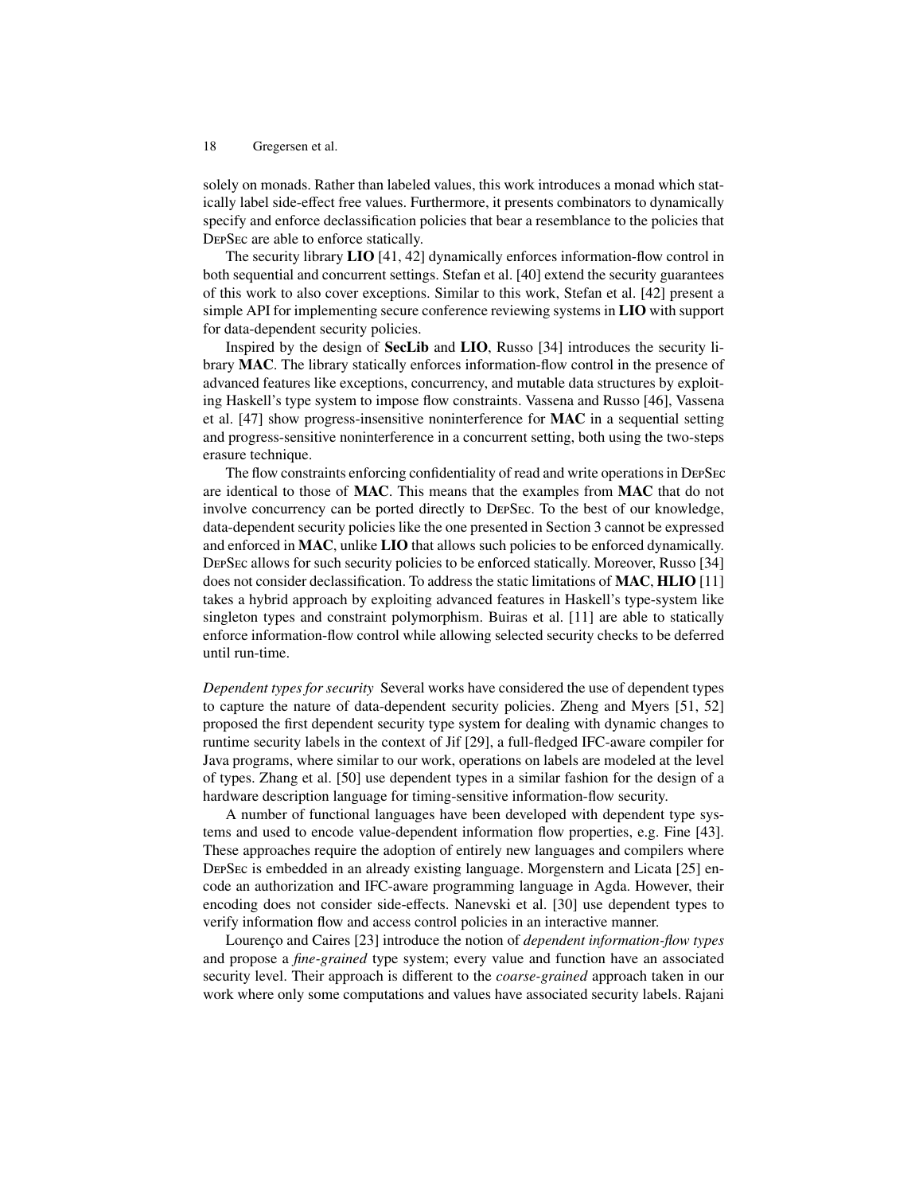solely on monads. Rather than labeled values, this work introduces a monad which statically label side-effect free values. Furthermore, it presents combinators to dynamically specify and enforce declassification policies that bear a resemblance to the policies that DepSec are able to enforce statically.

The security library **LIO** [41, 42] dynamically enforces information-flow control in both sequential and concurrent settings. Stefan et al. [40] extend the security guarantees of this work to also cover exceptions. Similar to this work, Stefan et al. [42] present a simple API for implementing secure conference reviewing systems in **LIO** with support for data-dependent security policies.

Inspired by the design of **SecLib** and **LIO**, Russo [34] introduces the security library **MAC**. The library statically enforces information-flow control in the presence of advanced features like exceptions, concurrency, and mutable data structures by exploiting Haskell's type system to impose flow constraints. Vassena and Russo [46], Vassena et al. [47] show progress-insensitive noninterference for **MAC** in a sequential setting and progress-sensitive noninterference in a concurrent setting, both using the two-steps erasure technique.

The flow constraints enforcing confidentiality of read and write operations in DepSec are identical to those of **MAC**. This means that the examples from **MAC** that do not involve concurrency can be ported directly to DepSec. To the best of our knowledge, data-dependent security policies like the one presented in Section 3 cannot be expressed and enforced in **MAC**, unlike **LIO** that allows such policies to be enforced dynamically. DepSec allows for such security policies to be enforced statically. Moreover, Russo [34] does not consider declassification. To address the static limitations of **MAC**, **HLIO** [11] takes a hybrid approach by exploiting advanced features in Haskell's type-system like singleton types and constraint polymorphism. Buiras et al. [11] are able to statically enforce information-flow control while allowing selected security checks to be deferred until run-time.

*Dependent types for security* Several works have considered the use of dependent types to capture the nature of data-dependent security policies. Zheng and Myers [51, 52] proposed the first dependent security type system for dealing with dynamic changes to runtime security labels in the context of Jif [29], a full-fledged IFC-aware compiler for Java programs, where similar to our work, operations on labels are modeled at the level of types. Zhang et al. [50] use dependent types in a similar fashion for the design of a hardware description language for timing-sensitive information-flow security.

A number of functional languages have been developed with dependent type systems and used to encode value-dependent information flow properties, e.g. Fine [43]. These approaches require the adoption of entirely new languages and compilers where DepSec is embedded in an already existing language. Morgenstern and Licata [25] encode an authorization and IFC-aware programming language in Agda. However, their encoding does not consider side-effects. Nanevski et al. [30] use dependent types to verify information flow and access control policies in an interactive manner.

Lourenço and Caires [23] introduce the notion of *dependent information-flow types* and propose a *fine-grained* type system; every value and function have an associated security level. Their approach is different to the *coarse-grained* approach taken in our work where only some computations and values have associated security labels. Rajani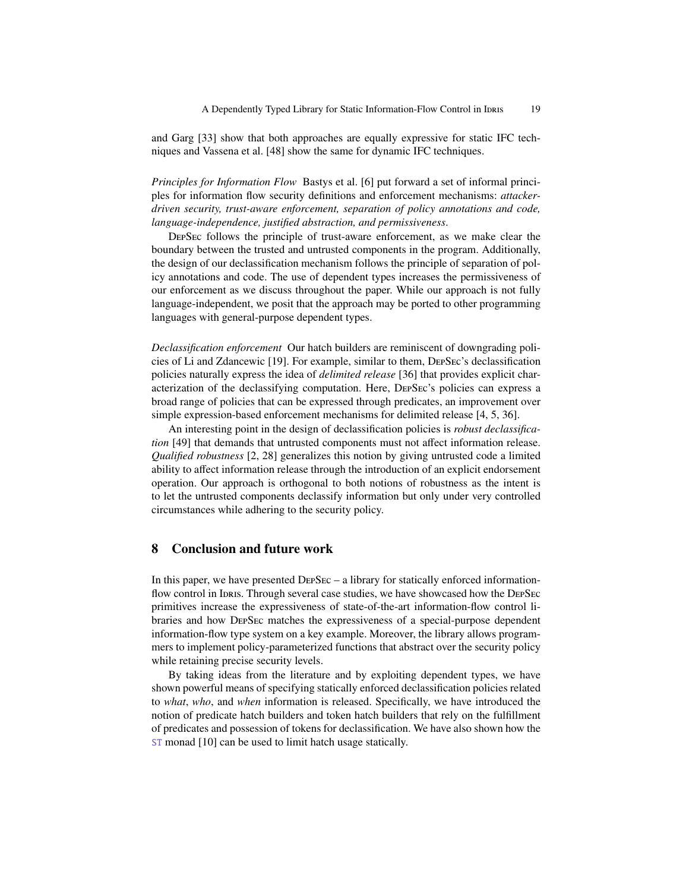and Garg [33] show that both approaches are equally expressive for static IFC techniques and Vassena et al. [48] show the same for dynamic IFC techniques.

*Principles for Information Flow* Bastys et al. [6] put forward a set of informal principles for information flow security definitions and enforcement mechanisms: *attacker-driven security, trust-aware enforcement, separation of policy annotations and code, language-independence, justified abstraction, and permissiveness*.

DepSec follows the principle of trust-aware enforcement, as we make clear the boundary between the trusted and untrusted components in the program. Additionally, the design of our declassification mechanism follows the principle of separation of policy annotations and code. The use of dependent types increases the permissiveness of our enforcement as we discuss throughout the paper. While our approach is not fully language-independent, we posit that the approach may be ported to other programming languages with general-purpose dependent types.

*Declassification enforcement* Our hatch builders are reminiscent of downgrading policies of Li and Zdancewic [19]. For example, similar to them, DepSec's declassification policies naturally express the idea of *delimited release* [36] that provides explicit characterization of the declassifying computation. Here, DepSec's policies can express a broad range of policies that can be expressed through predicates, an improvement over simple expression-based enforcement mechanisms for delimited release [4, 5, 36].

An interesting point in the design of declassification policies is *robust declassification* [49] that demands that untrusted components must not affect information release. *Qualified robustness* [2, 28] generalizes this notion by giving untrusted code a limited ability to affect information release through the introduction of an explicit endorsement operation. Our approach is orthogonal to both notions of robustness as the intent is to let the untrusted components declassify information but only under very controlled circumstances while adhering to the security policy.

## 8 Conclusion and future work

In this paper, we have presented DepSec – a library for statically enforced information-flow control in Idris. Through several case studies, we have showcased how the DepSec primitives increase the expressiveness of state-of-the-art information-flow control libraries and how DepSec matches the expressiveness of a special-purpose dependent information-flow type system on a key example. Moreover, the library allows programmers to implement policy-parameterized functions that abstract over the security policy while retaining precise security levels.

By taking ideas from the literature and by exploiting dependent types, we have shown powerful means of specifying statically enforced declassification policies related to *what*, *who*, and *when* information is released. Specifically, we have introduced the notion of predicate hatch builders and token hatch builders that rely on the fulfillment of predicates and possession of tokens for declassification. We have also shown how the `ST` monad [10] can be used to limit hatch usage statically.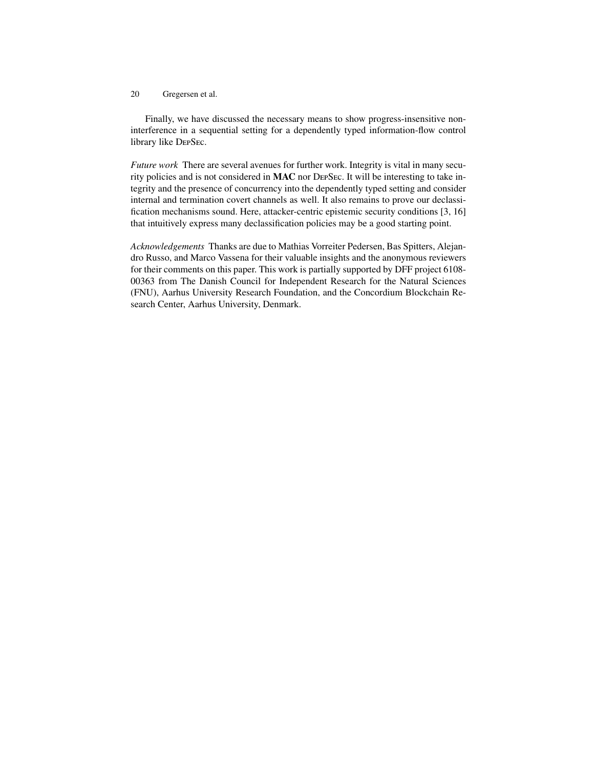Finally, we have discussed the necessary means to show progress-insensitive noninterference in a sequential setting for a dependently typed information-flow control library like DepSec.

*Future work* There are several avenues for further work. Integrity is vital in many security policies and is not considered in **MAC** nor DepSec. It will be interesting to take integrity and the presence of concurrency into the dependently typed setting and consider internal and termination covert channels as well. It also remains to prove our declassification mechanisms sound. Here, attacker-centric epistemic security conditions [3, 16] that intuitively express many declassification policies may be a good starting point.

*Acknowledgements* Thanks are due to Mathias Vorreiter Pedersen, Bas Spitters, Alejandro Russo, and Marco Vassena for their valuable insights and the anonymous reviewers for their comments on this paper. This work is partially supported by DFF project 6108-00363 from The Danish Council for Independent Research for the Natural Sciences (FNU), Aarhus University Research Foundation, and the Concordium Blockchain Research Center, Aarhus University, Denmark.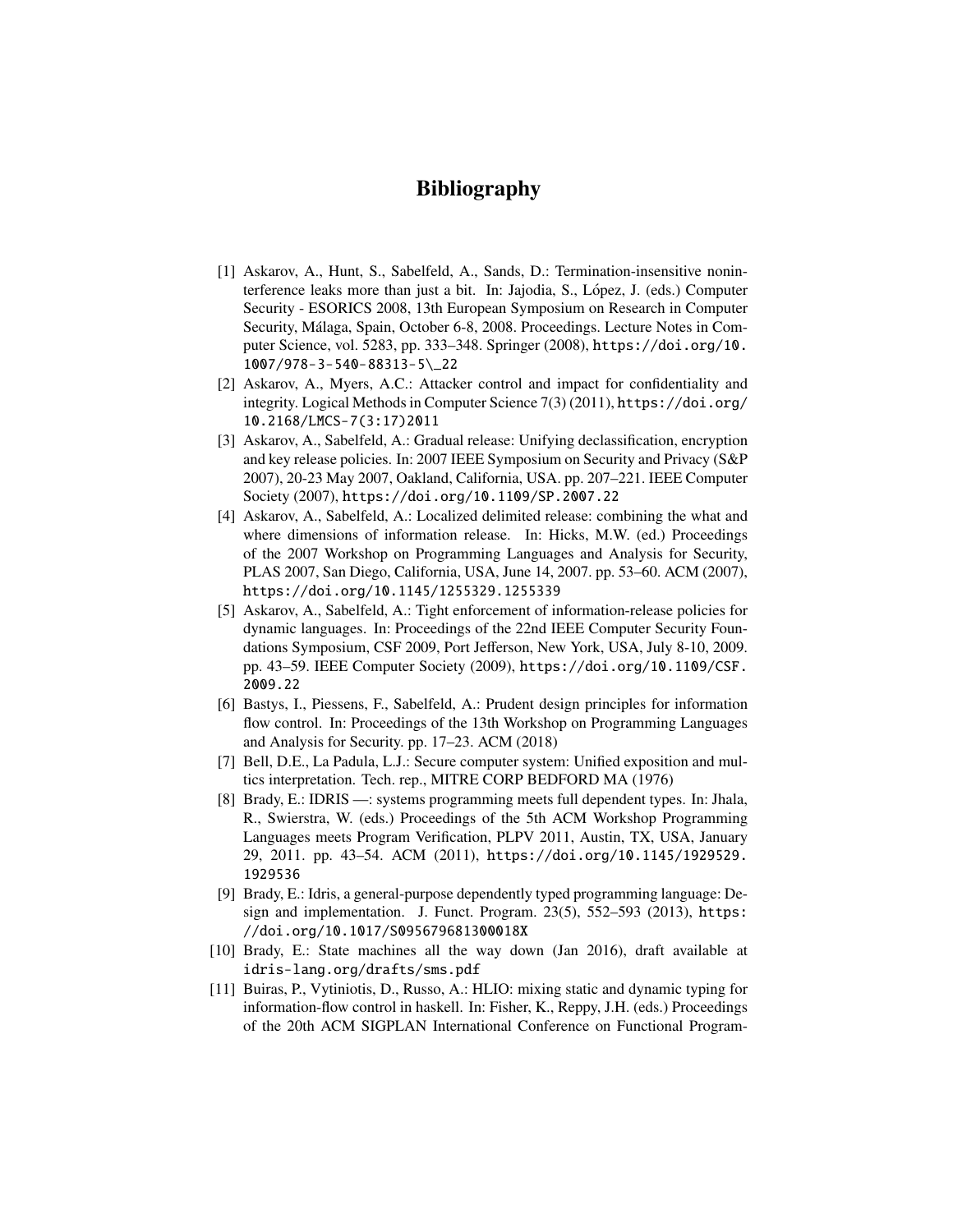# Bibliography

[1] Askarov, A., Hunt, S., Sabelfeld, A., Sands, D.: Termination-insensitive noninterference leaks more than just a bit. In: Jajodia, S., López, J. (eds.) Computer Security - ESORICS 2008, 13th European Symposium on Research in Computer Security, Málaga, Spain, October 6-8, 2008. Proceedings. Lecture Notes in Computer Science, vol. 5283, pp. 333–348. Springer (2008), https://doi.org/10.1007/978-3-540-88313-5\_22

[2] Askarov, A., Myers, A.C.: Attacker control and impact for confidentiality and integrity. Logical Methods in Computer Science 7(3) (2011), https://doi.org/10.2168/LMCS-7(3:17)2011

[3] Askarov, A., Sabelfeld, A.: Gradual release: Unifying declassification, encryption and key release policies. In: 2007 IEEE Symposium on Security and Privacy (S&P 2007), 20-23 May 2007, Oakland, California, USA. pp. 207–221. IEEE Computer Society (2007), https://doi.org/10.1109/SP.2007.22

[4] Askarov, A., Sabelfeld, A.: Localized delimited release: combining the what and where dimensions of information release. In: Hicks, M.W. (ed.) Proceedings of the 2007 Workshop on Programming Languages and Analysis for Security, PLAS 2007, San Diego, California, USA, June 14, 2007. pp. 53–60. ACM (2007), https://doi.org/10.1145/1255329.1255339

[5] Askarov, A., Sabelfeld, A.: Tight enforcement of information-release policies for dynamic languages. In: Proceedings of the 22nd IEEE Computer Security Foundations Symposium, CSF 2009, Port Jefferson, New York, USA, July 8-10, 2009. pp. 43–59. IEEE Computer Society (2009), https://doi.org/10.1109/CSF.2009.22

[6] Bastys, I., Piessens, F., Sabelfeld, A.: Prudent design principles for information flow control. In: Proceedings of the 13th Workshop on Programming Languages and Analysis for Security. pp. 17–23. ACM (2018)

[7] Bell, D.E., La Padula, L.J.: Secure computer system: Unified exposition and multics interpretation. Tech. rep., MITRE CORP BEDFORD MA (1976)

[8] Brady, E.: IDRIS —: systems programming meets full dependent types. In: Jhala, R., Swierstra, W. (eds.) Proceedings of the 5th ACM Workshop Programming Languages meets Program Verification, PLPV 2011, Austin, TX, USA, January 29, 2011. pp. 43–54. ACM (2011), https://doi.org/10.1145/1929529.1929536

[9] Brady, E.: Idris, a general-purpose dependently typed programming language: Design and implementation. J. Funct. Program. 23(5), 552–593 (2013), https://doi.org/10.1017/S095679681300018X

[10] Brady, E.: State machines all the way down (Jan 2016), draft available at idris-lang.org/drafts/sms.pdf

[11] Buiras, P., Vytiniotis, D., Russo, A.: HLIO: mixing static and dynamic typing for information-flow control in haskell. In: Fisher, K., Reppy, J.H. (eds.) Proceedings of the 20th ACM SIGPLAN International Conference on Functional Program-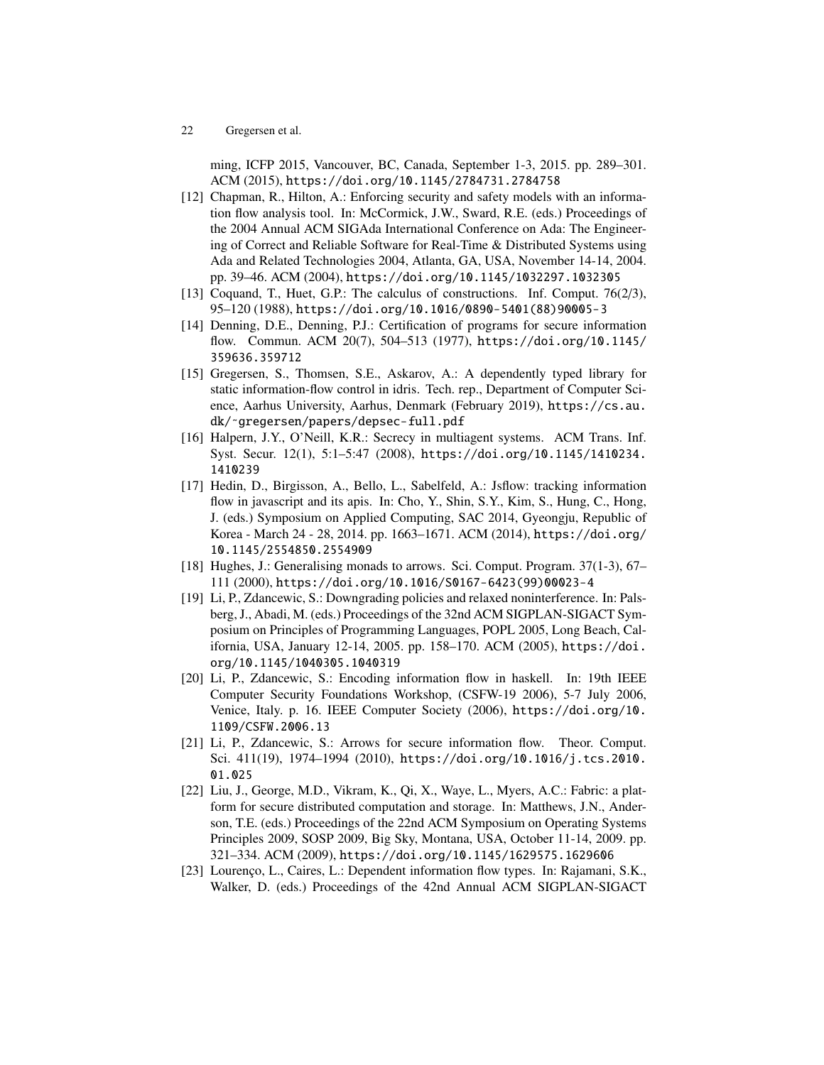ming, ICFP 2015, Vancouver, BC, Canada, September 1-3, 2015. pp. 289–301. ACM (2015), https://doi.org/10.1145/2784731.2784758

[12] Chapman, R., Hilton, A.: Enforcing security and safety models with an information flow analysis tool. In: McCormick, J.W., Sward, R.E. (eds.) Proceedings of the 2004 Annual ACM SIGAda International Conference on Ada: The Engineering of Correct and Reliable Software for Real-Time & Distributed Systems using Ada and Related Technologies 2004, Atlanta, GA, USA, November 14-14, 2004. pp. 39–46. ACM (2004), https://doi.org/10.1145/1032297.1032305

[13] Coquand, T., Huet, G.P.: The calculus of constructions. Inf. Comput. 76(2/3), 95–120 (1988), https://doi.org/10.1016/0890-5401(88)90005-3

[14] Denning, D.E., Denning, P.J.: Certification of programs for secure information flow. Commun. ACM 20(7), 504–513 (1977), https://doi.org/10.1145/359636.359712

[15] Gregersen, S., Thomsen, S.E., Askarov, A.: A dependently typed library for static information-flow control in idris. Tech. rep., Department of Computer Science, Aarhus University, Aarhus, Denmark (February 2019), https://cs.au.dk/~gregersen/papers/depsec-full.pdf

[16] Halpern, J.Y., O'Neill, K.R.: Secrecy in multiagent systems. ACM Trans. Inf. Syst. Secur. 12(1), 5:1–5:47 (2008), https://doi.org/10.1145/1410234.1410239

[17] Hedin, D., Birgisson, A., Bello, L., Sabelfeld, A.: Jsflow: tracking information flow in javascript and its apis. In: Cho, Y., Shin, S.Y., Kim, S., Hung, C., Hong, J. (eds.) Symposium on Applied Computing, SAC 2014, Gyeongju, Republic of Korea - March 24 - 28, 2014. pp. 1663–1671. ACM (2014), https://doi.org/10.1145/2554850.2554909

[18] Hughes, J.: Generalising monads to arrows. Sci. Comput. Program. 37(1-3), 67–111 (2000), https://doi.org/10.1016/S0167-6423(99)00023-4

[19] Li, P., Zdancewic, S.: Downgrading policies and relaxed noninterference. In: Palsberg, J., Abadi, M. (eds.) Proceedings of the 32nd ACM SIGPLAN-SIGACT Symposium on Principles of Programming Languages, POPL 2005, Long Beach, California, USA, January 12-14, 2005. pp. 158–170. ACM (2005), https://doi.org/10.1145/1040305.1040319

[20] Li, P., Zdancewic, S.: Encoding information flow in haskell. In: 19th IEEE Computer Security Foundations Workshop, (CSFW-19 2006), 5-7 July 2006, Venice, Italy. p. 16. IEEE Computer Society (2006), https://doi.org/10.1109/CSFW.2006.13

[21] Li, P., Zdancewic, S.: Arrows for secure information flow. Theor. Comput. Sci. 411(19), 1974–1994 (2010), https://doi.org/10.1016/j.tcs.2010.01.025

[22] Liu, J., George, M.D., Vikram, K., Qi, X., Waye, L., Myers, A.C.: Fabric: a platform for secure distributed computation and storage. In: Matthews, J.N., Anderson, T.E. (eds.) Proceedings of the 22nd ACM Symposium on Operating Systems Principles 2009, SOSP 2009, Big Sky, Montana, USA, October 11-14, 2009. pp. 321–334. ACM (2009), https://doi.org/10.1145/1629575.1629606

[23] Lourenço, L., Caires, L.: Dependent information flow types. In: Rajamani, S.K., Walker, D. (eds.) Proceedings of the 42nd Annual ACM SIGPLAN-SIGACT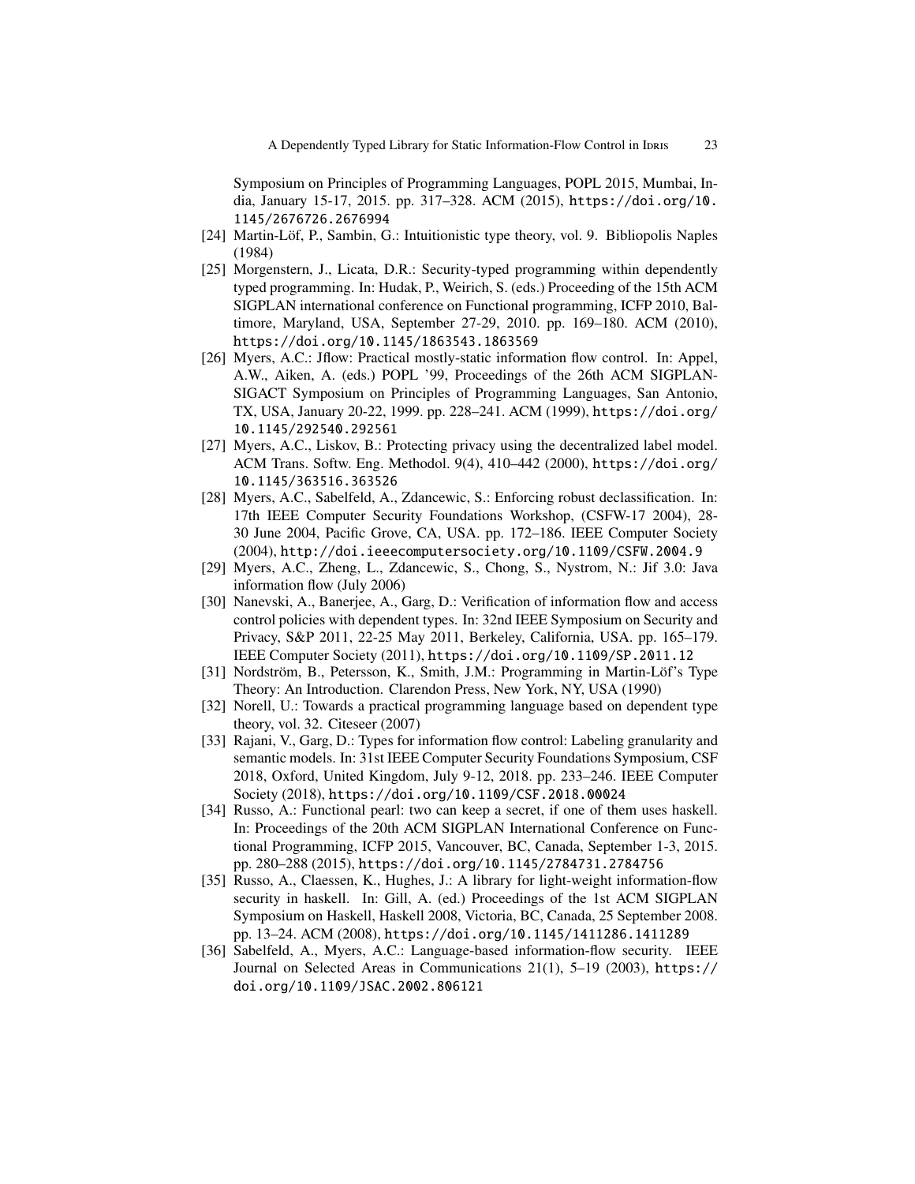Symposium on Principles of Programming Languages, POPL 2015, Mumbai, India, January 15-17, 2015. pp. 317–328. ACM (2015), https://doi.org/10.1145/2676726.2676994

[24] Martin-Löf, P., Sambin, G.: Intuitionistic type theory, vol. 9. Bibliopolis Naples (1984)

[25] Morgenstern, J., Licata, D.R.: Security-typed programming within dependently typed programming. In: Hudak, P., Weirich, S. (eds.) Proceeding of the 15th ACM SIGPLAN international conference on Functional programming, ICFP 2010, Baltimore, Maryland, USA, September 27-29, 2010. pp. 169–180. ACM (2010), https://doi.org/10.1145/1863543.1863569

[26] Myers, A.C.: Jflow: Practical mostly-static information flow control. In: Appel, A.W., Aiken, A. (eds.) POPL '99, Proceedings of the 26th ACM SIGPLAN-SIGACT Symposium on Principles of Programming Languages, San Antonio, TX, USA, January 20-22, 1999. pp. 228–241. ACM (1999), https://doi.org/10.1145/292540.292561

[27] Myers, A.C., Liskov, B.: Protecting privacy using the decentralized label model. ACM Trans. Softw. Eng. Methodol. 9(4), 410–442 (2000), https://doi.org/10.1145/363516.363526

[28] Myers, A.C., Sabelfeld, A., Zdancewic, S.: Enforcing robust declassification. In: 17th IEEE Computer Security Foundations Workshop, (CSFW-17 2004), 28-30 June 2004, Pacific Grove, CA, USA. pp. 172–186. IEEE Computer Society (2004), http://doi.ieeecomputersociety.org/10.1109/CSFW.2004.9

[29] Myers, A.C., Zheng, L., Zdancewic, S., Chong, S., Nystrom, N.: Jif 3.0: Java information flow (July 2006)

[30] Nanevski, A., Banerjee, A., Garg, D.: Verification of information flow and access control policies with dependent types. In: 32nd IEEE Symposium on Security and Privacy, S&P 2011, 22-25 May 2011, Berkeley, California, USA. pp. 165–179. IEEE Computer Society (2011), https://doi.org/10.1109/SP.2011.12

[31] Nordström, B., Petersson, K., Smith, J.M.: Programming in Martin-Löf's Type Theory: An Introduction. Clarendon Press, New York, NY, USA (1990)

[32] Norell, U.: Towards a practical programming language based on dependent type theory, vol. 32. Citeseer (2007)

[33] Rajani, V., Garg, D.: Types for information flow control: Labeling granularity and semantic models. In: 31st IEEE Computer Security Foundations Symposium, CSF 2018, Oxford, United Kingdom, July 9-12, 2018. pp. 233–246. IEEE Computer Society (2018), https://doi.org/10.1109/CSF.2018.00024

[34] Russo, A.: Functional pearl: two can keep a secret, if one of them uses haskell. In: Proceedings of the 20th ACM SIGPLAN International Conference on Functional Programming, ICFP 2015, Vancouver, BC, Canada, September 1-3, 2015. pp. 280–288 (2015), https://doi.org/10.1145/2784731.2784756

[35] Russo, A., Claessen, K., Hughes, J.: A library for light-weight information-flow security in haskell. In: Gill, A. (ed.) Proceedings of the 1st ACM SIGPLAN Symposium on Haskell, Haskell 2008, Victoria, BC, Canada, 25 September 2008. pp. 13–24. ACM (2008), https://doi.org/10.1145/1411286.1411289

[36] Sabelfeld, A., Myers, A.C.: Language-based information-flow security. IEEE Journal on Selected Areas in Communications 21(1), 5–19 (2003), https://doi.org/10.1109/JSAC.2002.806121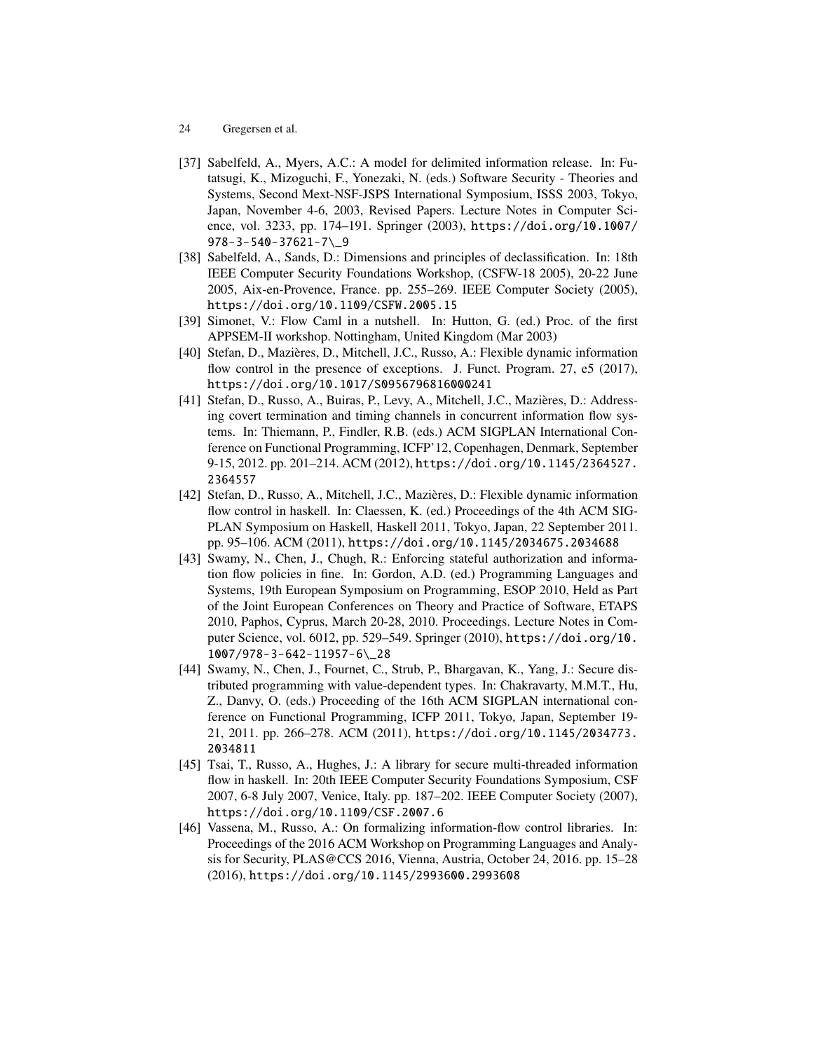- [37] Sabelfeld, A., Myers, A.C.: A model for delimited information release. In: Futatsugi, K., Mizoguchi, F., Yonezaki, N. (eds.) Software Security - Theories and Systems, Second Mext-NSF-JSPS International Symposium, ISSS 2003, Tokyo, Japan, November 4-6, 2003, Revised Papers. Lecture Notes in Computer Science, vol. 3233, pp. 174–191. Springer (2003), https://doi.org/10.1007/978-3-540-37621-7_9
- [38] Sabelfeld, A., Sands, D.: Dimensions and principles of declassification. In: 18th IEEE Computer Security Foundations Workshop, (CSFW-18 2005), 20-22 June 2005, Aix-en-Provence, France. pp. 255–269. IEEE Computer Society (2005), https://doi.org/10.1109/CSFW.2005.15
- [39] Simonet, V.: Flow Caml in a nutshell. In: Hutton, G. (ed.) Proc. of the first APPSEM-II workshop. Nottingham, United Kingdom (Mar 2003)
- [40] Stefan, D., Mazières, D., Mitchell, J.C., Russo, A.: Flexible dynamic information flow control in the presence of exceptions. J. Funct. Program. 27, e5 (2017), https://doi.org/10.1017/S0956796816000241
- [41] Stefan, D., Russo, A., Buiras, P., Levy, A., Mitchell, J.C., Mazières, D.: Addressing covert termination and timing channels in concurrent information flow systems. In: Thiemann, P., Findler, R.B. (eds.) ACM SIGPLAN International Conference on Functional Programming, ICFP'12, Copenhagen, Denmark, September 9-15, 2012. pp. 201–214. ACM (2012), https://doi.org/10.1145/2364527.2364557
- [42] Stefan, D., Russo, A., Mitchell, J.C., Mazières, D.: Flexible dynamic information flow control in haskell. In: Claessen, K. (ed.) Proceedings of the 4th ACM SIGPLAN Symposium on Haskell, Haskell 2011, Tokyo, Japan, 22 September 2011. pp. 95–106. ACM (2011), https://doi.org/10.1145/2034675.2034688
- [43] Swamy, N., Chen, J., Chugh, R.: Enforcing stateful authorization and information flow policies in fine. In: Gordon, A.D. (ed.) Programming Languages and Systems, 19th European Symposium on Programming, ESOP 2010, Held as Part of the Joint European Conferences on Theory and Practice of Software, ETAPS 2010, Paphos, Cyprus, March 20-28, 2010. Proceedings. Lecture Notes in Computer Science, vol. 6012, pp. 529–549. Springer (2010), https://doi.org/10.1007/978-3-642-11957-6_28
- [44] Swamy, N., Chen, J., Fournet, C., Strub, P., Bhargavan, K., Yang, J.: Secure distributed programming with value-dependent types. In: Chakravarty, M.M.T., Hu, Z., Danvy, O. (eds.) Proceeding of the 16th ACM SIGPLAN international conference on Functional Programming, ICFP 2011, Tokyo, Japan, September 19-21, 2011. pp. 266–278. ACM (2011), https://doi.org/10.1145/2034773.2034811
- [45] Tsai, T., Russo, A., Hughes, J.: A library for secure multi-threaded information flow in haskell. In: 20th IEEE Computer Security Foundations Symposium, CSF 2007, 6-8 July 2007, Venice, Italy. pp. 187–202. IEEE Computer Society (2007), https://doi.org/10.1109/CSF.2007.6
- [46] Vassena, M., Russo, A.: On formalizing information-flow control libraries. In: Proceedings of the 2016 ACM Workshop on Programming Languages and Analysis for Security, PLAS@CCS 2016, Vienna, Austria, October 24, 2016. pp. 15–28 (2016), https://doi.org/10.1145/2993600.2993608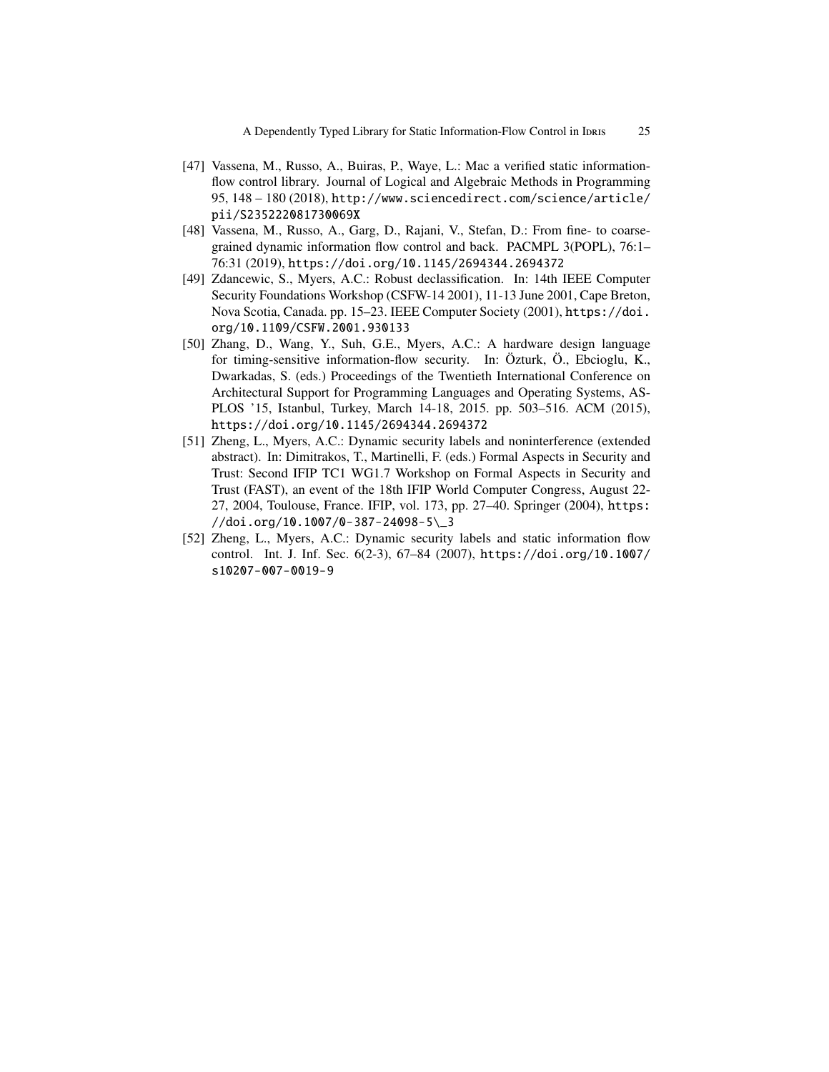- [47] Vassena, M., Russo, A., Buiras, P., Waye, L.: Mac a verified static information-flow control library. Journal of Logical and Algebraic Methods in Programming 95, 148 – 180 (2018), http://www.sciencedirect.com/science/article/pii/S235222081730069X
- [48] Vassena, M., Russo, A., Garg, D., Rajani, V., Stefan, D.: From fine- to coarse-grained dynamic information flow control and back. PACMPL 3(POPL), 76:1–76:31 (2019), https://doi.org/10.1145/2694344.2694372
- [49] Zdancewic, S., Myers, A.C.: Robust declassification. In: 14th IEEE Computer Security Foundations Workshop (CSFW-14 2001), 11-13 June 2001, Cape Breton, Nova Scotia, Canada. pp. 15–23. IEEE Computer Society (2001), https://doi.org/10.1109/CSFW.2001.930133
- [50] Zhang, D., Wang, Y., Suh, G.E., Myers, A.C.: A hardware design language for timing-sensitive information-flow security. In: Özturk, Ö., Ebcioglu, K., Dwarkadas, S. (eds.) Proceedings of the Twentieth International Conference on Architectural Support for Programming Languages and Operating Systems, ASPLOS '15, Istanbul, Turkey, March 14-18, 2015. pp. 503–516. ACM (2015), https://doi.org/10.1145/2694344.2694372
- [51] Zheng, L., Myers, A.C.: Dynamic security labels and noninterference (extended abstract). In: Dimitrakos, T., Martinelli, F. (eds.) Formal Aspects in Security and Trust: Second IFIP TC1 WG1.7 Workshop on Formal Aspects in Security and Trust (FAST), an event of the 18th IFIP World Computer Congress, August 22-27, 2004, Toulouse, France. IFIP, vol. 173, pp. 27–40. Springer (2004), https://doi.org/10.1007/0-387-24098-5\_3
- [52] Zheng, L., Myers, A.C.: Dynamic security labels and static information flow control. Int. J. Inf. Sec. 6(2-3), 67–84 (2007), https://doi.org/10.1007/s10207-007-0019-9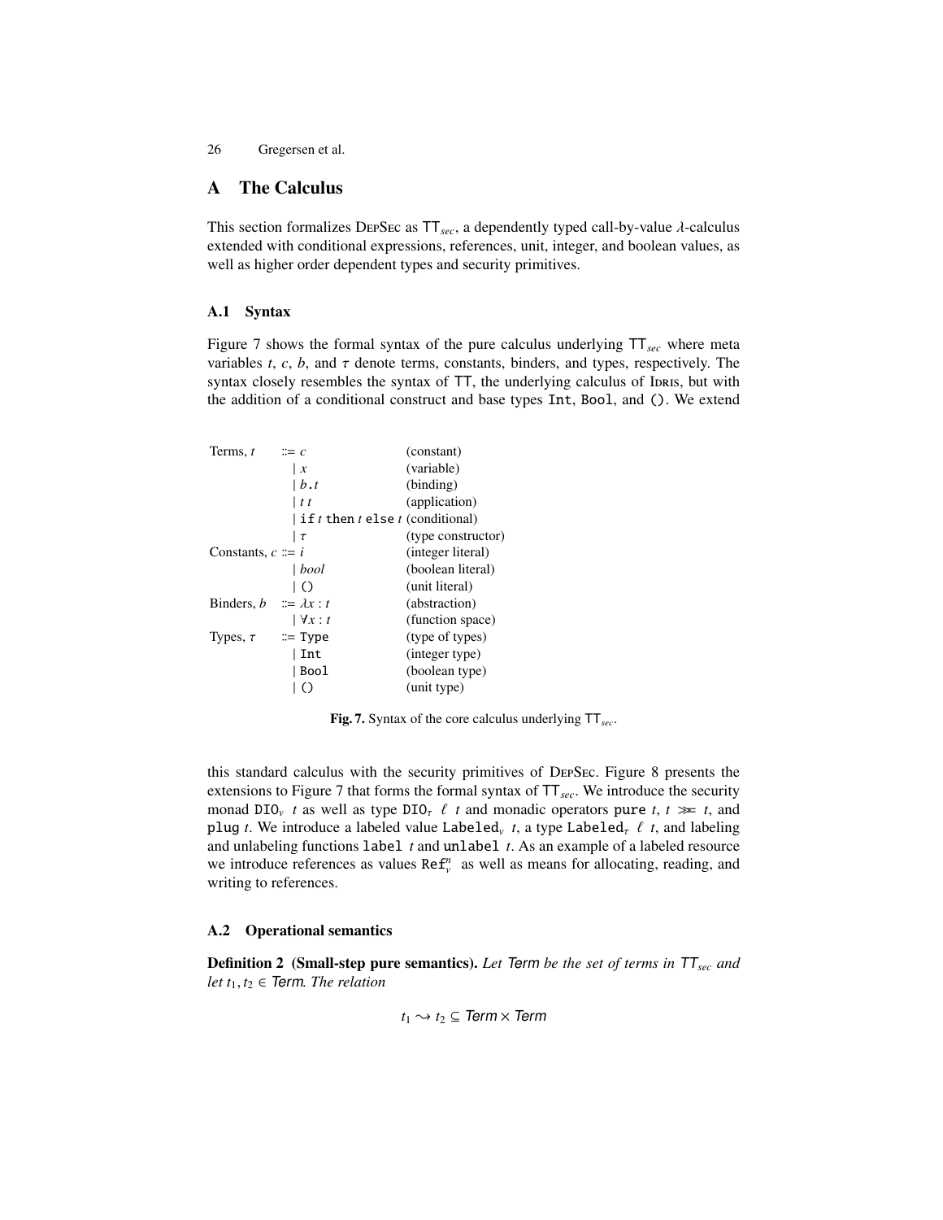## A The Calculus

This section formalizes DepSec as $\mathsf{TT}_{sec}$, a dependently typed call-by-value $\lambda$-calculus extended with conditional expressions, references, unit, integer, and boolean values, as well as higher order dependent types and security primitives.

### A.1 Syntax

Figure 7 shows the formal syntax of the pure calculus underlying $\mathsf{TT}_{sec}$ where meta variables $t$, $c$, $b$, and $\tau$ denote terms, constants, binders, and types, respectively. The syntax closely resembles the syntax of $\mathsf{TT}$, the underlying calculus of Idris, but with the addition of a conditional construct and base types `Int`, `Bool`, and `()`. We extend

| | | |
|---|---|---|
| Terms, $t$ | $::= c$ | (constant) |
| | $\mid x$ | (variable) |
| | $\mid b\,.\,t$ | (binding) |
| | $\mid t\ t$ | (application) |
| | $\mid$ `if` $t$ `then` $t$ `else` $t$ | (conditional) |
| | $\mid \tau$ | (type constructor) |
| Constants, $c$ | $::= i$ | (integer literal) |
| | $\mid bool$ | (boolean literal) |
| | $\mid ()$ | (unit literal) |
| Binders, $b$ | $::= \lambda x : t$ | (abstraction) |
| | $\mid \forall x : t$ | (function space) |
| Types, $\tau$ | $::=$ `Type` | (type of types) |
| | $\mid$ `Int` | (integer type) |
| | $\mid$ `Bool` | (boolean type) |
| | $\mid$ `()` | (unit type) |

**Fig. 7.** Syntax of the core calculus underlying $\mathsf{TT}_{sec}$.

this standard calculus with the security primitives of DepSec. Figure 8 presents the extensions to Figure 7 that forms the formal syntax of $\mathsf{TT}_{sec}$. We introduce the security monad $\mathtt{DIO}_v\ t$ as well as type $\mathtt{DIO}_\tau\ \ell\ t$ and monadic operators $\mathtt{pure}\ t$, $t \gg\!= t$, and $\mathtt{plug}\ t$. We introduce a labeled value $\mathtt{Labeled}_v\ t$, a type $\mathtt{Labeled}_\tau\ \ell\ t$, and labeling and unlabeling functions $\mathtt{label}\ t$ and $\mathtt{unlabel}\ t$. As an example of a labeled resource we introduce references as values $\mathtt{Ref}_v^n$ as well as means for allocating, reading, and writing to references.

### A.2 Operational semantics

**Definition 2 (Small-step pure semantics).** *Let Term be the set of terms in $\mathsf{TT}_{sec}$ and let $t_1, t_2 \in$ Term. The relation*

$$t_1 \rightsquigarrow t_2 \subseteq \mathit{Term} \times \mathit{Term}$$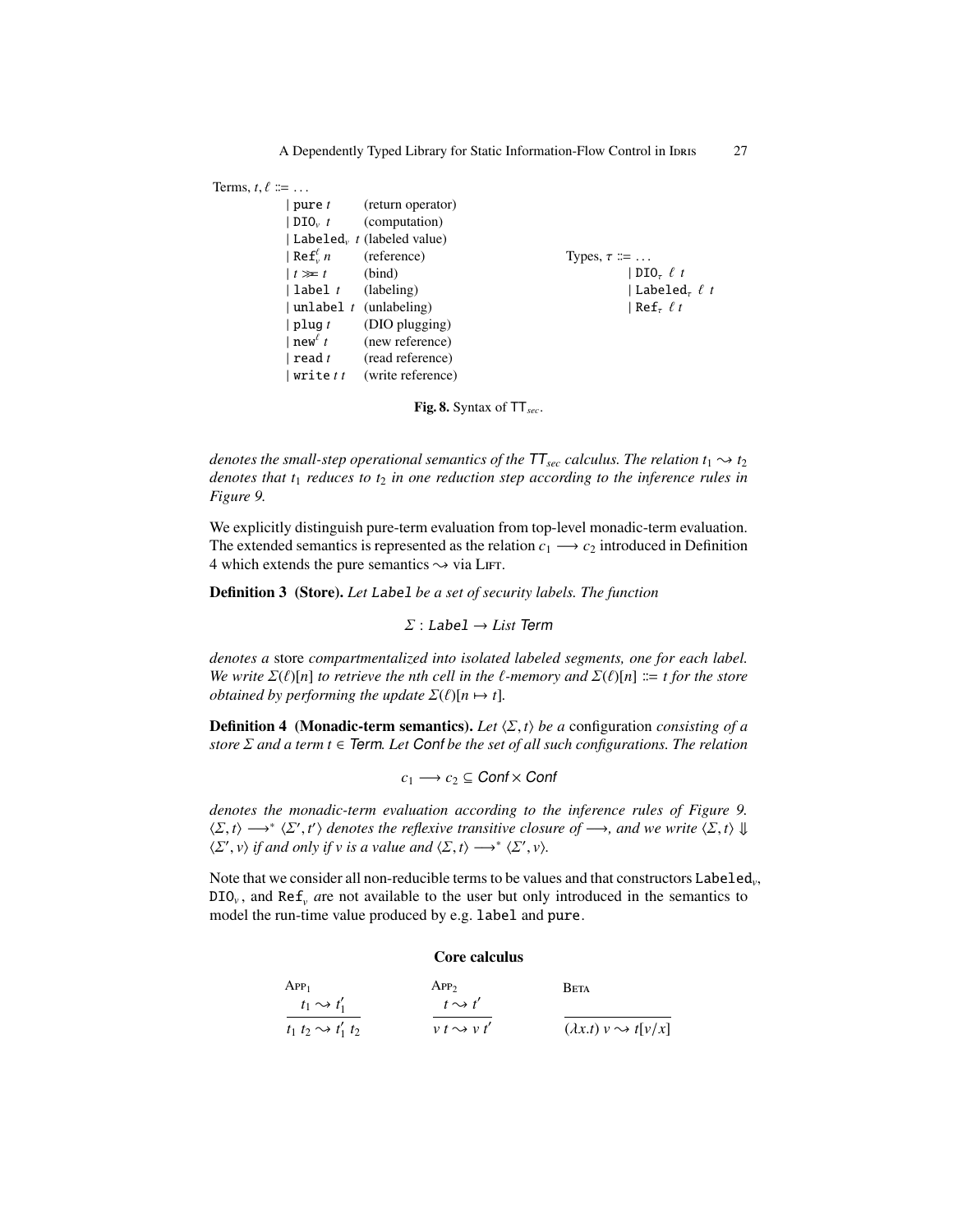Terms, $t, \ell ::= \ldots$

| | |
|---|---|
| $\mid$ `pure` $t$ | (return operator) |
| $\mid$ $\texttt{DIO}_v\ t$ | (computation) |
| $\mid$ $\texttt{Labeled}_v\ t$ | (labeled value) |
| $\mid$ $\texttt{Ref}^{\ell}_v\ n$ | (reference) |
| $\mid$ $t \gg\!= t$ | (bind) |
| $\mid$ `label` $t$ | (labeling) |
| $\mid$ `unlabel` $t$ | (unlabeling) |
| $\mid$ `plug` $t$ | (DIO plugging) |
| $\mid$ $\texttt{new}^{\ell}\ t$ | (new reference) |
| $\mid$ `read` $t$ | (read reference) |
| $\mid$ `write` $t\ t$ | (write reference) |

Types, $\tau ::= \ldots$

$\mid \texttt{DIO}_{\tau}\ \ell\ t$

$\mid \texttt{Labeled}_{\tau}\ \ell\ t$

$\mid \texttt{Ref}_{\tau}\ \ell\ t$

**Fig. 8.** Syntax of $\mathsf{TT}_{sec}$.

*denotes the small-step operational semantics of the $\mathsf{TT}_{sec}$ calculus. The relation $t_1 \rightsquigarrow t_2$ denotes that $t_1$ reduces to $t_2$ in one reduction step according to the inference rules in Figure 9.*

We explicitly distinguish pure-term evaluation from top-level monadic-term evaluation. The extended semantics is represented as the relation $c_1 \longrightarrow c_2$ introduced in Definition 4 which extends the pure semantics $\rightsquigarrow$ via Lift.

**Definition 3 (Store).** *Let* `Label` *be a set of security labels. The function*

$$\Sigma : \texttt{Label} \rightarrow List\ Term$$

*denotes a* store *compartmentalized into isolated labeled segments, one for each label. We write $\Sigma(\ell)[n]$ to retrieve the nth cell in the $\ell$-memory and $\Sigma(\ell)[n] ::= t$ for the store obtained by performing the update $\Sigma(\ell)[n \mapsto t]$.*

**Definition 4 (Monadic-term semantics).** *Let $\langle \Sigma, t \rangle$ be a* configuration *consisting of a store $\Sigma$ and a term $t \in Term$. Let Conf be the set of all such configurations. The relation*

$$c_1 \longrightarrow c_2 \subseteq Conf \times Conf$$

*denotes the monadic-term evaluation according to the inference rules of Figure 9. $\langle \Sigma, t \rangle \longrightarrow^{*} \langle \Sigma', t' \rangle$ denotes the reflexive transitive closure of $\longrightarrow$, and we write $\langle \Sigma, t \rangle \Downarrow \langle \Sigma', v \rangle$ if and only if $v$ is a value and $\langle \Sigma, t \rangle \longrightarrow^{*} \langle \Sigma', v \rangle$.*

Note that we consider all non-reducible terms to be values and that constructors $\texttt{Labeled}_v$, $\texttt{DIO}_v$, and $\texttt{Ref}_v$ are not available to the user but only introduced in the semantics to model the run-time value produced by e.g. `label` and `pure`.

**Core calculus**

$$\textsc{App}_1\ \frac{t_1 \rightsquigarrow t_1'}{t_1\ t_2 \rightsquigarrow t_1'\ t_2} \qquad \textsc{App}_2\ \frac{t \rightsquigarrow t'}{v\ t \rightsquigarrow v\ t'} \qquad \textsc{Beta}\ \frac{}{(\lambda x.t)\ v \rightsquigarrow t[v/x]}$$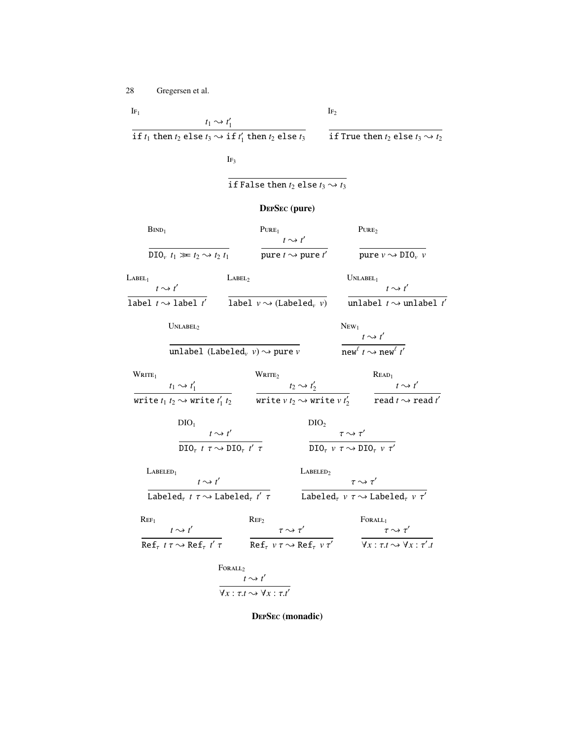$$\frac{t_1 \rightsquigarrow t_1'}{\texttt{if } t_1 \texttt{ then } t_2 \texttt{ else } t_3 \rightsquigarrow \texttt{if } t_1' \texttt{ then } t_2 \texttt{ else } t_3}\ \text{(IF}_1\text{)} \qquad \frac{}{\texttt{if True then } t_2 \texttt{ else } t_3 \rightsquigarrow t_2}\ \text{(IF}_2\text{)}$$

$$\frac{}{\texttt{if False then } t_2 \texttt{ else } t_3 \rightsquigarrow t_3}\ \text{(IF}_3\text{)}$$

**DepSec (pure)**

$$\frac{}{\texttt{DIO}_\nu\ t_1 \gg\!= t_2 \rightsquigarrow t_2\ t_1}\ \text{(BIND}_1\text{)} \qquad \frac{t \rightsquigarrow t'}{\texttt{pure } t \rightsquigarrow \texttt{pure } t'}\ \text{(PURE}_1\text{)} \qquad \frac{}{\texttt{pure } v \rightsquigarrow \texttt{DIO}_\nu\ v}\ \text{(PURE}_2\text{)}$$

$$\frac{t \rightsquigarrow t'}{\texttt{label } t \rightsquigarrow \texttt{label } t'}\ \text{(LABEL}_1\text{)} \qquad \frac{}{\texttt{label } v \rightsquigarrow (\texttt{Labeled}_\nu\ v)}\ \text{(LABEL}_2\text{)} \qquad \frac{t \rightsquigarrow t'}{\texttt{unlabel } t \rightsquigarrow \texttt{unlabel } t'}\ \text{(UNLABEL}_1\text{)}$$

$$\frac{}{\texttt{unlabel } (\texttt{Labeled}_\nu\ v) \rightsquigarrow \texttt{pure } v}\ \text{(UNLABEL}_2\text{)} \qquad \frac{t \rightsquigarrow t'}{\texttt{new}^\ell\ t \rightsquigarrow \texttt{new}^\ell\ t'}\ \text{(NEW}_1\text{)}$$

$$\frac{t_1 \rightsquigarrow t_1'}{\texttt{write } t_1\ t_2 \rightsquigarrow \texttt{write } t_1'\ t_2}\ \text{(WRITE}_1\text{)} \qquad \frac{t_2 \rightsquigarrow t_2'}{\texttt{write } v\ t_2 \rightsquigarrow \texttt{write } v\ t_2'}\ \text{(WRITE}_2\text{)} \qquad \frac{t \rightsquigarrow t'}{\texttt{read } t \rightsquigarrow \texttt{read } t'}\ \text{(READ}_1\text{)}$$

$$\frac{t \rightsquigarrow t'}{\texttt{DIO}_\tau\ t\ \tau \rightsquigarrow \texttt{DIO}_\tau\ t'\ \tau}\ \text{(DIO}_1\text{)} \qquad \frac{\tau \rightsquigarrow \tau'}{\texttt{DIO}_\tau\ v\ \tau \rightsquigarrow \texttt{DIO}_\tau\ v\ \tau'}\ \text{(DIO}_2\text{)}$$

$$\frac{t \rightsquigarrow t'}{\texttt{Labeled}_\tau\ t\ \tau \rightsquigarrow \texttt{Labeled}_\tau\ t'\ \tau}\ \text{(LABELED}_1\text{)} \qquad \frac{\tau \rightsquigarrow \tau'}{\texttt{Labeled}_\tau\ v\ \tau \rightsquigarrow \texttt{Labeled}_\tau\ v\ \tau'}\ \text{(LABELED}_2\text{)}$$

$$\frac{t \rightsquigarrow t'}{\texttt{Ref}_\tau\ t\ \tau \rightsquigarrow \texttt{Ref}_\tau\ t'\ \tau}\ \text{(REF}_1\text{)} \qquad \frac{\tau \rightsquigarrow \tau'}{\texttt{Ref}_\tau\ v\ \tau \rightsquigarrow \texttt{Ref}_\tau\ v\ \tau'}\ \text{(REF}_2\text{)} \qquad \frac{\tau \rightsquigarrow \tau'}{\forall x : \tau.t \rightsquigarrow \forall x : \tau'.t}\ \text{(FORALL}_1\text{)}$$

$$\frac{t \rightsquigarrow t'}{\forall x : \tau.t \rightsquigarrow \forall x : \tau.t'}\ \text{(FORALL}_2\text{)}$$

**DepSec (monadic)**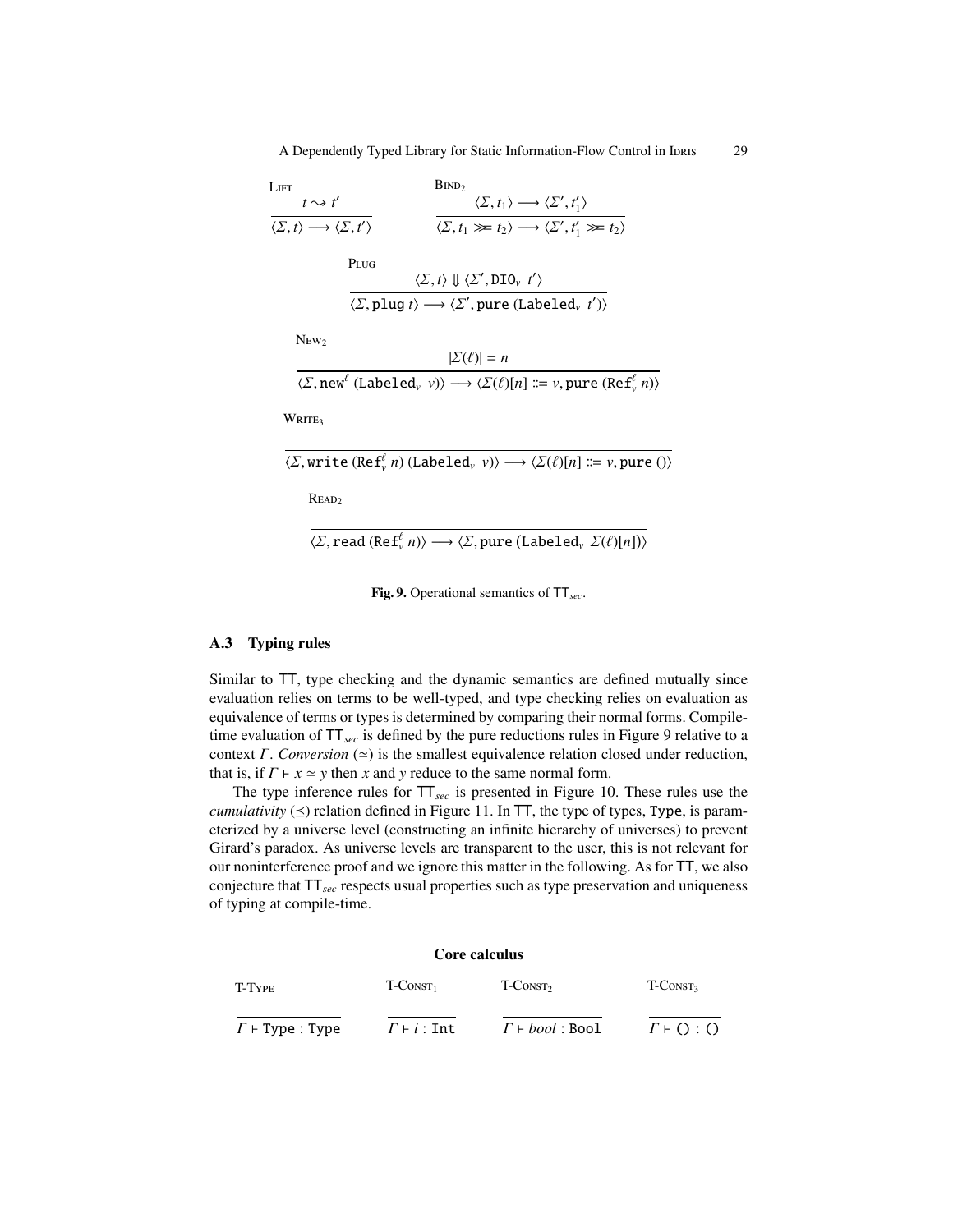$$\textsc{Lift}\quad \frac{t \rightsquigarrow t'}{\langle \Sigma, t \rangle \longrightarrow \langle \Sigma, t' \rangle} \qquad \textsc{Bind}_2\quad \frac{\langle \Sigma, t_1 \rangle \longrightarrow \langle \Sigma', t_1' \rangle}{\langle \Sigma, t_1 \gg\!= t_2 \rangle \longrightarrow \langle \Sigma', t_1' \gg\!= t_2 \rangle}$$

$$\textsc{Plug}\quad \frac{\langle \Sigma, t \rangle \Downarrow \langle \Sigma', \texttt{DIO}_v\ t' \rangle}{\langle \Sigma, \texttt{plug}\ t \rangle \longrightarrow \langle \Sigma', \texttt{pure}\ (\texttt{Labeled}_v\ t') \rangle}$$

$$\textsc{New}_2\quad \frac{|\Sigma(\ell)| = n}{\langle \Sigma, \texttt{new}^{\ell}\ (\texttt{Labeled}_v\ v) \rangle \longrightarrow \langle \Sigma(\ell)[n] ::= v, \texttt{pure}\ (\texttt{Ref}_v^{\ell}\ n) \rangle}$$

$$\textsc{Write}_3\quad \frac{}{\langle \Sigma, \texttt{write}\ (\texttt{Ref}_v^{\ell}\ n)\ (\texttt{Labeled}_v\ v) \rangle \longrightarrow \langle \Sigma(\ell)[n] ::= v, \texttt{pure}\ () \rangle}$$

$$\textsc{Read}_2\quad \frac{}{\langle \Sigma, \texttt{read}\ (\texttt{Ref}_v^{\ell}\ n) \rangle \longrightarrow \langle \Sigma, \texttt{pure}\ (\texttt{Labeled}_v\ \Sigma(\ell)[n]) \rangle}$$

**Fig. 9.** Operational semantics of $\mathsf{TT}_{sec}$.

### A.3 Typing rules

Similar to $\mathsf{TT}$, type checking and the dynamic semantics are defined mutually since evaluation relies on terms to be well-typed, and type checking relies on evaluation as equivalence of terms or types is determined by comparing their normal forms. Compile-time evaluation of $\mathsf{TT}_{sec}$ is defined by the pure reductions rules in Figure 9 relative to a context $\Gamma$. *Conversion* ($\simeq$) is the smallest equivalence relation closed under reduction, that is, if $\Gamma \vdash x \simeq y$ then $x$ and $y$ reduce to the same normal form.

The type inference rules for $\mathsf{TT}_{sec}$ is presented in Figure 10. These rules use the *cumulativity* ($\preceq$) relation defined in Figure 11. In $\mathsf{TT}$, the type of types, `Type`, is parameterized by a universe level (constructing an infinite hierarchy of universes) to prevent Girard's paradox. As universe levels are transparent to the user, this is not relevant for our noninterference proof and we ignore this matter in the following. As for $\mathsf{TT}$, we also conjecture that $\mathsf{TT}_{sec}$ respects usual properties such as type preservation and uniqueness of typing at compile-time.

**Core calculus**

$$\textsc{T-Type}\quad \frac{}{\Gamma \vdash \texttt{Type} : \texttt{Type}} \qquad \textsc{T-Const}_1\quad \frac{}{\Gamma \vdash i : \texttt{Int}} \qquad \textsc{T-Const}_2\quad \frac{}{\Gamma \vdash bool : \texttt{Bool}} \qquad \textsc{T-Const}_3\quad \frac{}{\Gamma \vdash () : ()}$$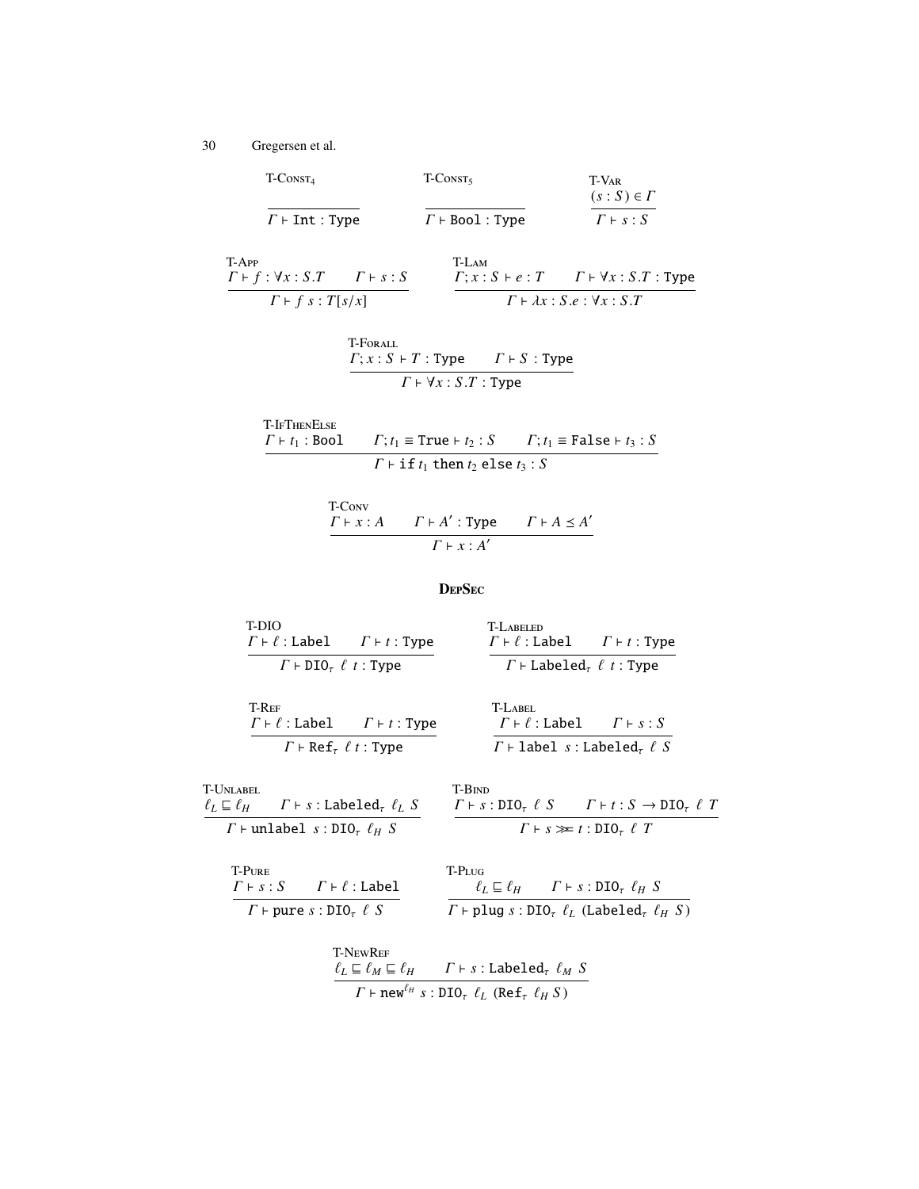T-Const$_4$

$$\frac{}{\Gamma \vdash \texttt{Int} : \texttt{Type}}$$

T-Const$_5$

$$\frac{}{\Gamma \vdash \texttt{Bool} : \texttt{Type}}$$

T-Var

$$\frac{(s : S) \in \Gamma}{\Gamma \vdash s : S}$$

T-App

$$\frac{\Gamma \vdash f : \forall x : S.T \qquad \Gamma \vdash s : S}{\Gamma \vdash f\ s : T[s/x]}$$

T-Lam

$$\frac{\Gamma ; x : S \vdash e : T \qquad \Gamma \vdash \forall x : S.T : \texttt{Type}}{\Gamma \vdash \lambda x : S.e : \forall x : S.T}$$

T-Forall

$$\frac{\Gamma ; x : S \vdash T : \texttt{Type} \qquad \Gamma \vdash S : \texttt{Type}}{\Gamma \vdash \forall x : S.T : \texttt{Type}}$$

T-IfThenElse

$$\frac{\Gamma \vdash t_1 : \texttt{Bool} \qquad \Gamma ; t_1 \equiv \texttt{True} \vdash t_2 : S \qquad \Gamma ; t_1 \equiv \texttt{False} \vdash t_3 : S}{\Gamma \vdash \texttt{if}\ t_1\ \texttt{then}\ t_2\ \texttt{else}\ t_3 : S}$$

T-Conv

$$\frac{\Gamma \vdash x : A \qquad \Gamma \vdash A' : \texttt{Type} \qquad \Gamma \vdash A \preceq A'}{\Gamma \vdash x : A'}$$

**DepSec**

T-DIO

$$\frac{\Gamma \vdash \ell : \texttt{Label} \qquad \Gamma \vdash t : \texttt{Type}}{\Gamma \vdash \texttt{DIO}_\tau\ \ell\ t : \texttt{Type}}$$

T-Labeled

$$\frac{\Gamma \vdash \ell : \texttt{Label} \qquad \Gamma \vdash t : \texttt{Type}}{\Gamma \vdash \texttt{Labeled}_\tau\ \ell\ t : \texttt{Type}}$$

T-Ref

$$\frac{\Gamma \vdash \ell : \texttt{Label} \qquad \Gamma \vdash t : \texttt{Type}}{\Gamma \vdash \texttt{Ref}_\tau\ \ell\ t : \texttt{Type}}$$

T-Label

$$\frac{\Gamma \vdash \ell : \texttt{Label} \qquad \Gamma \vdash s : S}{\Gamma \vdash \texttt{label}\ s : \texttt{Labeled}_\tau\ \ell\ S}$$

T-Unlabel

$$\frac{\ell_L \sqsubseteq \ell_H \qquad \Gamma \vdash s : \texttt{Labeled}_\tau\ \ell_L\ S}{\Gamma \vdash \texttt{unlabel}\ s : \texttt{DIO}_\tau\ \ell_H\ S}$$

T-Bind

$$\frac{\Gamma \vdash s : \texttt{DIO}_\tau\ \ell\ S \qquad \Gamma \vdash t : S \to \texttt{DIO}_\tau\ \ell\ T}{\Gamma \vdash s \gg\!= t : \texttt{DIO}_\tau\ \ell\ T}$$

T-Pure

$$\frac{\Gamma \vdash s : S \qquad \Gamma \vdash \ell : \texttt{Label}}{\Gamma \vdash \texttt{pure}\ s : \texttt{DIO}_\tau\ \ell\ S}$$

T-Plug

$$\frac{\ell_L \sqsubseteq \ell_H \qquad \Gamma \vdash s : \texttt{DIO}_\tau\ \ell_H\ S}{\Gamma \vdash \texttt{plug}\ s : \texttt{DIO}_\tau\ \ell_L\ (\texttt{Labeled}_\tau\ \ell_H\ S)}$$

T-NewRef

$$\frac{\ell_L \sqsubseteq \ell_M \sqsubseteq \ell_H \qquad \Gamma \vdash s : \texttt{Labeled}_\tau\ \ell_M\ S}{\Gamma \vdash \texttt{new}^{\ell_H}\ s : \texttt{DIO}_\tau\ \ell_L\ (\texttt{Ref}_\tau\ \ell_H\ S)}$$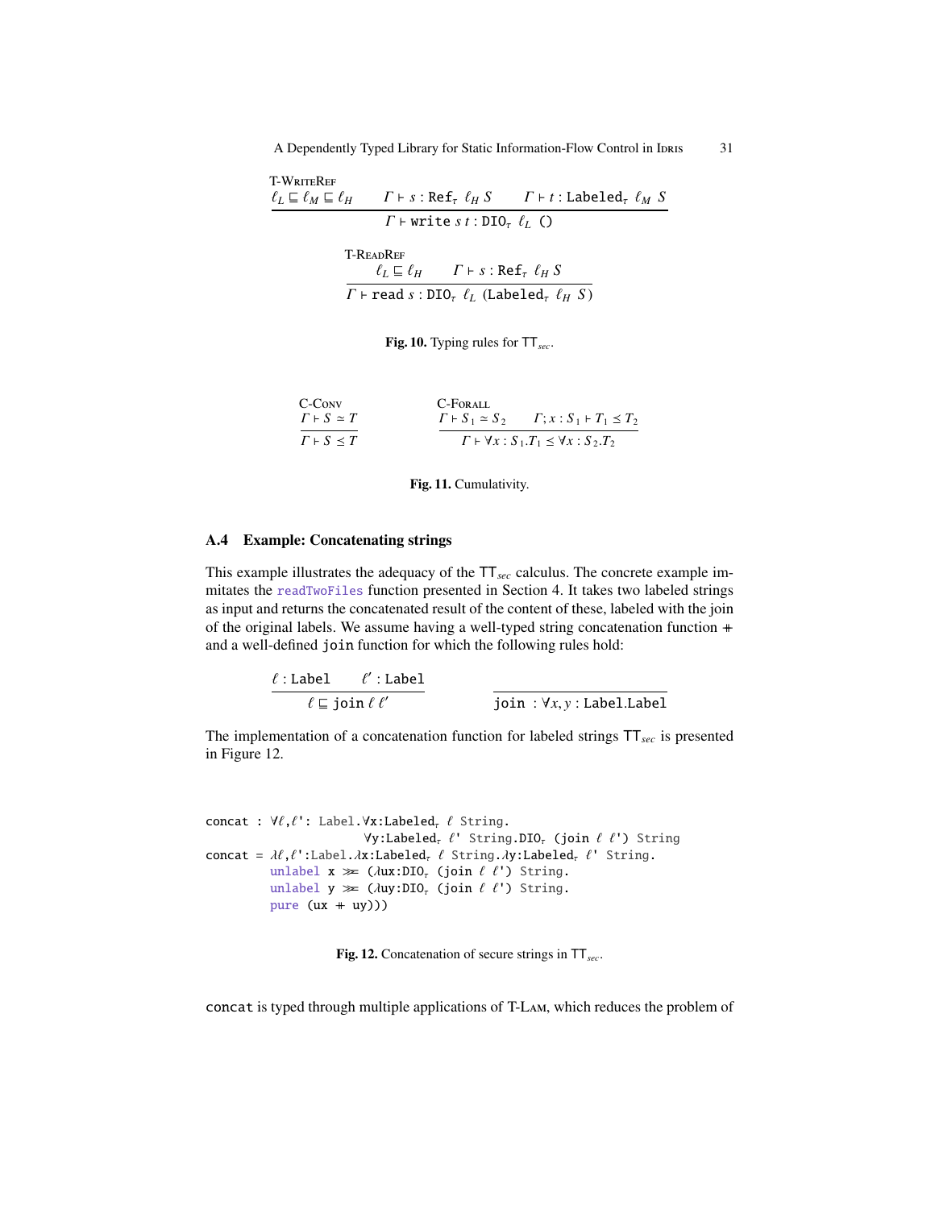$$\frac{\text{T-WriteRef} \quad \ell_L \sqsubseteq \ell_M \sqsubseteq \ell_H \qquad \Gamma \vdash s : \mathtt{Ref}_\tau\ \ell_H\ S \qquad \Gamma \vdash t : \mathtt{Labeled}_\tau\ \ell_M\ S}{\Gamma \vdash \mathtt{write}\ s\ t : \mathtt{DIO}_\tau\ \ell_L\ ()}$$

$$\frac{\text{T-ReadRef} \quad \ell_L \sqsubseteq \ell_H \qquad \Gamma \vdash s : \mathtt{Ref}_\tau\ \ell_H\ S}{\Gamma \vdash \mathtt{read}\ s : \mathtt{DIO}_\tau\ \ell_L\ (\mathtt{Labeled}_\tau\ \ell_H\ S)}$$

**Fig. 10.** Typing rules for $\mathsf{TT}_{sec}$.

$$\frac{\text{C-Conv} \quad \Gamma \vdash S \simeq T}{\Gamma \vdash S \leq T} \qquad \frac{\text{C-Forall} \quad \Gamma \vdash S_1 \simeq S_2 \qquad \Gamma ; x : S_1 \vdash T_1 \leq T_2}{\Gamma \vdash \forall x : S_1 . T_1 \leq \forall x : S_2 . T_2}$$

**Fig. 11.** Cumulativity.

### A.4 Example: Concatenating strings

This example illustrates the adequacy of the $\mathsf{TT}_{sec}$ calculus. The concrete example immitates the readTwoFiles function presented in Section 4. It takes two labeled strings as input and returns the concatenated result of the content of these, labeled with the join of the original labels. We assume having a well-typed string concatenation function ++ and a well-defined join function for which the following rules hold:

$$\frac{\ell : \mathtt{Label} \qquad \ell' : \mathtt{Label}}{\ell \sqsubseteq \mathtt{join}\ \ell\ \ell'} \qquad \frac{}{\mathtt{join}\ : \forall x, y : \mathtt{Label}.\mathtt{Label}}$$

The implementation of a concatenation function for labeled strings $\mathsf{TT}_{sec}$ is presented in Figure 12.

```
concat : ∀ℓ,ℓ': Label.∀x:Labeledτ ℓ String.
                   ∀y:Labeledτ ℓ' String.DIOτ (join ℓ ℓ') String
concat = λℓ,ℓ':Label.λx:Labeledτ ℓ String.λy:Labeledτ ℓ' String.
         unlabel x ≫= (λux:DIOτ (join ℓ ℓ') String.
         unlabel y ≫= (λuy:DIOτ (join ℓ ℓ') String.
         pure (ux ++ uy)))
```

**Fig. 12.** Concatenation of secure strings in $\mathsf{TT}_{sec}$.

concat is typed through multiple applications of T-Lam, which reduces the problem of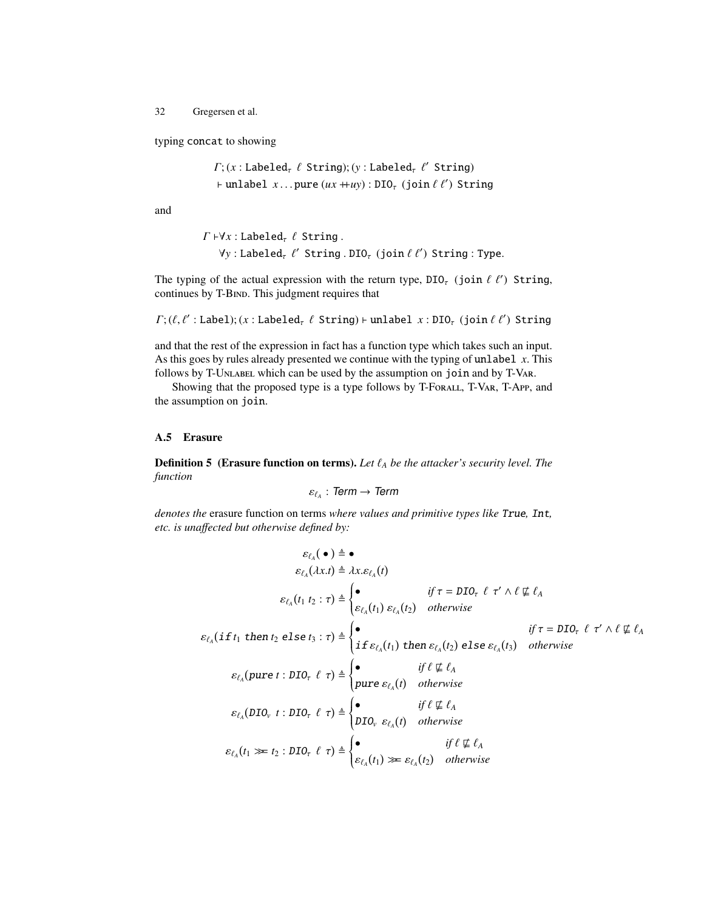typing `concat` to showing

$$\Gamma; (x : \texttt{Labeled}_\tau\ \ell\ \texttt{String}); (y : \texttt{Labeled}_\tau\ \ell'\ \texttt{String})$$
$$\vdash \texttt{unlabel}\ x \ldots \texttt{pure}\ (ux +\!\!+ uy) : \texttt{DIO}_\tau\ (\texttt{join}\ \ell\ \ell')\ \texttt{String}$$

and

$$\Gamma \vdash \forall x : \texttt{Labeled}_\tau\ \ell\ \texttt{String}\ .$$
$$\forall y : \texttt{Labeled}_\tau\ \ell'\ \texttt{String}\ .\ \texttt{DIO}_\tau\ (\texttt{join}\ \ell\ \ell')\ \texttt{String} : \texttt{Type}.$$

The typing of the actual expression with the return type, $\texttt{DIO}_\tau\ (\texttt{join}\ \ell\ \ell')\ \texttt{String}$, continues by T-Bind. This judgment requires that

$$\Gamma; (\ell, \ell' : \texttt{Label}); (x : \texttt{Labeled}_\tau\ \ell\ \texttt{String}) \vdash \texttt{unlabel}\ x : \texttt{DIO}_\tau\ (\texttt{join}\ \ell\ \ell')\ \texttt{String}$$

and that the rest of the expression in fact has a function type which takes such an input. As this goes by rules already presented we continue with the typing of `unlabel` $x$. This follows by T-Unlabel which can be used by the assumption on `join` and by T-Var.

Showing that the proposed type is a type follows by T-Forall, T-Var, T-App, and the assumption on `join`.

### A.5 Erasure

**Definition 5 (Erasure function on terms).** *Let $\ell_A$ be the attacker's security level. The function*

$$\varepsilon_{\ell_A} : \textit{Term} \to \textit{Term}$$

*denotes the* erasure function on terms *where values and primitive types like* `True`*,* `Int`*, etc. is unaffected but otherwise defined by:*

$$\varepsilon_{\ell_A}(\bullet) \triangleq \bullet$$

$$\varepsilon_{\ell_A}(\lambda x.t) \triangleq \lambda x.\varepsilon_{\ell_A}(t)$$

$$\varepsilon_{\ell_A}(t_1\ t_2 : \tau) \triangleq \begin{cases} \bullet & \text{if } \tau = \texttt{DIO}_\tau\ \ell\ \tau' \wedge \ell \not\sqsubseteq \ell_A \\ \varepsilon_{\ell_A}(t_1)\ \varepsilon_{\ell_A}(t_2) & \text{otherwise} \end{cases}$$

$$\varepsilon_{\ell_A}(\texttt{if}\, t_1\ \texttt{then}\, t_2\ \texttt{else}\, t_3 : \tau) \triangleq \begin{cases} \bullet & \text{if } \tau = \texttt{DIO}_\tau\ \ell\ \tau' \wedge \ell \not\sqsubseteq \ell_A \\ \texttt{if}\, \varepsilon_{\ell_A}(t_1)\ \texttt{then}\, \varepsilon_{\ell_A}(t_2)\ \texttt{else}\, \varepsilon_{\ell_A}(t_3) & \text{otherwise} \end{cases}$$

$$\varepsilon_{\ell_A}(\texttt{pure}\, t : \texttt{DIO}_\tau\ \ell\ \tau) \triangleq \begin{cases} \bullet & \text{if } \ell \not\sqsubseteq \ell_A \\ \texttt{pure}\ \varepsilon_{\ell_A}(t) & \text{otherwise} \end{cases}$$

$$\varepsilon_{\ell_A}(\texttt{DIO}_v\ t : \texttt{DIO}_\tau\ \ell\ \tau) \triangleq \begin{cases} \bullet & \text{if } \ell \not\sqsubseteq \ell_A \\ \texttt{DIO}_v\ \varepsilon_{\ell_A}(t) & \text{otherwise} \end{cases}$$

$$\varepsilon_{\ell_A}(t_1 \gg\!= t_2 : \texttt{DIO}_\tau\ \ell\ \tau) \triangleq \begin{cases} \bullet & \text{if } \ell \not\sqsubseteq \ell_A \\ \varepsilon_{\ell_A}(t_1) \gg\!= \varepsilon_{\ell_A}(t_2) & \text{otherwise} \end{cases}$$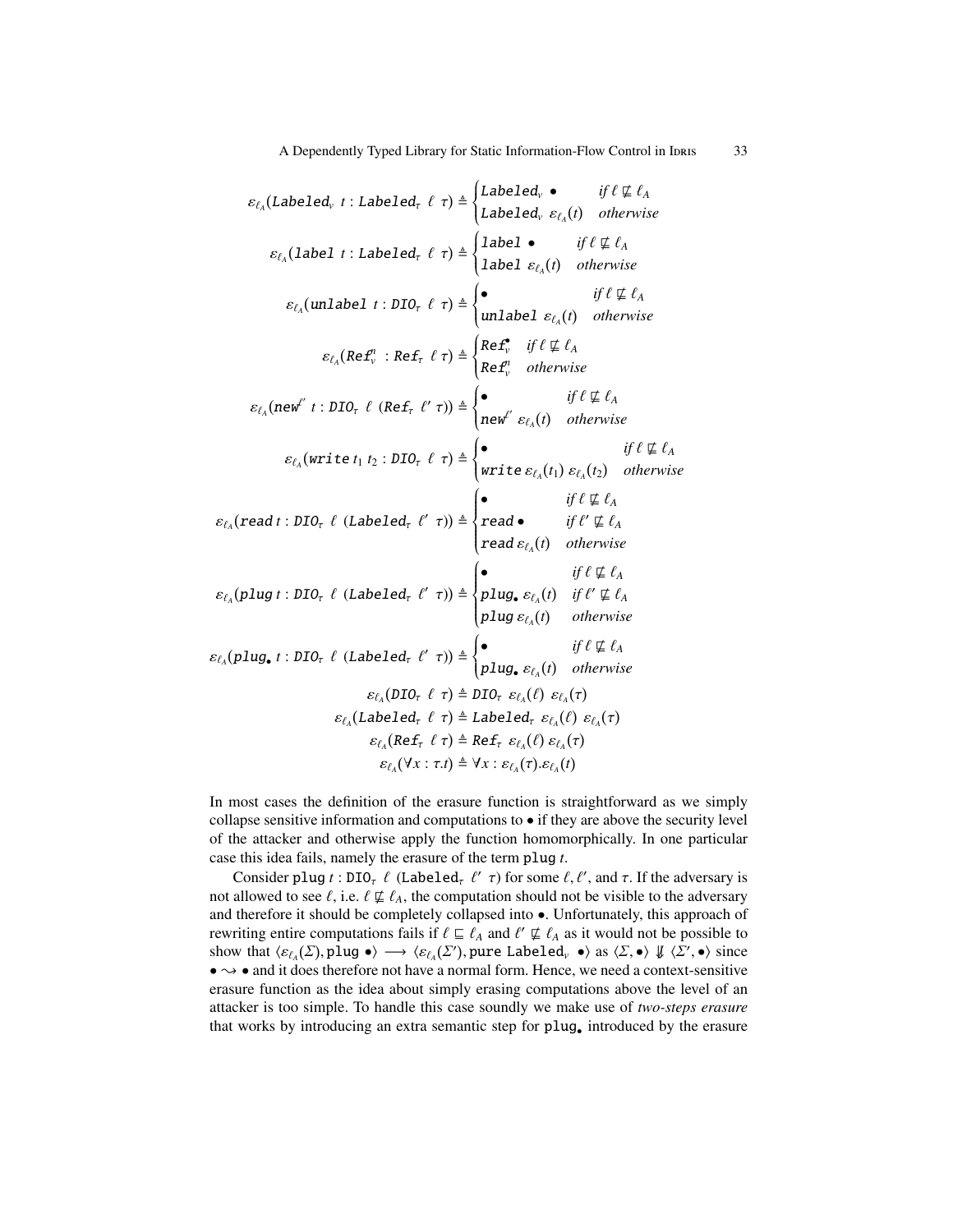$$\varepsilon_{\ell_A}(\texttt{Labeled}_v\ t : \texttt{Labeled}_\tau\ \ell\ \tau) \triangleq \begin{cases} \texttt{Labeled}_v\ \bullet & \textit{if } \ell \not\sqsubseteq \ell_A \\ \texttt{Labeled}_v\ \varepsilon_{\ell_A}(t) & \textit{otherwise} \end{cases}$$

$$\varepsilon_{\ell_A}(\texttt{label}\ t : \texttt{Labeled}_\tau\ \ell\ \tau) \triangleq \begin{cases} \texttt{label}\ \bullet & \textit{if } \ell \not\sqsubseteq \ell_A \\ \texttt{label}\ \varepsilon_{\ell_A}(t) & \textit{otherwise} \end{cases}$$

$$\varepsilon_{\ell_A}(\texttt{unlabel}\ t : \texttt{DIO}_\tau\ \ell\ \tau) \triangleq \begin{cases} \bullet & \textit{if } \ell \not\sqsubseteq \ell_A \\ \texttt{unlabel}\ \varepsilon_{\ell_A}(t) & \textit{otherwise} \end{cases}$$

$$\varepsilon_{\ell_A}(\texttt{Ref}^n_v\ : \texttt{Ref}_\tau\ \ell\ \tau) \triangleq \begin{cases} \texttt{Ref}^\bullet_v & \textit{if } \ell \not\sqsubseteq \ell_A \\ \texttt{Ref}^n_v & \textit{otherwise} \end{cases}$$

$$\varepsilon_{\ell_A}(\texttt{new}^{\ell'}\ t : \texttt{DIO}_\tau\ \ell\ (\texttt{Ref}_\tau\ \ell'\ \tau)) \triangleq \begin{cases} \bullet & \textit{if } \ell \not\sqsubseteq \ell_A \\ \texttt{new}^{\ell'}\ \varepsilon_{\ell_A}(t) & \textit{otherwise} \end{cases}$$

$$\varepsilon_{\ell_A}(\texttt{write}\ t_1\ t_2 : \texttt{DIO}_\tau\ \ell\ \tau) \triangleq \begin{cases} \bullet & \textit{if } \ell \not\sqsubseteq \ell_A \\ \texttt{write}\ \varepsilon_{\ell_A}(t_1)\ \varepsilon_{\ell_A}(t_2) & \textit{otherwise} \end{cases}$$

$$\varepsilon_{\ell_A}(\texttt{read}\ t : \texttt{DIO}_\tau\ \ell\ (\texttt{Labeled}_\tau\ \ell'\ \tau)) \triangleq \begin{cases} \bullet & \textit{if } \ell \not\sqsubseteq \ell_A \\ \texttt{read}\ \bullet & \textit{if } \ell' \not\sqsubseteq \ell_A \\ \texttt{read}\ \varepsilon_{\ell_A}(t) & \textit{otherwise} \end{cases}$$

$$\varepsilon_{\ell_A}(\texttt{plug}\ t : \texttt{DIO}_\tau\ \ell\ (\texttt{Labeled}_\tau\ \ell'\ \tau)) \triangleq \begin{cases} \bullet & \textit{if } \ell \not\sqsubseteq \ell_A \\ \texttt{plug}_\bullet\ \varepsilon_{\ell_A}(t) & \textit{if } \ell' \not\sqsubseteq \ell_A \\ \texttt{plug}\ \varepsilon_{\ell_A}(t) & \textit{otherwise} \end{cases}$$

$$\varepsilon_{\ell_A}(\texttt{plug}_\bullet\ t : \texttt{DIO}_\tau\ \ell\ (\texttt{Labeled}_\tau\ \ell'\ \tau)) \triangleq \begin{cases} \bullet & \textit{if } \ell \not\sqsubseteq \ell_A \\ \texttt{plug}_\bullet\ \varepsilon_{\ell_A}(t) & \textit{otherwise} \end{cases}$$

$$\varepsilon_{\ell_A}(\texttt{DIO}_\tau\ \ell\ \tau) \triangleq \texttt{DIO}_\tau\ \varepsilon_{\ell_A}(\ell)\ \varepsilon_{\ell_A}(\tau)$$

$$\varepsilon_{\ell_A}(\texttt{Labeled}_\tau\ \ell\ \tau) \triangleq \texttt{Labeled}_\tau\ \varepsilon_{\ell_A}(\ell)\ \varepsilon_{\ell_A}(\tau)$$

$$\varepsilon_{\ell_A}(\texttt{Ref}_\tau\ \ell\ \tau) \triangleq \texttt{Ref}_\tau\ \varepsilon_{\ell_A}(\ell)\ \varepsilon_{\ell_A}(\tau)$$

$$\varepsilon_{\ell_A}(\forall x : \tau . t) \triangleq \forall x : \varepsilon_{\ell_A}(\tau) . \varepsilon_{\ell_A}(t)$$

In most cases the definition of the erasure function is straightforward as we simply collapse sensitive information and computations to $\bullet$ if they are above the security level of the attacker and otherwise apply the function homomorphically. In one particular case this idea fails, namely the erasure of the term `plug` $t$.

Consider `plug` $t$ : $\texttt{DIO}_\tau\ \ell\ (\texttt{Labeled}_\tau\ \ell'\ \tau)$ for some $\ell, \ell'$, and $\tau$. If the adversary is not allowed to see $\ell$, i.e. $\ell \not\sqsubseteq \ell_A$, the computation should not be visible to the adversary and therefore it should be completely collapsed into $\bullet$. Unfortunately, this approach of rewriting entire computations fails if $\ell \sqsubseteq \ell_A$ and $\ell' \not\sqsubseteq \ell_A$ as it would not be possible to show that $\langle \varepsilon_{\ell_A}(\Sigma), \texttt{plug}\ \bullet \rangle \longrightarrow \langle \varepsilon_{\ell_A}(\Sigma'), \texttt{pure Labeled}_v\ \bullet \rangle$ as $\langle \Sigma, \bullet \rangle \not\Downarrow \langle \Sigma', \bullet \rangle$ since $\bullet \rightsquigarrow \bullet$ and it does therefore not have a normal form. Hence, we need a context-sensitive erasure function as the idea about simply erasing computations above the level of an attacker is too simple. To handle this case soundly we make use of *two-steps erasure* that works by introducing an extra semantic step for $\texttt{plug}_\bullet$ introduced by the erasure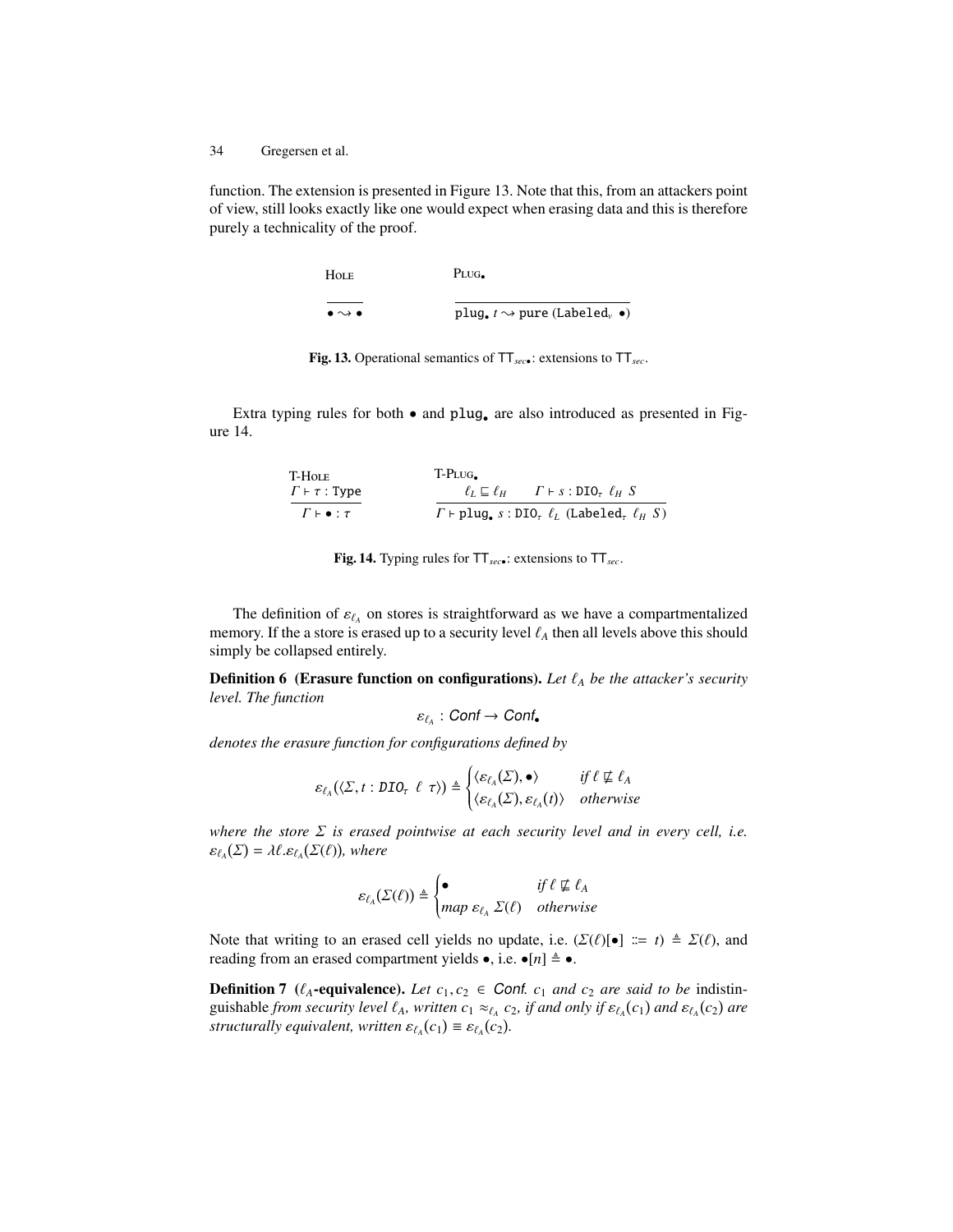function. The extension is presented in Figure 13. Note that this, from an attackers point of view, still looks exactly like one would expect when erasing data and this is therefore purely a technicality of the proof.

$$\textsc{Hole}\;\; \frac{}{\bullet \rightsquigarrow \bullet} \qquad \textsc{Plug}_\bullet\;\; \frac{}{\texttt{plug}_\bullet\ t \rightsquigarrow \texttt{pure}\ (\texttt{Labeled}_\nu\ \bullet)}$$

**Fig. 13.** Operational semantics of $\mathsf{TT}_{sec\bullet}$: extensions to $\mathsf{TT}_{sec}$.

Extra typing rules for both $\bullet$ and $\texttt{plug}_\bullet$ are also introduced as presented in Figure 14.

$$\textsc{T-Hole}\;\; \frac{\Gamma \vdash \tau : \texttt{Type}}{\Gamma \vdash \bullet : \tau} \qquad \textsc{T-Plug}_\bullet\;\; \frac{\ell_L \sqsubseteq \ell_H \qquad \Gamma \vdash s : \texttt{DIO}_\tau\ \ell_H\ S}{\Gamma \vdash \texttt{plug}_\bullet\ s : \texttt{DIO}_\tau\ \ell_L\ (\texttt{Labeled}_\tau\ \ell_H\ S)}$$

**Fig. 14.** Typing rules for $\mathsf{TT}_{sec\bullet}$: extensions to $\mathsf{TT}_{sec}$.

The definition of $\varepsilon_{\ell_A}$ on stores is straightforward as we have a compartmentalized memory. If the a store is erased up to a security level $\ell_A$ then all levels above this should simply be collapsed entirely.

**Definition 6 (Erasure function on configurations).** *Let $\ell_A$ be the attacker's security level. The function*

$$\varepsilon_{\ell_A} : \mathit{Conf} \rightarrow \mathit{Conf}_\bullet$$

*denotes the erasure function for configurations defined by*

$$\varepsilon_{\ell_A}(\langle \Sigma, t : \mathit{DIO}_\tau\ \ell\ \tau \rangle) \triangleq \begin{cases} \langle \varepsilon_{\ell_A}(\Sigma), \bullet \rangle & \text{if } \ell \not\sqsubseteq \ell_A \\ \langle \varepsilon_{\ell_A}(\Sigma), \varepsilon_{\ell_A}(t) \rangle & \text{otherwise} \end{cases}$$

*where the store $\Sigma$ is erased pointwise at each security level and in every cell, i.e. $\varepsilon_{\ell_A}(\Sigma) = \lambda \ell. \varepsilon_{\ell_A}(\Sigma(\ell))$, where*

$$\varepsilon_{\ell_A}(\Sigma(\ell)) \triangleq \begin{cases} \bullet & \text{if } \ell \not\sqsubseteq \ell_A \\ \mathit{map}\ \varepsilon_{\ell_A}\ \Sigma(\ell) & \text{otherwise} \end{cases}$$

Note that writing to an erased cell yields no update, i.e. $(\Sigma(\ell)[\bullet] ::= t) \triangleq \Sigma(\ell)$, and reading from an erased compartment yields $\bullet$, i.e. $\bullet[n] \triangleq \bullet$.

**Definition 7 ($\ell_A$-equivalence).** *Let $c_1, c_2 \in \mathit{Conf}$. $c_1$ and $c_2$ are said to be* indistinguishable *from security level $\ell_A$, written $c_1 \approx_{\ell_A} c_2$, if and only if $\varepsilon_{\ell_A}(c_1)$ and $\varepsilon_{\ell_A}(c_2)$ are structurally equivalent, written $\varepsilon_{\ell_A}(c_1) \equiv \varepsilon_{\ell_A}(c_2)$.*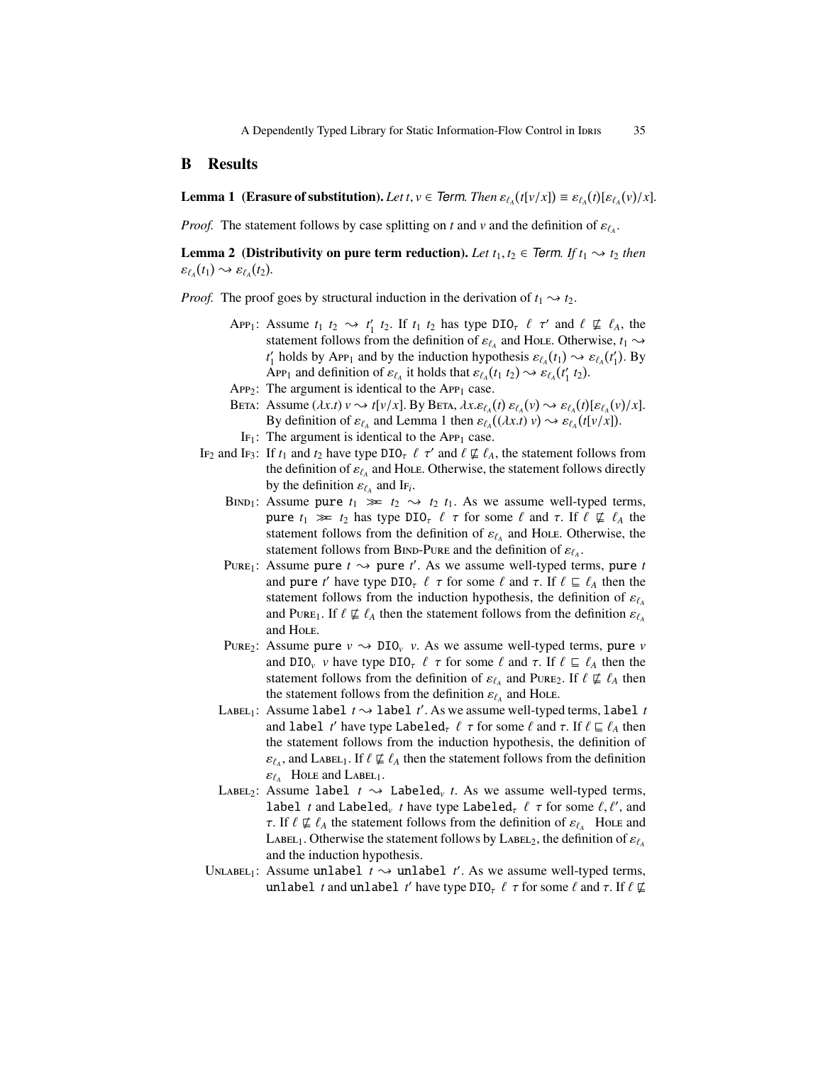## B Results

**Lemma 1 (Erasure of substitution).** *Let $t, v \in$ Term. Then $\varepsilon_{\ell_A}(t[v/x]) \equiv \varepsilon_{\ell_A}(t)[\varepsilon_{\ell_A}(v)/x]$.*

*Proof.* The statement follows by case splitting on $t$ and $v$ and the definition of $\varepsilon_{\ell_A}$.

**Lemma 2 (Distributivity on pure term reduction).** *Let $t_1, t_2 \in$ Term. If $t_1 \rightsquigarrow t_2$ then $\varepsilon_{\ell_A}(t_1) \rightsquigarrow \varepsilon_{\ell_A}(t_2)$.*

*Proof.* The proof goes by structural induction in the derivation of $t_1 \rightsquigarrow t_2$.

- App$_1$: Assume $t_1\ t_2 \rightsquigarrow t_1'\ t_2$. If $t_1\ t_2$ has type $\texttt{DIO}_\tau\ \ell\ \tau'$ and $\ell \not\sqsubseteq \ell_A$, the statement follows from the definition of $\varepsilon_{\ell_A}$ and Hole. Otherwise, $t_1 \rightsquigarrow t_1'$ holds by App$_1$ and by the induction hypothesis $\varepsilon_{\ell_A}(t_1) \rightsquigarrow \varepsilon_{\ell_A}(t_1')$. By App$_1$ and definition of $\varepsilon_{\ell_A}$ it holds that $\varepsilon_{\ell_A}(t_1\ t_2) \rightsquigarrow \varepsilon_{\ell_A}(t_1'\ t_2)$.
- App$_2$: The argument is identical to the App$_1$ case.
- Beta: Assume $(\lambda x.t)\ v \rightsquigarrow t[v/x]$. By Beta, $\lambda x.\varepsilon_{\ell_A}(t)\ \varepsilon_{\ell_A}(v) \rightsquigarrow \varepsilon_{\ell_A}(t)[\varepsilon_{\ell_A}(v)/x]$. By definition of $\varepsilon_{\ell_A}$ and Lemma 1 then $\varepsilon_{\ell_A}((\lambda x.t)\ v) \rightsquigarrow \varepsilon_{\ell_A}(t[v/x])$.
- If$_1$: The argument is identical to the App$_1$ case.
- If$_2$ and If$_3$: If $t_1$ and $t_2$ have type $\texttt{DIO}_\tau\ \ell\ \tau'$ and $\ell \not\sqsubseteq \ell_A$, the statement follows from the definition of $\varepsilon_{\ell_A}$ and Hole. Otherwise, the statement follows directly by the definition $\varepsilon_{\ell_A}$ and If$_i$.
- Bind$_1$: Assume $\texttt{pure}\ t_1 \ggg t_2 \rightsquigarrow t_2\ t_1$. As we assume well-typed terms, $\texttt{pure}\ t_1 \ggg t_2$ has type $\texttt{DIO}_\tau\ \ell\ \tau$ for some $\ell$ and $\tau$. If $\ell \not\sqsubseteq \ell_A$ the statement follows from the definition of $\varepsilon_{\ell_A}$ and Hole. Otherwise, the statement follows from Bind-Pure and the definition of $\varepsilon_{\ell_A}$.
- Pure$_1$: Assume $\texttt{pure}\ t \rightsquigarrow \texttt{pure}\ t'$. As we assume well-typed terms, $\texttt{pure}\ t$ and $\texttt{pure}\ t'$ have type $\texttt{DIO}_\tau\ \ell\ \tau$ for some $\ell$ and $\tau$. If $\ell \sqsubseteq \ell_A$ then the statement follows from the induction hypothesis, the definition of $\varepsilon_{\ell_A}$ and Pure$_1$. If $\ell \not\sqsubseteq \ell_A$ then the statement follows from the definition $\varepsilon_{\ell_A}$ and Hole.
- Pure$_2$: Assume $\texttt{pure}\ v \rightsquigarrow \texttt{DIO}_v\ v$. As we assume well-typed terms, $\texttt{pure}\ v$ and $\texttt{DIO}_v\ v$ have type $\texttt{DIO}_\tau\ \ell\ \tau$ for some $\ell$ and $\tau$. If $\ell \sqsubseteq \ell_A$ then the statement follows from the definition of $\varepsilon_{\ell_A}$ and Pure$_2$. If $\ell \not\sqsubseteq \ell_A$ then the statement follows from the definition $\varepsilon_{\ell_A}$ and Hole.
- Label$_1$: Assume $\texttt{label}\ t \rightsquigarrow \texttt{label}\ t'$. As we assume well-typed terms, $\texttt{label}\ t$ and $\texttt{label}\ t'$ have type $\texttt{Labeled}_\tau\ \ell\ \tau$ for some $\ell$ and $\tau$. If $\ell \sqsubseteq \ell_A$ then the statement follows from the induction hypothesis, the definition of $\varepsilon_{\ell_A}$, and Label$_1$. If $\ell \not\sqsubseteq \ell_A$ then the statement follows from the definition $\varepsilon_{\ell_A}$ Hole and Label$_1$.
- Label$_2$: Assume $\texttt{label}\ t \rightsquigarrow \texttt{Labeled}_v\ t$. As we assume well-typed terms, $\texttt{label}\ t$ and $\texttt{Labeled}_v\ t$ have type $\texttt{Labeled}_\tau\ \ell\ \tau$ for some $\ell, \ell'$, and $\tau$. If $\ell \not\sqsubseteq \ell_A$ the statement follows from the definition of $\varepsilon_{\ell_A}$ Hole and Label$_1$. Otherwise the statement follows by Label$_2$, the definition of $\varepsilon_{\ell_A}$ and the induction hypothesis.
- Unlabel$_1$: Assume $\texttt{unlabel}\ t \rightsquigarrow \texttt{unlabel}\ t'$. As we assume well-typed terms, $\texttt{unlabel}\ t$ and $\texttt{unlabel}\ t'$ have type $\texttt{DIO}_\tau\ \ell\ \tau$ for some $\ell$ and $\tau$. If $\ell \not\sqsubseteq$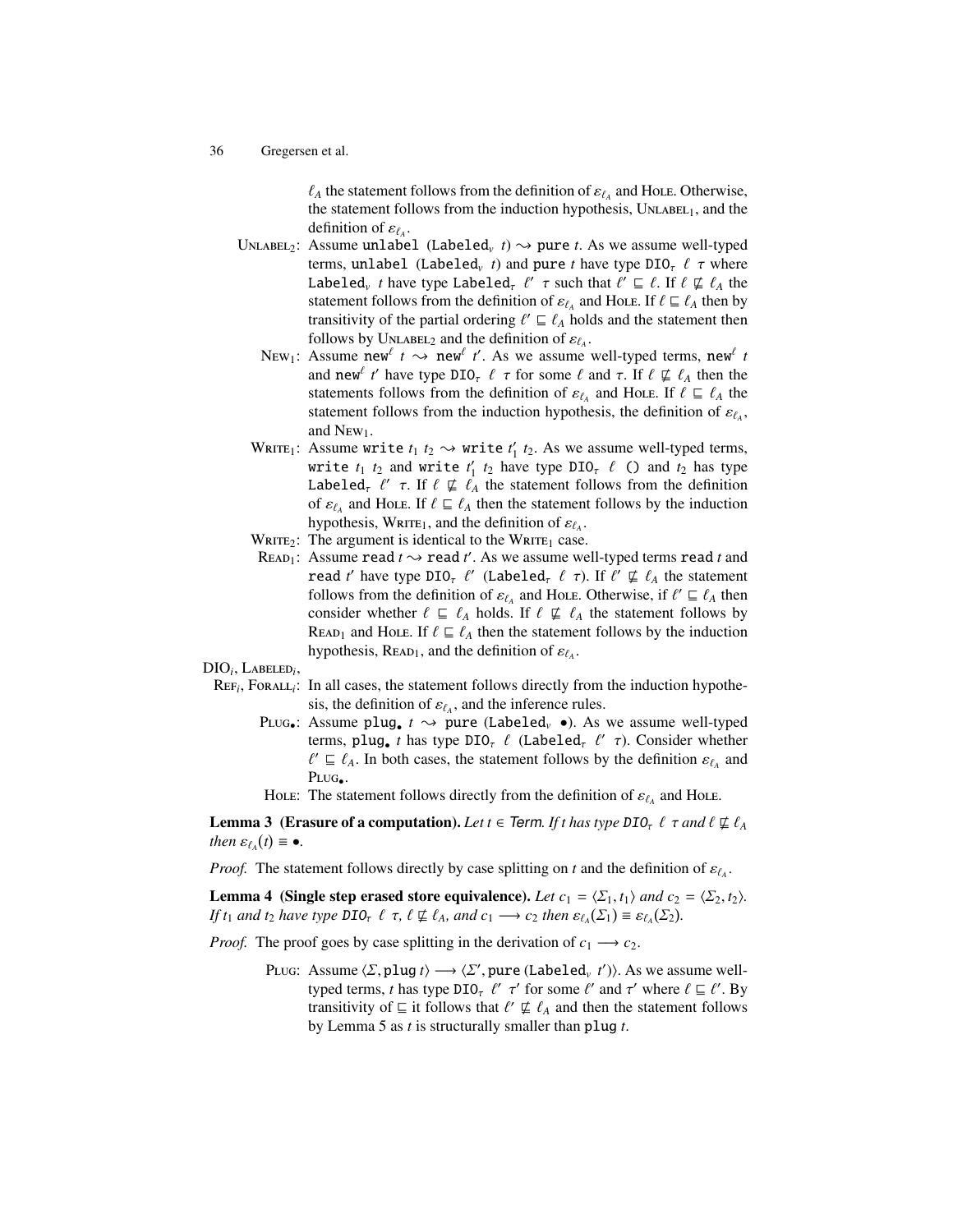$\ell_A$ the statement follows from the definition of $\varepsilon_{\ell_A}$ and Hole. Otherwise, the statement follows from the induction hypothesis, $\text{Unlabel}_1$, and the definition of $\varepsilon_{\ell_A}$.

$\text{Unlabel}_2$: Assume `unlabel` ($\texttt{Labeled}_v\ t$) $\rightsquigarrow$ `pure` $t$. As we assume well-typed terms, `unlabel` ($\texttt{Labeled}_v\ t$) and `pure` $t$ have type $\texttt{DIO}_\tau\ \ell\ \tau$ where $\texttt{Labeled}_v\ t$ has type $\texttt{Labeled}_\tau\ \ell'\ \tau$ such that $\ell' \sqsubseteq \ell$. If $\ell \not\sqsubseteq \ell_A$ the statement follows from the definition of $\varepsilon_{\ell_A}$ and Hole. If $\ell \sqsubseteq \ell_A$ then by transitivity of the partial ordering $\ell' \sqsubseteq \ell_A$ holds and the statement then follows by $\text{Unlabel}_2$ and the definition of $\varepsilon_{\ell_A}$.

$\text{New}_1$: Assume $\texttt{new}^\ell\ t \rightsquigarrow \texttt{new}^\ell\ t'$. As we assume well-typed terms, $\texttt{new}^\ell\ t$ and $\texttt{new}^\ell\ t'$ have type $\texttt{DIO}_\tau\ \ell\ \tau$ for some $\ell$ and $\tau$. If $\ell \not\sqsubseteq \ell_A$ then the statements follows from the definition of $\varepsilon_{\ell_A}$ and Hole. If $\ell \sqsubseteq \ell_A$ the statement follows from the induction hypothesis, the definition of $\varepsilon_{\ell_A}$, and $\text{New}_1$.

$\text{Write}_1$: Assume `write` $t_1\ t_2 \rightsquigarrow$ `write` $t_1'\ t_2$. As we assume well-typed terms, `write` $t_1\ t_2$ and `write` $t_1'\ t_2$ have type $\texttt{DIO}_\tau\ \ell\ ()$ and $t_2$ has type $\texttt{Labeled}_\tau\ \ell'\ \tau$. If $\ell \not\sqsubseteq \ell_A$ the statement follows from the definition of $\varepsilon_{\ell_A}$ and Hole. If $\ell \sqsubseteq \ell_A$ then the statement follows by the induction hypothesis, $\text{Write}_1$, and the definition of $\varepsilon_{\ell_A}$.

$\text{Write}_2$: The argument is identical to the $\text{Write}_1$ case.

$\text{Read}_1$: Assume `read` $t \rightsquigarrow$ `read` $t'$. As we assume well-typed terms `read` $t$ and `read` $t'$ have type $\texttt{DIO}_\tau\ \ell'\ (\texttt{Labeled}_\tau\ \ell\ \tau)$. If $\ell' \not\sqsubseteq \ell_A$ the statement follows from the definition of $\varepsilon_{\ell_A}$ and Hole. Otherwise, if $\ell' \sqsubseteq \ell_A$ then consider whether $\ell \sqsubseteq \ell_A$ holds. If $\ell \not\sqsubseteq \ell_A$ the statement follows by $\text{Read}_1$ and Hole. If $\ell \sqsubseteq \ell_A$ then the statement follows by the induction hypothesis, $\text{Read}_1$, and the definition of $\varepsilon_{\ell_A}$.

$\text{DIO}_i$, $\text{Labeled}_i$, $\text{Ref}_i$, $\text{Forall}_i$: In all cases, the statement follows directly from the induction hypothesis, the definition of $\varepsilon_{\ell_A}$, and the inference rules.

$\text{Plug}_\bullet$: Assume $\texttt{plug}_\bullet\ t \rightsquigarrow$ `pure` ($\texttt{Labeled}_v\ \bullet$). As we assume well-typed terms, $\texttt{plug}_\bullet\ t$ has type $\texttt{DIO}_\tau\ \ell\ (\texttt{Labeled}_\tau\ \ell'\ \tau)$. Consider whether $\ell' \sqsubseteq \ell_A$. In both cases, the statement follows by the definition $\varepsilon_{\ell_A}$ and $\text{Plug}_\bullet$.

Hole: The statement follows directly from the definition of $\varepsilon_{\ell_A}$ and Hole.

**Lemma 3 (Erasure of a computation).** *Let $t \in$ Term. If $t$ has type $\texttt{DIO}_\tau\ \ell\ \tau$ and $\ell \not\sqsubseteq \ell_A$ then $\varepsilon_{\ell_A}(t) \equiv \bullet$.*

*Proof.* The statement follows directly by case splitting on $t$ and the definition of $\varepsilon_{\ell_A}$.

**Lemma 4 (Single step erased store equivalence).** *Let $c_1 = \langle \Sigma_1, t_1 \rangle$ and $c_2 = \langle \Sigma_2, t_2 \rangle$. If $t_1$ and $t_2$ have type $\texttt{DIO}_\tau\ \ell\ \tau$, $\ell \not\sqsubseteq \ell_A$, and $c_1 \longrightarrow c_2$ then $\varepsilon_{\ell_A}(\Sigma_1) \equiv \varepsilon_{\ell_A}(\Sigma_2)$.*

*Proof.* The proof goes by case splitting in the derivation of $c_1 \longrightarrow c_2$.

Plug: Assume $\langle \Sigma, \texttt{plug}\ t \rangle \longrightarrow \langle \Sigma', \texttt{pure}\ (\texttt{Labeled}_v\ t') \rangle$. As we assume well-typed terms, $t$ has type $\texttt{DIO}_\tau\ \ell'\ \tau'$ for some $\ell'$ and $\tau'$ where $\ell \sqsubseteq \ell'$. By transitivity of $\sqsubseteq$ it follows that $\ell' \not\sqsubseteq \ell_A$ and then the statement follows by Lemma 5 as $t$ is structurally smaller than `plug` $t$.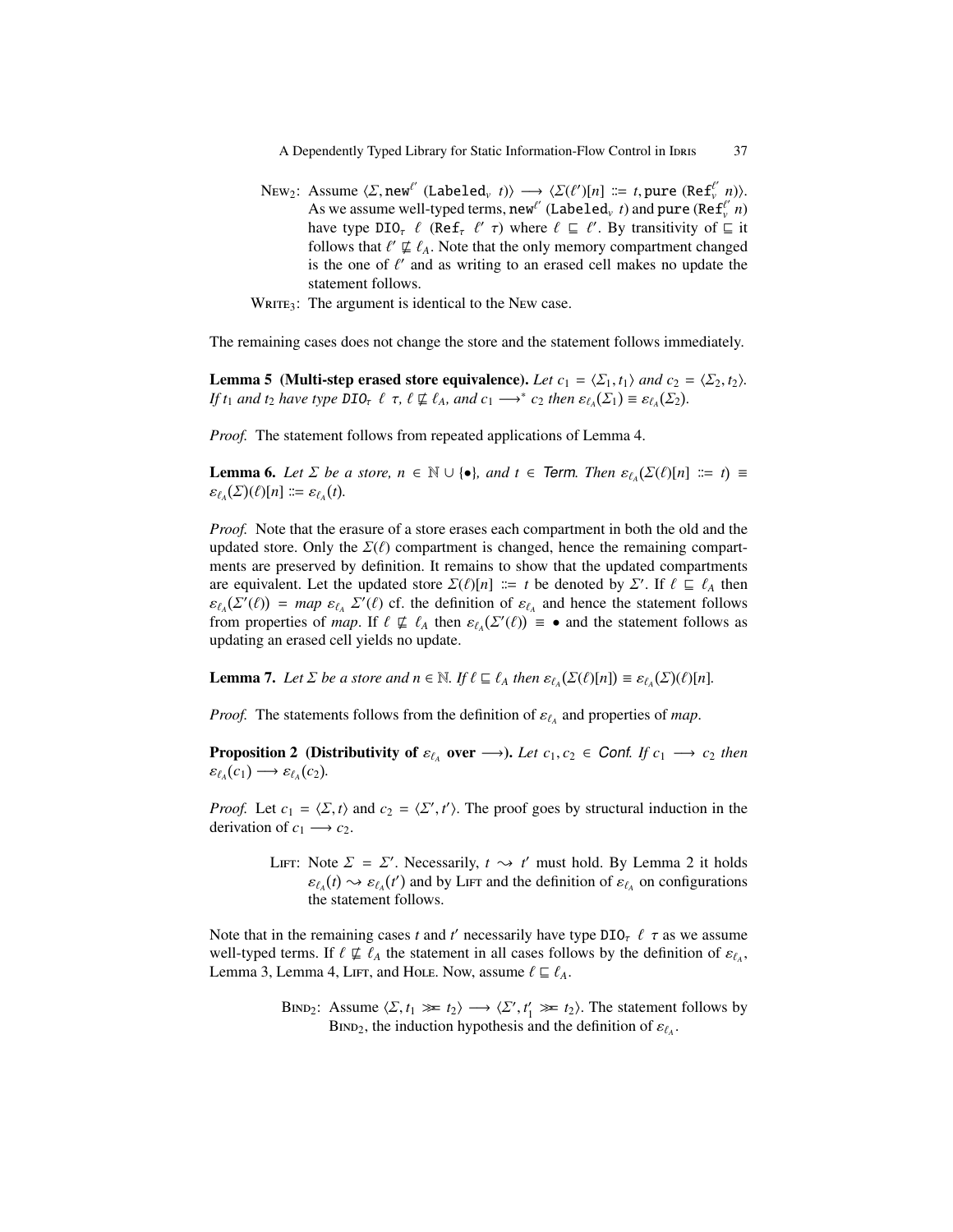New$_2$: Assume $\langle \Sigma, \texttt{new}^{\ell'}\ (\texttt{Labeled}_v\ t)\rangle \longrightarrow \langle \Sigma(\ell')[n] ::= t, \texttt{pure}\ (\texttt{Ref}_v^{\ell'}\ n)\rangle$. As we assume well-typed terms, $\texttt{new}^{\ell'}\ (\texttt{Labeled}_v\ t)$ and $\texttt{pure}\ (\texttt{Ref}_v^{\ell'}\ n)$ have type $\texttt{DIO}_\tau\ \ell\ (\texttt{Ref}_\tau\ \ell'\ \tau)$ where $\ell \sqsubseteq \ell'$. By transitivity of $\sqsubseteq$ it follows that $\ell' \not\sqsubseteq \ell_A$. Note that the only memory compartment changed is the one of $\ell'$ and as writing to an erased cell makes no update the statement follows.

Write$_3$: The argument is identical to the New case.

The remaining cases does not change the store and the statement follows immediately.

**Lemma 5 (Multi-step erased store equivalence).** *Let $c_1 = \langle \Sigma_1, t_1\rangle$ and $c_2 = \langle \Sigma_2, t_2\rangle$. If $t_1$ and $t_2$ have type $\texttt{DIO}_\tau\ \ell\ \tau$, $\ell \not\sqsubseteq \ell_A$, and $c_1 \longrightarrow^* c_2$ then $\varepsilon_{\ell_A}(\Sigma_1) \equiv \varepsilon_{\ell_A}(\Sigma_2)$.*

*Proof.* The statement follows from repeated applications of Lemma 4.

**Lemma 6.** *Let $\Sigma$ be a store, $n \in \mathbb{N} \cup \{\bullet\}$, and $t \in$ Term. Then $\varepsilon_{\ell_A}(\Sigma(\ell)[n] ::= t) \equiv \varepsilon_{\ell_A}(\Sigma)(\ell)[n] ::= \varepsilon_{\ell_A}(t)$.*

*Proof.* Note that the erasure of a store erases each compartment in both the old and the updated store. Only the $\Sigma(\ell)$ compartment is changed, hence the remaining compartments are preserved by definition. It remains to show that the updated compartments are equivalent. Let the updated store $\Sigma(\ell)[n] ::= t$ be denoted by $\Sigma'$. If $\ell \sqsubseteq \ell_A$ then $\varepsilon_{\ell_A}(\Sigma'(\ell)) = \mathit{map}\ \varepsilon_{\ell_A}\ \Sigma'(\ell)$ cf. the definition of $\varepsilon_{\ell_A}$ and hence the statement follows from properties of *map*. If $\ell \not\sqsubseteq \ell_A$ then $\varepsilon_{\ell_A}(\Sigma'(\ell)) \equiv \bullet$ and the statement follows as updating an erased cell yields no update.

**Lemma 7.** *Let $\Sigma$ be a store and $n \in \mathbb{N}$. If $\ell \sqsubseteq \ell_A$ then $\varepsilon_{\ell_A}(\Sigma(\ell)[n]) \equiv \varepsilon_{\ell_A}(\Sigma)(\ell)[n]$.*

*Proof.* The statements follows from the definition of $\varepsilon_{\ell_A}$ and properties of *map*.

**Proposition 2 (Distributivity of $\varepsilon_{\ell_A}$ over $\longrightarrow$).** *Let $c_1, c_2 \in$ Conf. If $c_1 \longrightarrow c_2$ then $\varepsilon_{\ell_A}(c_1) \longrightarrow \varepsilon_{\ell_A}(c_2)$.*

*Proof.* Let $c_1 = \langle \Sigma, t\rangle$ and $c_2 = \langle \Sigma', t'\rangle$. The proof goes by structural induction in the derivation of $c_1 \longrightarrow c_2$.

Lift: Note $\Sigma = \Sigma'$. Necessarily, $t \rightsquigarrow t'$ must hold. By Lemma 2 it holds $\varepsilon_{\ell_A}(t) \rightsquigarrow \varepsilon_{\ell_A}(t')$ and by Lift and the definition of $\varepsilon_{\ell_A}$ on configurations the statement follows.

Note that in the remaining cases $t$ and $t'$ necessarily have type $\texttt{DIO}_\tau\ \ell\ \tau$ as we assume well-typed terms. If $\ell \not\sqsubseteq \ell_A$ the statement in all cases follows by the definition of $\varepsilon_{\ell_A}$, Lemma 3, Lemma 4, Lift, and Hole. Now, assume $\ell \sqsubseteq \ell_A$.

Bind$_2$: Assume $\langle \Sigma, t_1 \ggg t_2\rangle \longrightarrow \langle \Sigma', t_1' \ggg t_2\rangle$. The statement follows by Bind$_2$, the induction hypothesis and the definition of $\varepsilon_{\ell_A}$.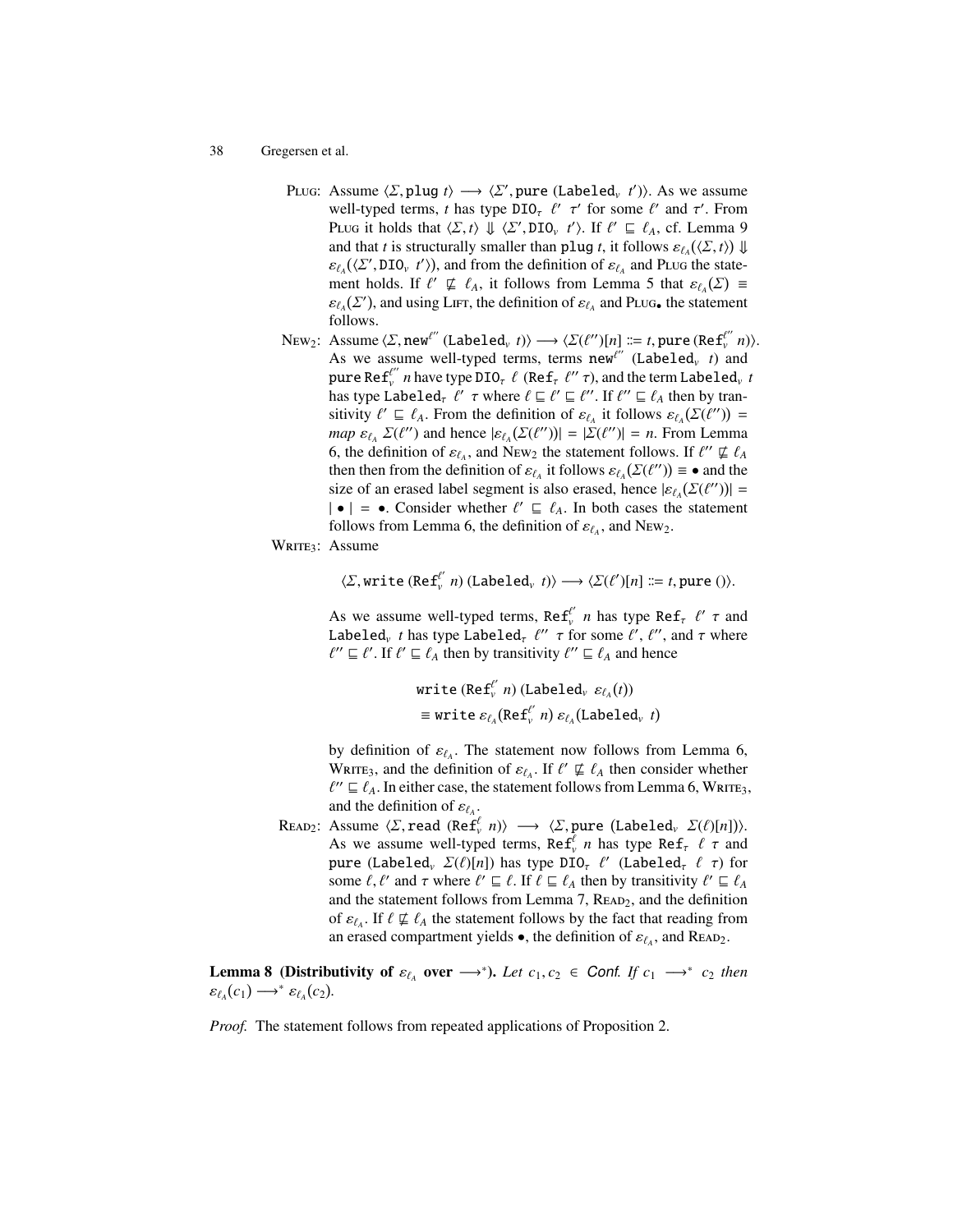PLUG: Assume $\langle \Sigma, \texttt{plug}\ t \rangle \longrightarrow \langle \Sigma', \texttt{pure}\ (\texttt{Labeled}_v\ t') \rangle$. As we assume well-typed terms, $t$ has type $\texttt{DIO}_\tau\ \ell'\ \tau'$ for some $\ell'$ and $\tau'$. From PLUG it holds that $\langle \Sigma, t \rangle \Downarrow \langle \Sigma', \texttt{DIO}_v\ t' \rangle$. If $\ell' \sqsubseteq \ell_A$, cf. Lemma 9 and that $t$ is structurally smaller than $\texttt{plug}\ t$, it follows $\varepsilon_{\ell_A}(\langle \Sigma, t \rangle) \Downarrow \varepsilon_{\ell_A}(\langle \Sigma', \texttt{DIO}_v\ t' \rangle)$, and from the definition of $\varepsilon_{\ell_A}$ and PLUG the statement holds. If $\ell' \not\sqsubseteq \ell_A$, it follows from Lemma 5 that $\varepsilon_{\ell_A}(\Sigma) \equiv \varepsilon_{\ell_A}(\Sigma')$, and using LIFT, the definition of $\varepsilon_{\ell_A}$ and PLUG$_\bullet$ the statement follows.

NEW$_2$: Assume $\langle \Sigma, \texttt{new}^{\ell''}\ (\texttt{Labeled}_v\ t) \rangle \longrightarrow \langle \Sigma(\ell'')[n] ::= t, \texttt{pure}\ (\texttt{Ref}_v^{\ell''}\ n) \rangle$. As we assume well-typed terms, terms $\texttt{new}^{\ell''}\ (\texttt{Labeled}_v\ t)$ and $\texttt{pure Ref}_v^{\ell''}\ n$ have type $\texttt{DIO}_\tau\ \ell\ (\texttt{Ref}_\tau\ \ell''\ \tau)$, and the term $\texttt{Labeled}_v\ t$ has type $\texttt{Labeled}_\tau\ \ell'\ \tau$ where $\ell \sqsubseteq \ell' \sqsubseteq \ell''$. If $\ell'' \sqsubseteq \ell_A$ then by transitivity $\ell' \sqsubseteq \ell_A$. From the definition of $\varepsilon_{\ell_A}$ it follows $\varepsilon_{\ell_A}(\Sigma(\ell'')) = map\ \varepsilon_{\ell_A}\ \Sigma(\ell'')$ and hence $|\varepsilon_{\ell_A}(\Sigma(\ell''))| = |\Sigma(\ell'')| = n$. From Lemma 6, the definition of $\varepsilon_{\ell_A}$, and NEW$_2$ the statement follows. If $\ell'' \not\sqsubseteq \ell_A$ then then from the definition of $\varepsilon_{\ell_A}$ it follows $\varepsilon_{\ell_A}(\Sigma(\ell'')) \equiv \bullet$ and the size of an erased label segment is also erased, hence $|\varepsilon_{\ell_A}(\Sigma(\ell''))| = |\bullet| = \bullet$. Consider whether $\ell' \sqsubseteq \ell_A$. In both cases the statement follows from Lemma 6, the definition of $\varepsilon_{\ell_A}$, and NEW$_2$.

WRITE$_3$: Assume

$$\langle \Sigma, \texttt{write}\ (\texttt{Ref}_v^{\ell'}\ n)\ (\texttt{Labeled}_v\ t) \rangle \longrightarrow \langle \Sigma(\ell')[n] ::= t, \texttt{pure}\ () \rangle.$$

As we assume well-typed terms, $\texttt{Ref}_v^{\ell'}\ n$ has type $\texttt{Ref}_\tau\ \ell'\ \tau$ and $\texttt{Labeled}_v\ t$ has type $\texttt{Labeled}_\tau\ \ell''\ \tau$ for some $\ell'$, $\ell''$, and $\tau$ where $\ell'' \sqsubseteq \ell'$. If $\ell' \sqsubseteq \ell_A$ then by transitivity $\ell'' \sqsubseteq \ell_A$ and hence

$$\begin{aligned} &\texttt{write}\ (\texttt{Ref}_v^{\ell'}\ n)\ (\texttt{Labeled}_v\ \varepsilon_{\ell_A}(t)) \\ &\equiv \texttt{write}\ \varepsilon_{\ell_A}(\texttt{Ref}_v^{\ell'}\ n)\ \varepsilon_{\ell_A}(\texttt{Labeled}_v\ t) \end{aligned}$$

by definition of $\varepsilon_{\ell_A}$. The statement now follows from Lemma 6, WRITE$_3$, and the definition of $\varepsilon_{\ell_A}$. If $\ell' \not\sqsubseteq \ell_A$ then consider whether $\ell'' \sqsubseteq \ell_A$. In either case, the statement follows from Lemma 6, WRITE$_3$, and the definition of $\varepsilon_{\ell_A}$.

READ$_2$: Assume $\langle \Sigma, \texttt{read}\ (\texttt{Ref}_v^{\ell}\ n) \rangle \longrightarrow \langle \Sigma, \texttt{pure}\ (\texttt{Labeled}_v\ \Sigma(\ell)[n]) \rangle$. As we assume well-typed terms, $\texttt{Ref}_v^{\ell}\ n$ has type $\texttt{Ref}_\tau\ \ell\ \tau$ and $\texttt{pure}\ (\texttt{Labeled}_v\ \Sigma(\ell)[n])$ has type $\texttt{DIO}_\tau\ \ell'\ (\texttt{Labeled}_\tau\ \ell\ \tau)$ for some $\ell, \ell'$ and $\tau$ where $\ell' \sqsubseteq \ell$. If $\ell \sqsubseteq \ell_A$ then by transitivity $\ell' \sqsubseteq \ell_A$ and the statement follows from Lemma 7, READ$_2$, and the definition of $\varepsilon_{\ell_A}$. If $\ell \not\sqsubseteq \ell_A$ the statement follows by the fact that reading from an erased compartment yields $\bullet$, the definition of $\varepsilon_{\ell_A}$, and READ$_2$.

**Lemma 8 (Distributivity of $\varepsilon_{\ell_A}$ over $\longrightarrow^*$).** *Let $c_1, c_2 \in$ Conf. If $c_1 \longrightarrow^* c_2$ then $\varepsilon_{\ell_A}(c_1) \longrightarrow^* \varepsilon_{\ell_A}(c_2)$.*

*Proof.* The statement follows from repeated applications of Proposition 2.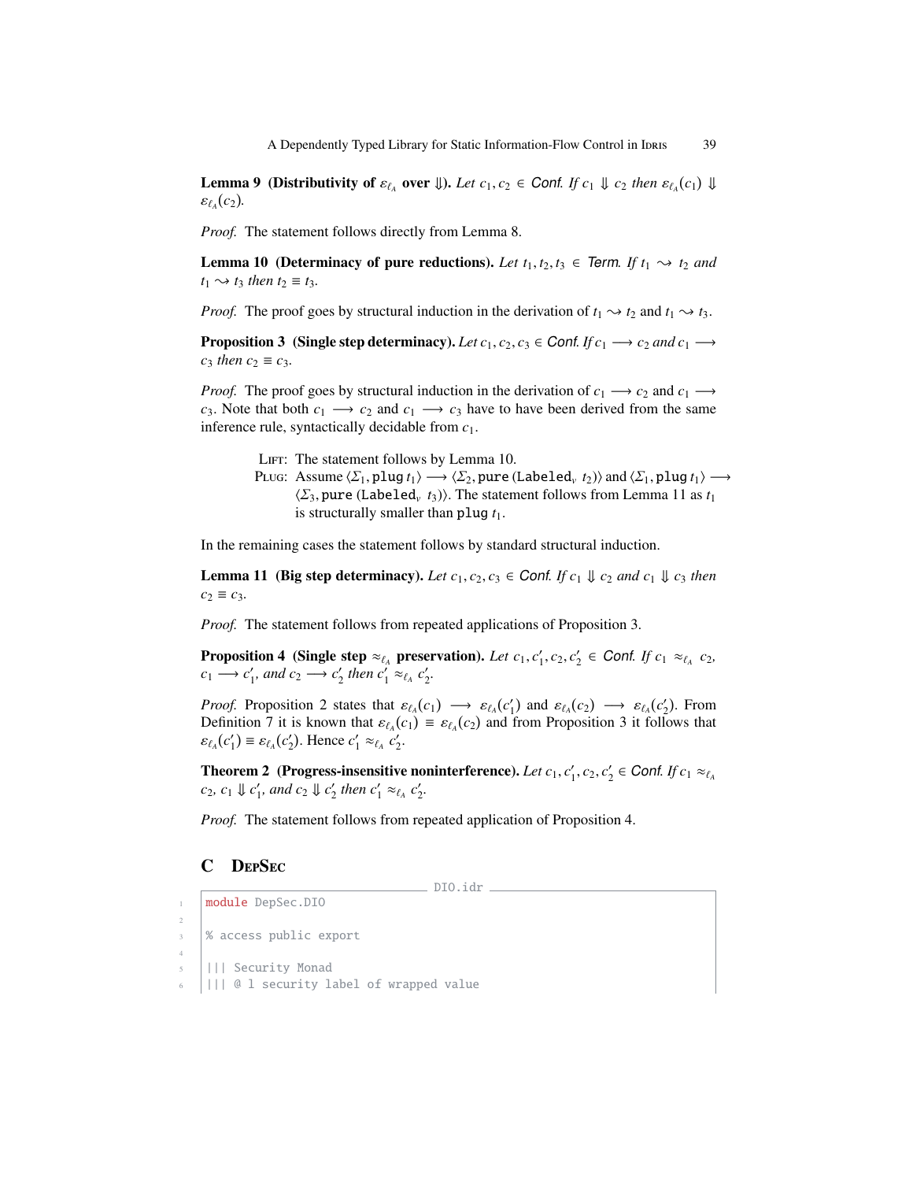**Lemma 9 (Distributivity of $\varepsilon_{\ell_A}$ over $\Downarrow$).** *Let $c_1, c_2 \in$ Conf. If $c_1 \Downarrow c_2$ then $\varepsilon_{\ell_A}(c_1) \Downarrow \varepsilon_{\ell_A}(c_2)$.*

*Proof.* The statement follows directly from Lemma 8.

**Lemma 10 (Determinacy of pure reductions).** *Let $t_1, t_2, t_3 \in$ Term. If $t_1 \rightsquigarrow t_2$ and $t_1 \rightsquigarrow t_3$ then $t_2 \equiv t_3$.*

*Proof.* The proof goes by structural induction in the derivation of $t_1 \rightsquigarrow t_2$ and $t_1 \rightsquigarrow t_3$.

**Proposition 3 (Single step determinacy).** *Let $c_1, c_2, c_3 \in$ Conf. If $c_1 \longrightarrow c_2$ and $c_1 \longrightarrow c_3$ then $c_2 \equiv c_3$.*

*Proof.* The proof goes by structural induction in the derivation of $c_1 \longrightarrow c_2$ and $c_1 \longrightarrow c_3$. Note that both $c_1 \longrightarrow c_2$ and $c_1 \longrightarrow c_3$ have to have been derived from the same inference rule, syntactically decidable from $c_1$.

- LIFT: The statement follows by Lemma 10.
- PLUG: Assume $\langle \Sigma_1, \texttt{plug}\ t_1 \rangle \longrightarrow \langle \Sigma_2, \texttt{pure}\ (\texttt{Labeled}_v\ t_2) \rangle$ and $\langle \Sigma_1, \texttt{plug}\ t_1 \rangle \longrightarrow \langle \Sigma_3, \texttt{pure}\ (\texttt{Labeled}_v\ t_3) \rangle$. The statement follows from Lemma 11 as $t_1$ is structurally smaller than $\texttt{plug}\ t_1$.

In the remaining cases the statement follows by standard structural induction.

**Lemma 11 (Big step determinacy).** *Let $c_1, c_2, c_3 \in$ Conf. If $c_1 \Downarrow c_2$ and $c_1 \Downarrow c_3$ then $c_2 \equiv c_3$.*

*Proof.* The statement follows from repeated applications of Proposition 3.

**Proposition 4 (Single step $\approx_{\ell_A}$ preservation).** *Let $c_1, c_1', c_2, c_2' \in$ Conf. If $c_1 \approx_{\ell_A} c_2$, $c_1 \longrightarrow c_1'$, and $c_2 \longrightarrow c_2'$ then $c_1' \approx_{\ell_A} c_2'$.*

*Proof.* Proposition 2 states that $\varepsilon_{\ell_A}(c_1) \longrightarrow \varepsilon_{\ell_A}(c_1')$ and $\varepsilon_{\ell_A}(c_2) \longrightarrow \varepsilon_{\ell_A}(c_2')$. From Definition 7 it is known that $\varepsilon_{\ell_A}(c_1) \equiv \varepsilon_{\ell_A}(c_2)$ and from Proposition 3 it follows that $\varepsilon_{\ell_A}(c_1') \equiv \varepsilon_{\ell_A}(c_2')$. Hence $c_1' \approx_{\ell_A} c_2'$.

**Theorem 2 (Progress-insensitive noninterference).** *Let $c_1, c_1', c_2, c_2' \in$ Conf. If $c_1 \approx_{\ell_A} c_2$, $c_1 \Downarrow c_1'$, and $c_2 \Downarrow c_2'$ then $c_1' \approx_{\ell_A} c_2'$.*

*Proof.* The statement follows from repeated application of Proposition 4.

## C DepSec

DIO.idr

```
module DepSec.DIO

% access public export

||| Security Monad
||| @ l security label of wrapped value
```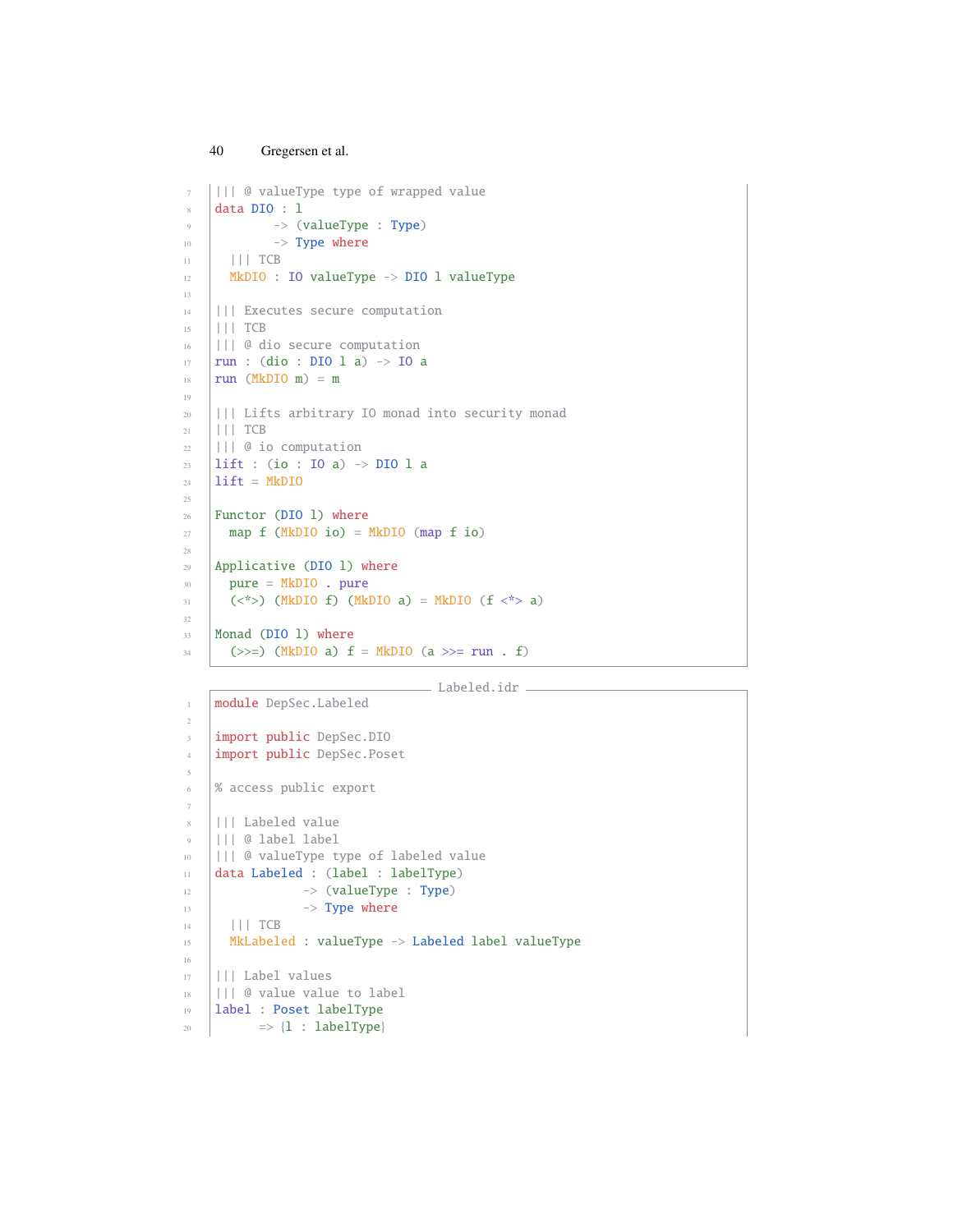```
||| @ valueType type of wrapped value
data DIO : l
        -> (valueType : Type)
        -> Type where
  ||| TCB
  MkDIO : IO valueType -> DIO l valueType

||| Executes secure computation
||| TCB
||| @ dio secure computation
run : (dio : DIO l a) -> IO a
run (MkDIO m) = m

||| Lifts arbitrary IO monad into security monad
||| TCB
||| @ io computation
lift : (io : IO a) -> DIO l a
lift = MkDIO

Functor (DIO l) where
  map f (MkDIO io) = MkDIO (map f io)

Applicative (DIO l) where
  pure = MkDIO . pure
  (<*>) (MkDIO f) (MkDIO a) = MkDIO (f <*> a)

Monad (DIO l) where
  (>>=) (MkDIO a) f = MkDIO (a >>= run . f)
```

Labeled.idr

```
module DepSec.Labeled

import public DepSec.DIO
import public DepSec.Poset

% access public export

||| Labeled value
||| @ label label
||| @ valueType type of labeled value
data Labeled : (label : labelType)
            -> (valueType : Type)
            -> Type where
  ||| TCB
  MkLabeled : valueType -> Labeled label valueType

||| Label values
||| @ value value to label
label : Poset labelType
      => {l : labelType}
```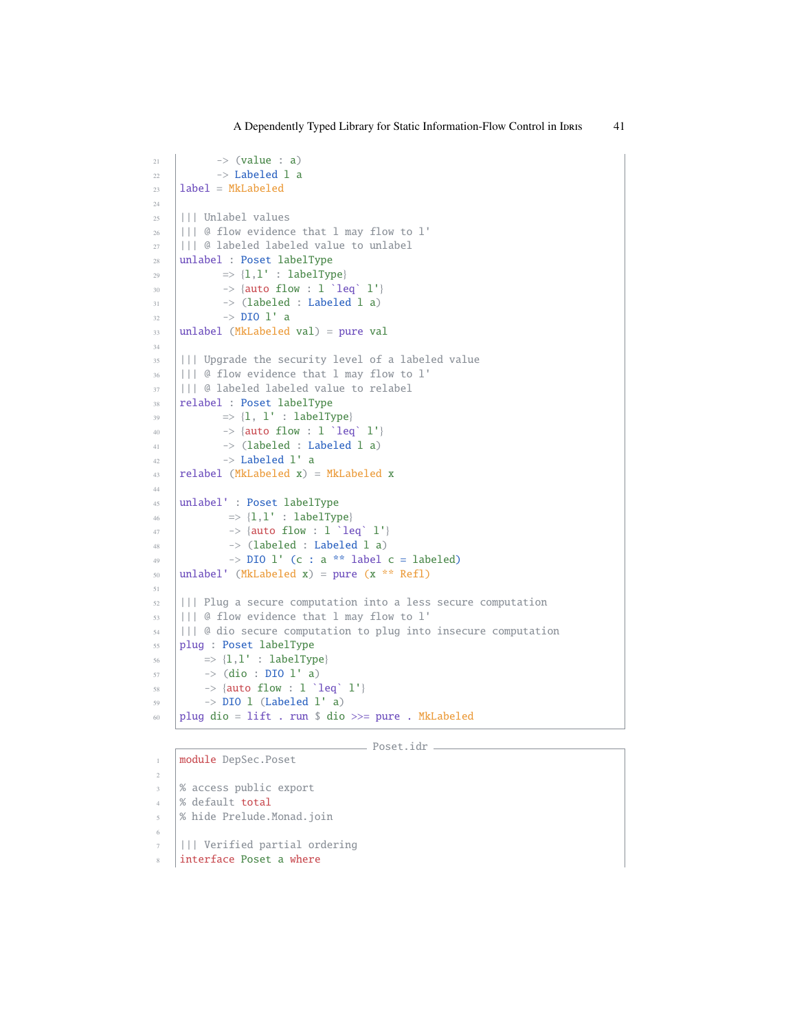```
      -> (value : a)
      -> Labeled l a
label = MkLabeled

||| Unlabel values
||| @ flow evidence that l may flow to l'
||| @ labeled labeled value to unlabel
unlabel : Poset labelType
       => {l,l' : labelType}
       -> {auto flow : l `leq` l'}
       -> (labeled : Labeled l a)
       -> DIO l' a
unlabel (MkLabeled val) = pure val

||| Upgrade the security level of a labeled value
||| @ flow evidence that l may flow to l'
||| @ labeled labeled value to relabel
relabel : Poset labelType
       => {l, l' : labelType}
       -> {auto flow : l `leq` l'}
       -> (labeled : Labeled l a)
       -> Labeled l' a
relabel (MkLabeled x) = MkLabeled x

unlabel' : Poset labelType
        => {l,l' : labelType}
        -> {auto flow : l `leq` l'}
        -> (labeled : Labeled l a)
        -> DIO l' (c : a ** label c = labeled)
unlabel' (MkLabeled x) = pure (x ** Refl)

||| Plug a secure computation into a less secure computation
||| @ flow evidence that l may flow to l'
||| @ dio secure computation to plug into insecure computation
plug : Poset labelType
    => {l,l' : labelType}
    -> (dio : DIO l' a)
    -> {auto flow : l `leq` l'}
    -> DIO l (Labeled l' a)
plug dio = lift . run $ dio >>= pure . MkLabeled
```

Poset.idr

```
module DepSec.Poset

% access public export
% default total
% hide Prelude.Monad.join

||| Verified partial ordering
interface Poset a where
```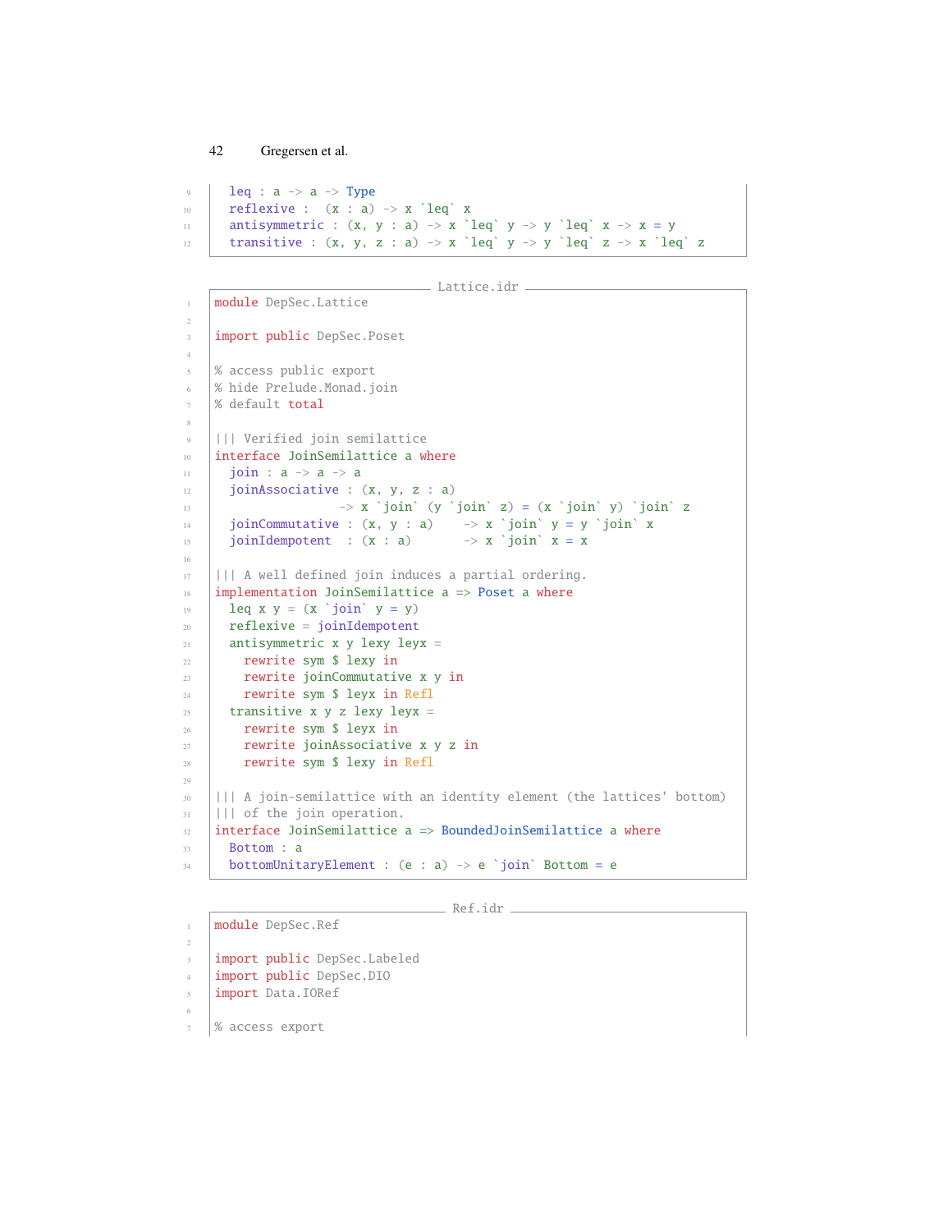```
  leq : a -> a -> Type
  reflexive :  (x : a) -> x `leq` x
  antisymmetric : (x, y : a) -> x `leq` y -> y `leq` x -> x = y
  transitive : (x, y, z : a) -> x `leq` y -> y `leq` z -> x `leq` z
```

Lattice.idr

```
module DepSec.Lattice

import public DepSec.Poset

% access public export
% hide Prelude.Monad.join
% default total

||| Verified join semilattice
interface JoinSemilattice a where
  join : a -> a -> a
  joinAssociative : (x, y, z : a)
                 -> x `join` (y `join` z) = (x `join` y) `join` z
  joinCommutative : (x, y : a)    -> x `join` y = y `join` x
  joinIdempotent  : (x : a)       -> x `join` x = x

||| A well defined join induces a partial ordering.
implementation JoinSemilattice a => Poset a where
  leq x y = (x `join` y = y)
  reflexive = joinIdempotent
  antisymmetric x y lexy leyx =
    rewrite sym $ lexy in
    rewrite joinCommutative x y in
    rewrite sym $ leyx in Refl
  transitive x y z lexy leyx =
    rewrite sym $ leyx in
    rewrite joinAssociative x y z in
    rewrite sym $ lexy in Refl

||| A join-semilattice with an identity element (the lattices' bottom)
||| of the join operation.
interface JoinSemilattice a => BoundedJoinSemilattice a where
  Bottom : a
  bottomUnitaryElement : (e : a) -> e `join` Bottom = e
```

Ref.idr

```
module DepSec.Ref

import public DepSec.Labeled
import public DepSec.DIO
import Data.IORef

% access export
```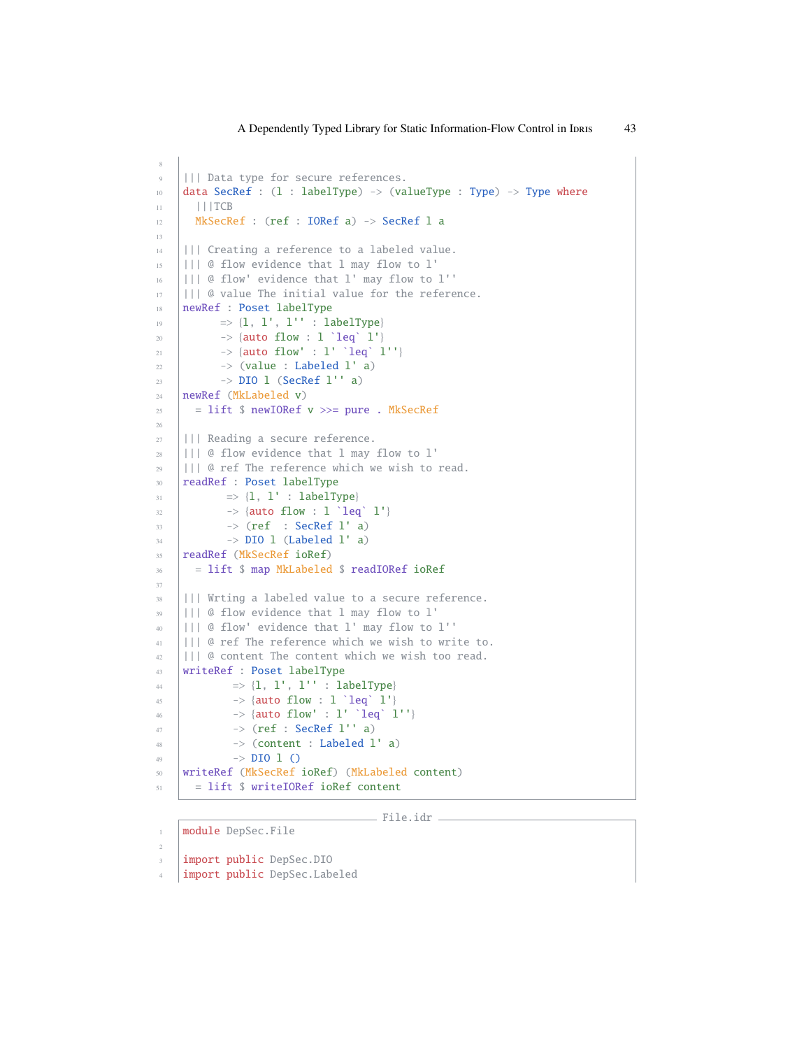```
|||  Data type for secure references.
data SecRef : (l : labelType) -> (valueType : Type) -> Type where
  |||TCB
  MkSecRef : (ref : IORef a) -> SecRef l a

||| Creating a reference to a labeled value.
||| @ flow evidence that l may flow to l'
||| @ flow' evidence that l' may flow to l''
||| @ value The initial value for the reference.
newRef : Poset labelType
      => {l, l', l'' : labelType}
      -> {auto flow : l `leq` l'}
      -> {auto flow' : l' `leq` l''}
      -> (value : Labeled l' a)
      -> DIO l (SecRef l'' a)
newRef (MkLabeled v)
  = lift $ newIORef v >>= pure . MkSecRef

||| Reading a secure reference.
||| @ flow evidence that l may flow to l'
||| @ ref The reference which we wish to read.
readRef : Poset labelType
       => {l, l' : labelType}
       -> {auto flow : l `leq` l'}
       -> (ref  : SecRef l' a)
       -> DIO l (Labeled l' a)
readRef (MkSecRef ioRef)
  = lift $ map MkLabeled $ readIORef ioRef

||| Wrting a labeled value to a secure reference.
||| @ flow evidence that l may flow to l'
||| @ flow' evidence that l' may flow to l''
||| @ ref The reference which we wish to write to.
||| @ content The content which we wish too read.
writeRef : Poset labelType
        => {l, l', l'' : labelType}
        -> {auto flow : l `leq` l'}
        -> {auto flow' : l' `leq` l''}
        -> (ref : SecRef l'' a)
        -> (content : Labeled l' a)
        -> DIO l ()
writeRef (MkSecRef ioRef) (MkLabeled content)
  = lift $ writeIORef ioRef content
```

File.idr

```
module DepSec.File

import public DepSec.DIO
import public DepSec.Labeled
```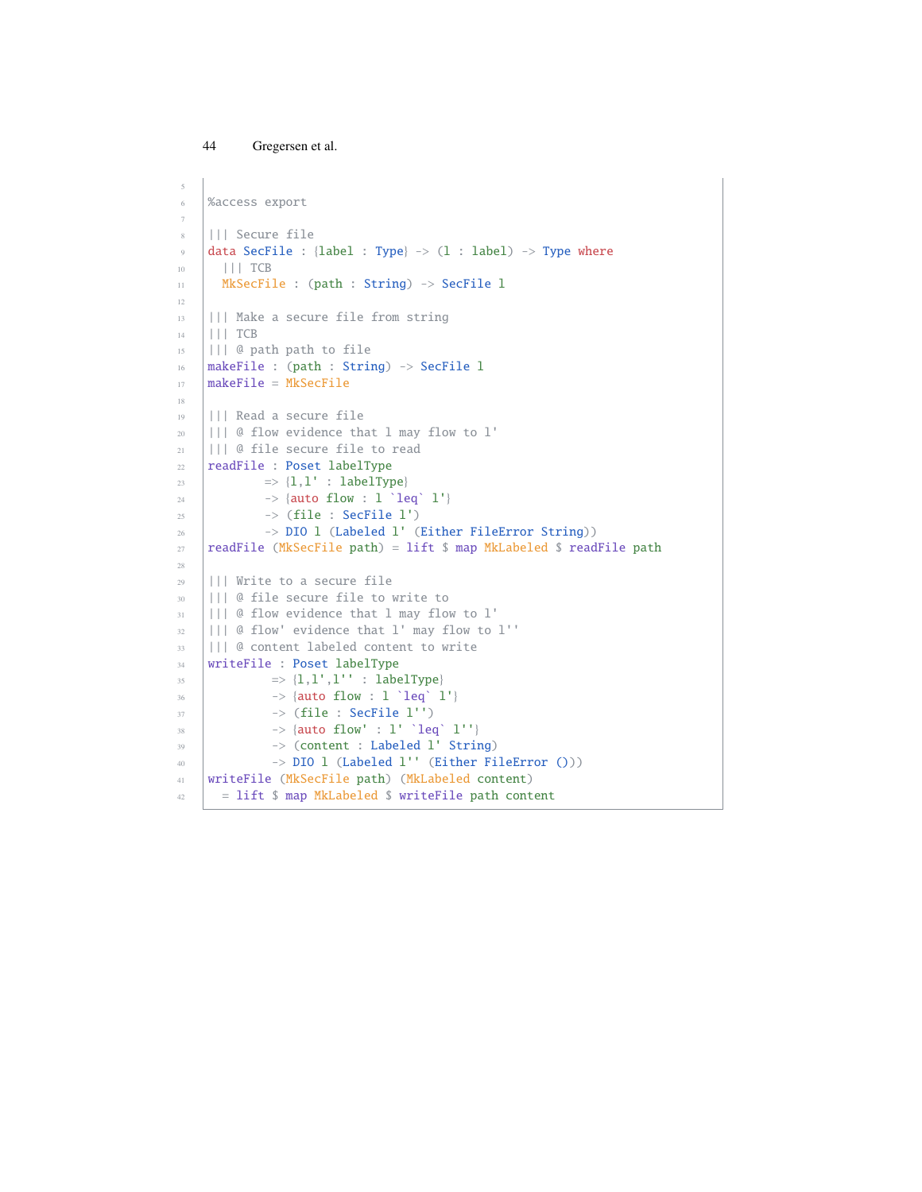```
%access export

||| Secure file
data SecFile : {label : Type} -> (l : label) -> Type where
  ||| TCB
  MkSecFile : (path : String) -> SecFile l

||| Make a secure file from string
||| TCB
||| @ path path to file
makeFile : (path : String) -> SecFile l
makeFile = MkSecFile

||| Read a secure file
||| @ flow evidence that l may flow to l'
||| @ file secure file to read
readFile : Poset labelType
        => {l,l' : labelType}
        -> {auto flow : l `leq` l'}
        -> (file : SecFile l')
        -> DIO l (Labeled l' (Either FileError String))
readFile (MkSecFile path) = lift $ map MkLabeled $ readFile path

||| Write to a secure file
||| @ file secure file to write to
||| @ flow evidence that l may flow to l'
||| @ flow' evidence that l' may flow to l''
||| @ content labeled content to write
writeFile : Poset labelType
         => {l,l',l'' : labelType}
         -> {auto flow : l `leq` l'}
         -> (file : SecFile l'')
         -> {auto flow' : l' `leq` l''}
         -> (content : Labeled l' String)
         -> DIO l (Labeled l'' (Either FileError ()))
writeFile (MkSecFile path) (MkLabeled content)
  = lift $ map MkLabeled $ writeFile path content
```